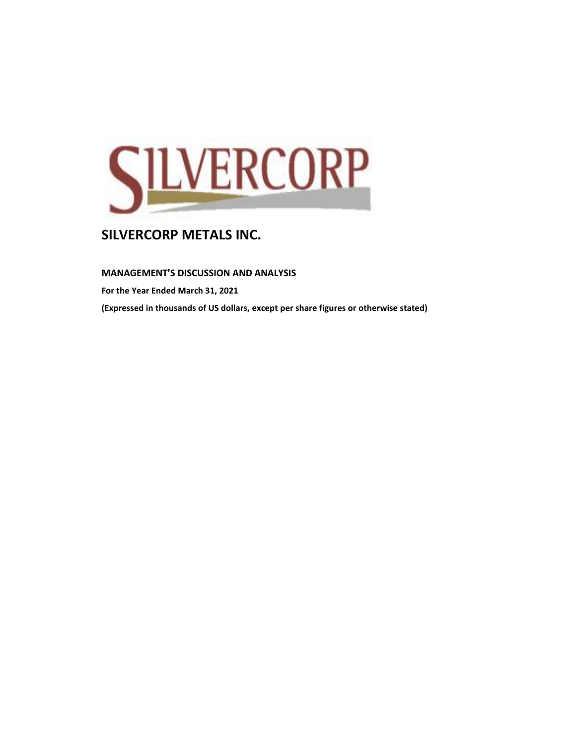# SILVERCORP METALS INC.

**MANAGEMENT'S DISCUSSION AND ANALYSIS**

**For the Year Ended March 31, 2021**

**(Expressed in thousands of US dollars, except per share figures or otherwise stated)**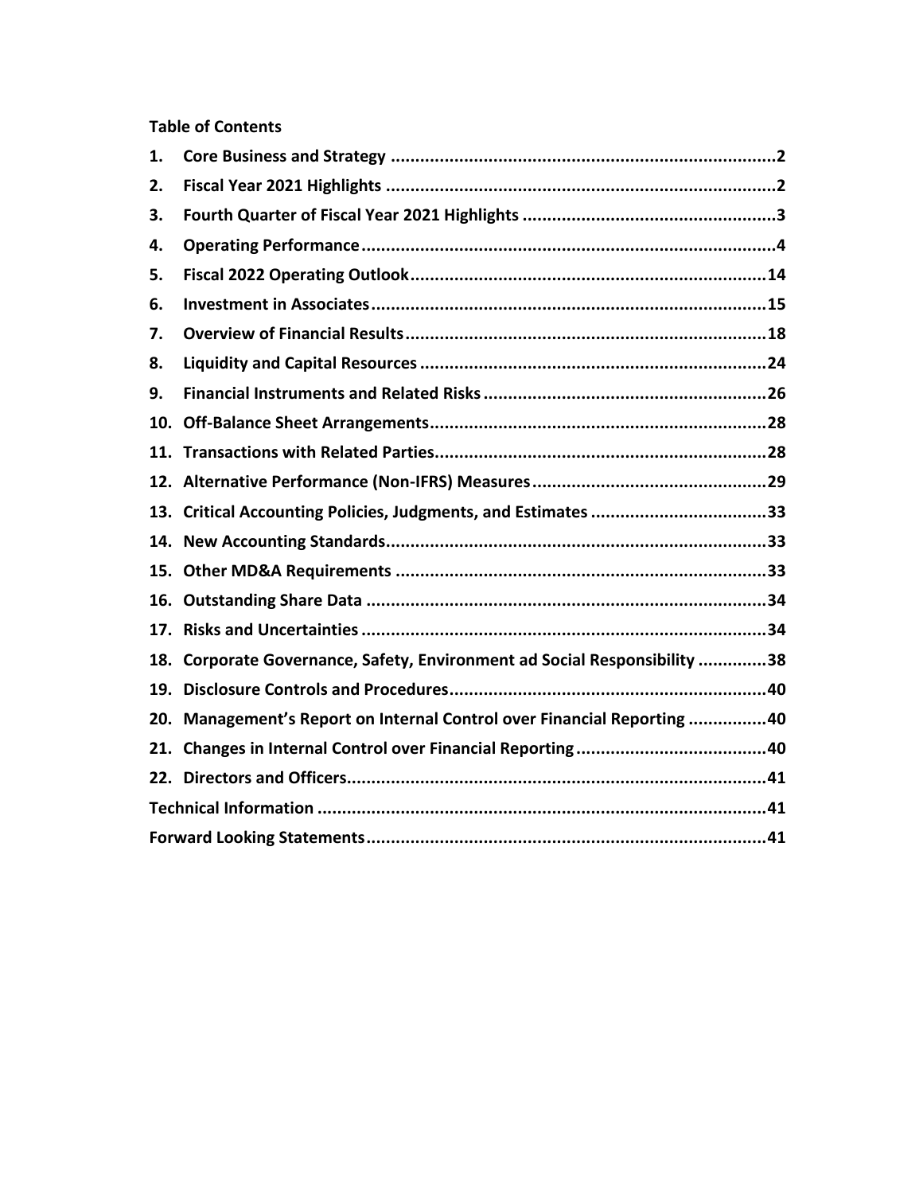**Table of Contents**

| | | |
|---|---|---|
| 1. | Core Business and Strategy | 2 |
| 2. | Fiscal Year 2021 Highlights | 2 |
| 3. | Fourth Quarter of Fiscal Year 2021 Highlights | 3 |
| 4. | Operating Performance | 4 |
| 5. | Fiscal 2022 Operating Outlook | 14 |
| 6. | Investment in Associates | 15 |
| 7. | Overview of Financial Results | 18 |
| 8. | Liquidity and Capital Resources | 24 |
| 9. | Financial Instruments and Related Risks | 26 |
| 10. | Off-Balance Sheet Arrangements | 28 |
| 11. | Transactions with Related Parties | 28 |
| 12. | Alternative Performance (Non-IFRS) Measures | 29 |
| 13. | Critical Accounting Policies, Judgments, and Estimates | 33 |
| 14. | New Accounting Standards | 33 |
| 15. | Other MD&A Requirements | 33 |
| 16. | Outstanding Share Data | 34 |
| 17. | Risks and Uncertainties | 34 |
| 18. | Corporate Governance, Safety, Environment ad Social Responsibility | 38 |
| 19. | Disclosure Controls and Procedures | 40 |
| 20. | Management's Report on Internal Control over Financial Reporting | 40 |
| 21. | Changes in Internal Control over Financial Reporting | 40 |
| 22. | Directors and Officers | 41 |
| | Technical Information | 41 |
| | Forward Looking Statements | 41 |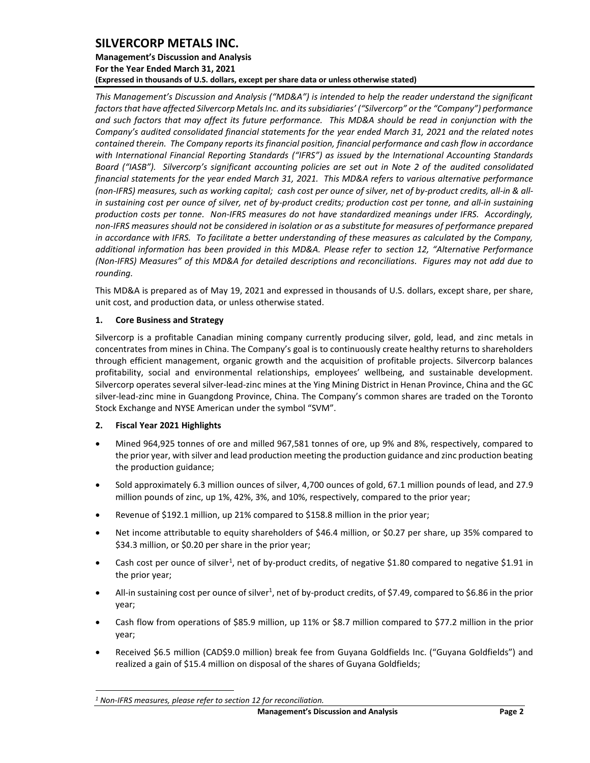*This Management's Discussion and Analysis ("MD&A") is intended to help the reader understand the significant factors that have affected Silvercorp Metals Inc. and its subsidiaries' ("Silvercorp" or the "Company") performance and such factors that may affect its future performance. This MD&A should be read in conjunction with the Company's audited consolidated financial statements for the year ended March 31, 2021 and the related notes contained therein. The Company reports its financial position, financial performance and cash flow in accordance with International Financial Reporting Standards ("IFRS") as issued by the International Accounting Standards Board ("IASB"). Silvercorp's significant accounting policies are set out in Note 2 of the audited consolidated financial statements for the year ended March 31, 2021. This MD&A refers to various alternative performance (non-IFRS) measures, such as working capital; cash cost per ounce of silver, net of by-product credits, all-in & all-in sustaining cost per ounce of silver, net of by-product credits; production cost per tonne, and all-in sustaining production costs per tonne. Non-IFRS measures do not have standardized meanings under IFRS. Accordingly, non-IFRS measures should not be considered in isolation or as a substitute for measures of performance prepared in accordance with IFRS. To facilitate a better understanding of these measures as calculated by the Company, additional information has been provided in this MD&A. Please refer to section 12, "Alternative Performance (Non-IFRS) Measures" of this MD&A for detailed descriptions and reconciliations. Figures may not add due to rounding.*

This MD&A is prepared as of May 19, 2021 and expressed in thousands of U.S. dollars, except share, per share, unit cost, and production data, or unless otherwise stated.

## 1. Core Business and Strategy

Silvercorp is a profitable Canadian mining company currently producing silver, gold, lead, and zinc metals in concentrates from mines in China. The Company's goal is to continuously create healthy returns to shareholders through efficient management, organic growth and the acquisition of profitable projects. Silvercorp balances profitability, social and environmental relationships, employees' wellbeing, and sustainable development. Silvercorp operates several silver-lead-zinc mines at the Ying Mining District in Henan Province, China and the GC silver-lead-zinc mine in Guangdong Province, China. The Company's common shares are traded on the Toronto Stock Exchange and NYSE American under the symbol "SVM".

## 2. Fiscal Year 2021 Highlights

- Mined 964,925 tonnes of ore and milled 967,581 tonnes of ore, up 9% and 8%, respectively, compared to the prior year, with silver and lead production meeting the production guidance and zinc production beating the production guidance;
- Sold approximately 6.3 million ounces of silver, 4,700 ounces of gold, 67.1 million pounds of lead, and 27.9 million pounds of zinc, up 1%, 42%, 3%, and 10%, respectively, compared to the prior year;
- Revenue of $192.1 million, up 21% compared to $158.8 million in the prior year;
- Net income attributable to equity shareholders of $46.4 million, or $0.27 per share, up 35% compared to $34.3 million, or $0.20 per share in the prior year;
- Cash cost per ounce of silver[1], net of by-product credits, of negative $1.80 compared to negative $1.91 in the prior year;
- All-in sustaining cost per ounce of silver[1], net of by-product credits, of $7.49, compared to $6.86 in the prior year;
- Cash flow from operations of $85.9 million, up 11% or $8.7 million compared to $77.2 million in the prior year;
- Received $6.5 million (CAD$9.0 million) break fee from Guyana Goldfields Inc. ("Guyana Goldfields") and realized a gain of $15.4 million on disposal of the shares of Guyana Goldfields;

---

*[1] Non-IFRS measures, please refer to section 12 for reconciliation.*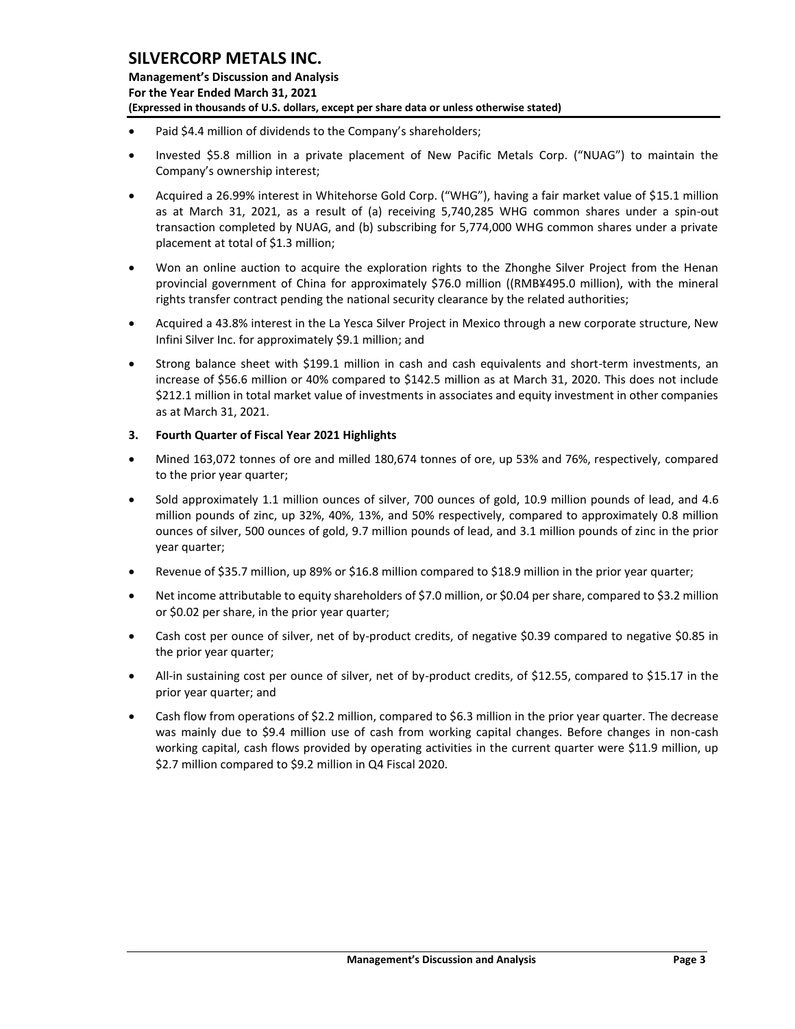- Paid $4.4 million of dividends to the Company's shareholders;
- Invested $5.8 million in a private placement of New Pacific Metals Corp. ("NUAG") to maintain the Company's ownership interest;
- Acquired a 26.99% interest in Whitehorse Gold Corp. ("WHG"), having a fair market value of $15.1 million as at March 31, 2021, as a result of (a) receiving 5,740,285 WHG common shares under a spin-out transaction completed by NUAG, and (b) subscribing for 5,774,000 WHG common shares under a private placement at total of $1.3 million;
- Won an online auction to acquire the exploration rights to the Zhonghe Silver Project from the Henan provincial government of China for approximately $76.0 million ((RMB¥495.0 million), with the mineral rights transfer contract pending the national security clearance by the related authorities;
- Acquired a 43.8% interest in the La Yesca Silver Project in Mexico through a new corporate structure, New Infini Silver Inc. for approximately $9.1 million; and
- Strong balance sheet with $199.1 million in cash and cash equivalents and short-term investments, an increase of $56.6 million or 40% compared to $142.5 million as at March 31, 2020. This does not include $212.1 million in total market value of investments in associates and equity investment in other companies as at March 31, 2021.

## 3. Fourth Quarter of Fiscal Year 2021 Highlights

- Mined 163,072 tonnes of ore and milled 180,674 tonnes of ore, up 53% and 76%, respectively, compared to the prior year quarter;
- Sold approximately 1.1 million ounces of silver, 700 ounces of gold, 10.9 million pounds of lead, and 4.6 million pounds of zinc, up 32%, 40%, 13%, and 50% respectively, compared to approximately 0.8 million ounces of silver, 500 ounces of gold, 9.7 million pounds of lead, and 3.1 million pounds of zinc in the prior year quarter;
- Revenue of $35.7 million, up 89% or $16.8 million compared to $18.9 million in the prior year quarter;
- Net income attributable to equity shareholders of $7.0 million, or $0.04 per share, compared to $3.2 million or $0.02 per share, in the prior year quarter;
- Cash cost per ounce of silver, net of by-product credits, of negative $0.39 compared to negative $0.85 in the prior year quarter;
- All-in sustaining cost per ounce of silver, net of by-product credits, of $12.55, compared to $15.17 in the prior year quarter; and
- Cash flow from operations of $2.2 million, compared to $6.3 million in the prior year quarter. The decrease was mainly due to $9.4 million use of cash from working capital changes. Before changes in non-cash working capital, cash flows provided by operating activities in the current quarter were $11.9 million, up $2.7 million compared to $9.2 million in Q4 Fiscal 2020.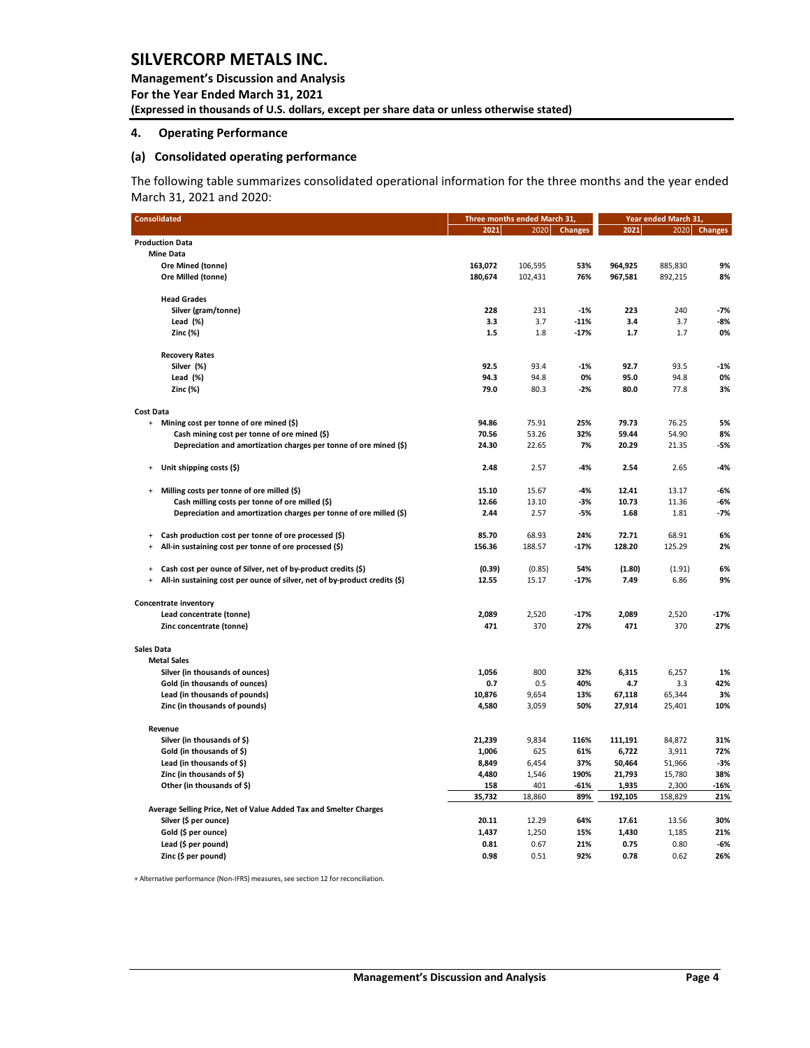## 4. Operating Performance

### (a) Consolidated operating performance

The following table summarizes consolidated operational information for the three months and the year ended March 31, 2021 and 2020:

| Consolidated | Three months ended March 31, | | | Year ended March 31, | | |
|---|---|---|---|---|---|---|
| | **2021** | 2020 | **Changes** | **2021** | 2020 | **Changes** |
| **Production Data** | | | | | | |
| **Mine Data** | | | | | | |
| **Ore Mined (tonne)** | **163,072** | 106,595 | **53%** | **964,925** | 885,830 | **9%** |
| **Ore Milled (tonne)** | **180,674** | 102,431 | **76%** | **967,581** | 892,215 | **8%** |
| **Head Grades** | | | | | | |
| **Silver (gram/tonne)** | **228** | 231 | **-1%** | **223** | 240 | **-7%** |
| **Lead (%)** | **3.3** | 3.7 | **-11%** | **3.4** | 3.7 | **-8%** |
| **Zinc (%)** | **1.5** | 1.8 | **-17%** | **1.7** | 1.7 | **0%** |
| **Recovery Rates** | | | | | | |
| **Silver (%)** | **92.5** | 93.4 | **-1%** | **92.7** | 93.5 | **-1%** |
| **Lead (%)** | **94.3** | 94.8 | **0%** | **95.0** | 94.8 | **0%** |
| **Zinc (%)** | **79.0** | 80.3 | **-2%** | **80.0** | 77.8 | **3%** |
| **Cost Data** | | | | | | |
| + **Mining cost per tonne of ore mined ($)** | **94.86** | 75.91 | **25%** | **79.73** | 76.25 | **5%** |
| **Cash mining cost per tonne of ore mined ($)** | **70.56** | 53.26 | **32%** | **59.44** | 54.90 | **8%** |
| **Depreciation and amortization charges per tonne of ore mined ($)** | **24.30** | 22.65 | **7%** | **20.29** | 21.35 | **-5%** |
| + **Unit shipping costs ($)** | **2.48** | 2.57 | **-4%** | **2.54** | 2.65 | **-4%** |
| + **Milling costs per tonne of ore milled ($)** | **15.10** | 15.67 | **-4%** | **12.41** | 13.17 | **-6%** |
| **Cash milling costs per tonne of ore milled ($)** | **12.66** | 13.10 | **-3%** | **10.73** | 11.36 | **-6%** |
| **Depreciation and amortization charges per tonne of ore milled ($)** | **2.44** | 2.57 | **-5%** | **1.68** | 1.81 | **-7%** |
| + **Cash production cost per tonne of ore processed ($)** | **85.70** | 68.93 | **24%** | **72.71** | 68.91 | **6%** |
| + **All-in sustaining cost per tonne of ore processed ($)** | **156.36** | 188.57 | **-17%** | **128.20** | 125.29 | **2%** |
| + **Cash cost per ounce of Silver, net of by-product credits ($)** | **(0.39)** | (0.85) | **54%** | **(1.80)** | (1.91) | **6%** |
| + **All-in sustaining cost per ounce of silver, net of by-product credits ($)** | **12.55** | 15.17 | **-17%** | **7.49** | 6.86 | **9%** |
| **Concentrate inventory** | | | | | | |
| **Lead concentrate (tonne)** | **2,089** | 2,520 | **-17%** | **2,089** | 2,520 | **-17%** |
| **Zinc concentrate (tonne)** | **471** | 370 | **27%** | **471** | 370 | **27%** |
| **Sales Data** | | | | | | |
| **Metal Sales** | | | | | | |
| **Silver (in thousands of ounces)** | **1,056** | 800 | **32%** | **6,315** | 6,257 | **1%** |
| **Gold (in thousands of ounces)** | **0.7** | 0.5 | **40%** | **4.7** | 3.3 | **42%** |
| **Lead (in thousands of pounds)** | **10,876** | 9,654 | **13%** | **67,118** | 65,344 | **3%** |
| **Zinc (in thousands of pounds)** | **4,580** | 3,059 | **50%** | **27,914** | 25,401 | **10%** |
| **Revenue** | | | | | | |
| **Silver (in thousands of $)** | **21,239** | 9,834 | **116%** | **111,191** | 84,872 | **31%** |
| **Gold (in thousands of $)** | **1,006** | 625 | **61%** | **6,722** | 3,911 | **72%** |
| **Lead (in thousands of $)** | **8,849** | 6,454 | **37%** | **50,464** | 51,966 | **-3%** |
| **Zinc (in thousands of $)** | **4,480** | 1,546 | **190%** | **21,793** | 15,780 | **38%** |
| **Other (in thousands of $)** | **158** | 401 | **-61%** | **1,935** | 2,300 | **-16%** |
| | **35,732** | 18,860 | **89%** | **192,105** | 158,829 | **21%** |
| **Average Selling Price, Net of Value Added Tax and Smelter Charges** | | | | | | |
| **Silver ($ per ounce)** | **20.11** | 12.29 | **64%** | **17.61** | 13.56 | **30%** |
| **Gold ($ per ounce)** | **1,437** | 1,250 | **15%** | **1,430** | 1,185 | **21%** |
| **Lead ($ per pound)** | **0.81** | 0.67 | **21%** | **0.75** | 0.80 | **-6%** |
| **Zinc ($ per pound)** | **0.98** | 0.51 | **92%** | **0.78** | 0.62 | **26%** |

+ Alternative performance (Non-IFRS) measures, see section 12 for reconciliation.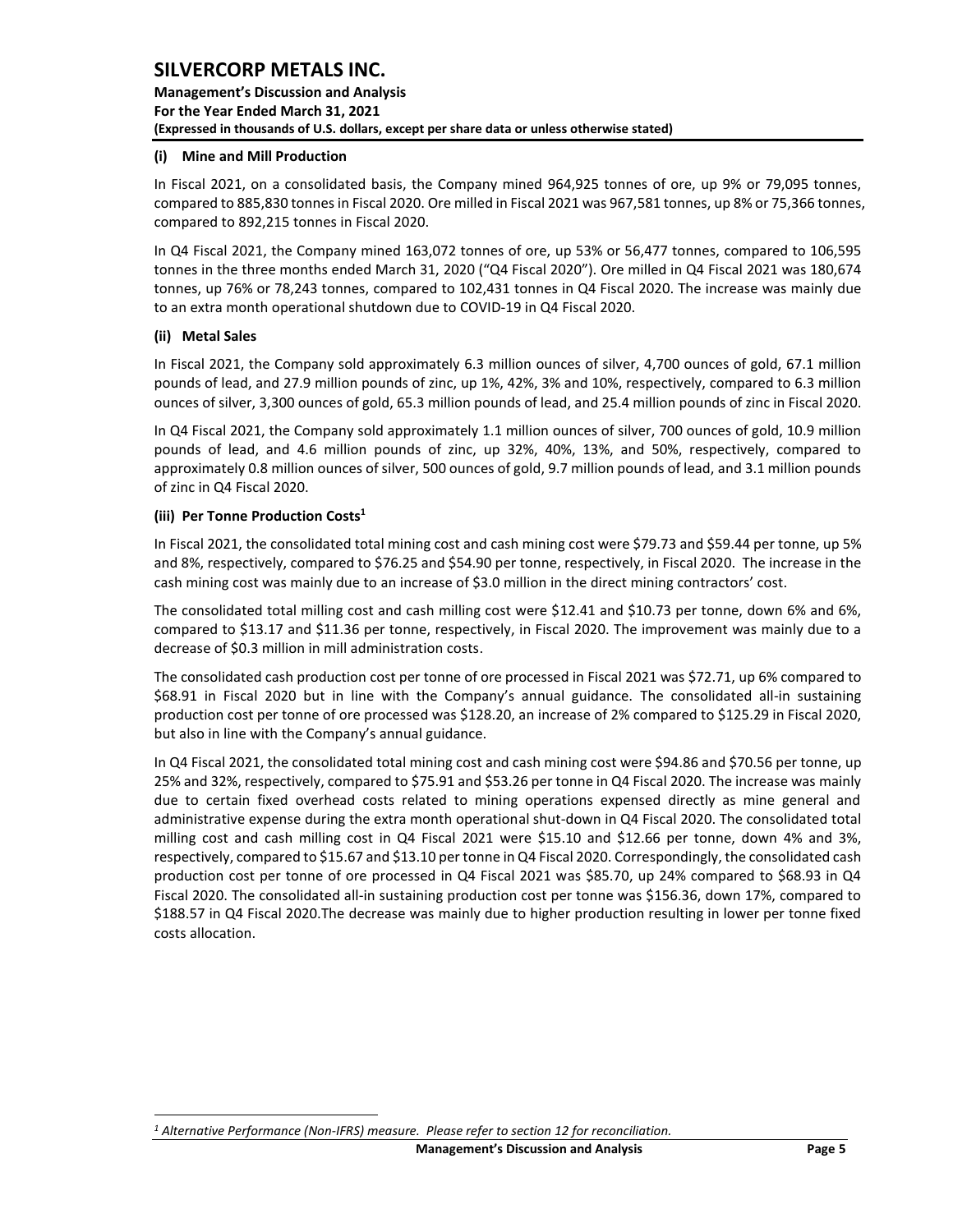### (i) Mine and Mill Production

In Fiscal 2021, on a consolidated basis, the Company mined 964,925 tonnes of ore, up 9% or 79,095 tonnes, compared to 885,830 tonnes in Fiscal 2020. Ore milled in Fiscal 2021 was 967,581 tonnes, up 8% or 75,366 tonnes, compared to 892,215 tonnes in Fiscal 2020.

In Q4 Fiscal 2021, the Company mined 163,072 tonnes of ore, up 53% or 56,477 tonnes, compared to 106,595 tonnes in the three months ended March 31, 2020 ("Q4 Fiscal 2020"). Ore milled in Q4 Fiscal 2021 was 180,674 tonnes, up 76% or 78,243 tonnes, compared to 102,431 tonnes in Q4 Fiscal 2020. The increase was mainly due to an extra month operational shutdown due to COVID-19 in Q4 Fiscal 2020.

### (ii) Metal Sales

In Fiscal 2021, the Company sold approximately 6.3 million ounces of silver, 4,700 ounces of gold, 67.1 million pounds of lead, and 27.9 million pounds of zinc, up 1%, 42%, 3% and 10%, respectively, compared to 6.3 million ounces of silver, 3,300 ounces of gold, 65.3 million pounds of lead, and 25.4 million pounds of zinc in Fiscal 2020.

In Q4 Fiscal 2021, the Company sold approximately 1.1 million ounces of silver, 700 ounces of gold, 10.9 million pounds of lead, and 4.6 million pounds of zinc, up 32%, 40%, 13%, and 50%, respectively, compared to approximately 0.8 million ounces of silver, 500 ounces of gold, 9.7 million pounds of lead, and 3.1 million pounds of zinc in Q4 Fiscal 2020.

### (iii) Per Tonne Production Costs[1]

In Fiscal 2021, the consolidated total mining cost and cash mining cost were $79.73 and $59.44 per tonne, up 5% and 8%, respectively, compared to $76.25 and $54.90 per tonne, respectively, in Fiscal 2020. The increase in the cash mining cost was mainly due to an increase of $3.0 million in the direct mining contractors' cost.

The consolidated total milling cost and cash milling cost were $12.41 and $10.73 per tonne, down 6% and 6%, compared to $13.17 and $11.36 per tonne, respectively, in Fiscal 2020. The improvement was mainly due to a decrease of $0.3 million in mill administration costs.

The consolidated cash production cost per tonne of ore processed in Fiscal 2021 was $72.71, up 6% compared to $68.91 in Fiscal 2020 but in line with the Company's annual guidance. The consolidated all-in sustaining production cost per tonne of ore processed was $128.20, an increase of 2% compared to $125.29 in Fiscal 2020, but also in line with the Company's annual guidance.

In Q4 Fiscal 2021, the consolidated total mining cost and cash mining cost were $94.86 and $70.56 per tonne, up 25% and 32%, respectively, compared to $75.91 and $53.26 per tonne in Q4 Fiscal 2020. The increase was mainly due to certain fixed overhead costs related to mining operations expensed directly as mine general and administrative expense during the extra month operational shut-down in Q4 Fiscal 2020. The consolidated total milling cost and cash milling cost in Q4 Fiscal 2021 were $15.10 and $12.66 per tonne, down 4% and 3%, respectively, compared to $15.67 and $13.10 per tonne in Q4 Fiscal 2020. Correspondingly, the consolidated cash production cost per tonne of ore processed in Q4 Fiscal 2021 was $85.70, up 24% compared to $68.93 in Q4 Fiscal 2020. The consolidated all-in sustaining production cost per tonne was $156.36, down 17%, compared to $188.57 in Q4 Fiscal 2020.The decrease was mainly due to higher production resulting in lower per tonne fixed costs allocation.

---

*[1] Alternative Performance (Non-IFRS) measure. Please refer to section 12 for reconciliation.*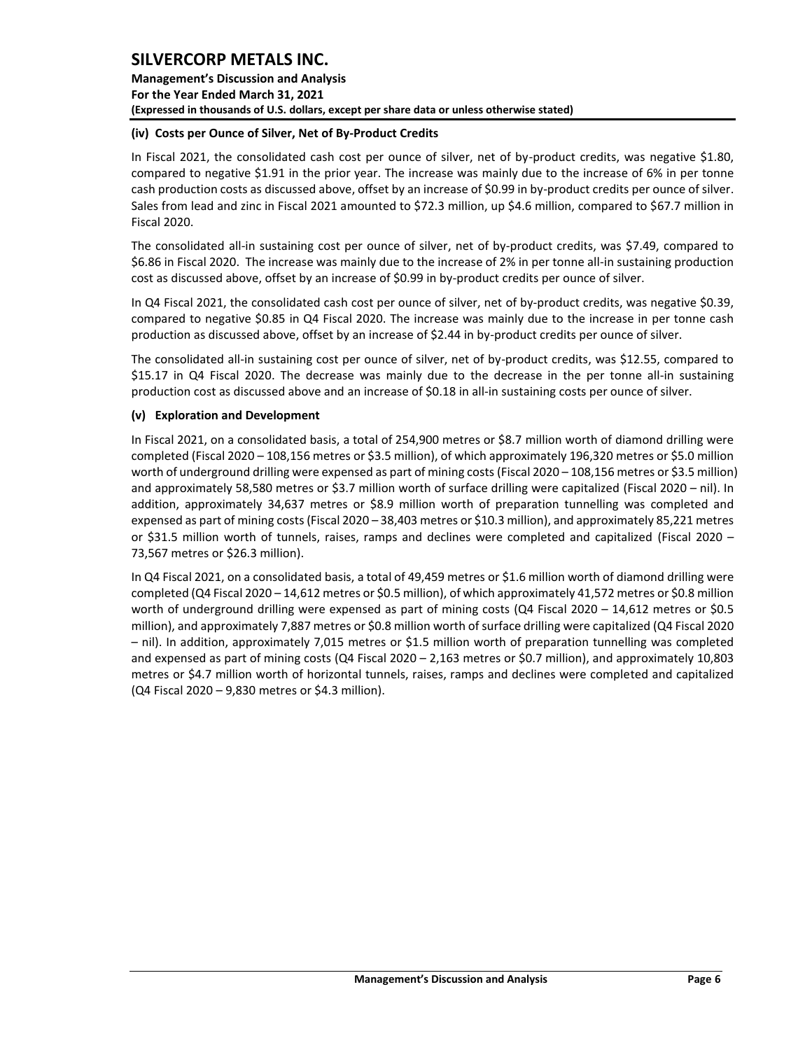#### (iv) Costs per Ounce of Silver, Net of By-Product Credits

In Fiscal 2021, the consolidated cash cost per ounce of silver, net of by-product credits, was negative $1.80, compared to negative $1.91 in the prior year. The increase was mainly due to the increase of 6% in per tonne cash production costs as discussed above, offset by an increase of $0.99 in by-product credits per ounce of silver. Sales from lead and zinc in Fiscal 2021 amounted to $72.3 million, up $4.6 million, compared to $67.7 million in Fiscal 2020.

The consolidated all-in sustaining cost per ounce of silver, net of by-product credits, was $7.49, compared to $6.86 in Fiscal 2020. The increase was mainly due to the increase of 2% in per tonne all-in sustaining production cost as discussed above, offset by an increase of $0.99 in by-product credits per ounce of silver.

In Q4 Fiscal 2021, the consolidated cash cost per ounce of silver, net of by-product credits, was negative $0.39, compared to negative $0.85 in Q4 Fiscal 2020. The increase was mainly due to the increase in per tonne cash production as discussed above, offset by an increase of $2.44 in by-product credits per ounce of silver.

The consolidated all-in sustaining cost per ounce of silver, net of by-product credits, was $12.55, compared to $15.17 in Q4 Fiscal 2020. The decrease was mainly due to the decrease in the per tonne all-in sustaining production cost as discussed above and an increase of $0.18 in all-in sustaining costs per ounce of silver.

#### (v) Exploration and Development

In Fiscal 2021, on a consolidated basis, a total of 254,900 metres or $8.7 million worth of diamond drilling were completed (Fiscal 2020 – 108,156 metres or $3.5 million), of which approximately 196,320 metres or $5.0 million worth of underground drilling were expensed as part of mining costs (Fiscal 2020 – 108,156 metres or $3.5 million) and approximately 58,580 metres or $3.7 million worth of surface drilling were capitalized (Fiscal 2020 – nil). In addition, approximately 34,637 metres or $8.9 million worth of preparation tunnelling was completed and expensed as part of mining costs (Fiscal 2020 – 38,403 metres or $10.3 million), and approximately 85,221 metres or $31.5 million worth of tunnels, raises, ramps and declines were completed and capitalized (Fiscal 2020 – 73,567 metres or $26.3 million).

In Q4 Fiscal 2021, on a consolidated basis, a total of 49,459 metres or $1.6 million worth of diamond drilling were completed (Q4 Fiscal 2020 – 14,612 metres or $0.5 million), of which approximately 41,572 metres or $0.8 million worth of underground drilling were expensed as part of mining costs (Q4 Fiscal 2020 – 14,612 metres or $0.5 million), and approximately 7,887 metres or $0.8 million worth of surface drilling were capitalized (Q4 Fiscal 2020 – nil). In addition, approximately 7,015 metres or $1.5 million worth of preparation tunnelling was completed and expensed as part of mining costs (Q4 Fiscal 2020 – 2,163 metres or $0.7 million), and approximately 10,803 metres or $4.7 million worth of horizontal tunnels, raises, ramps and declines were completed and capitalized (Q4 Fiscal 2020 – 9,830 metres or $4.3 million).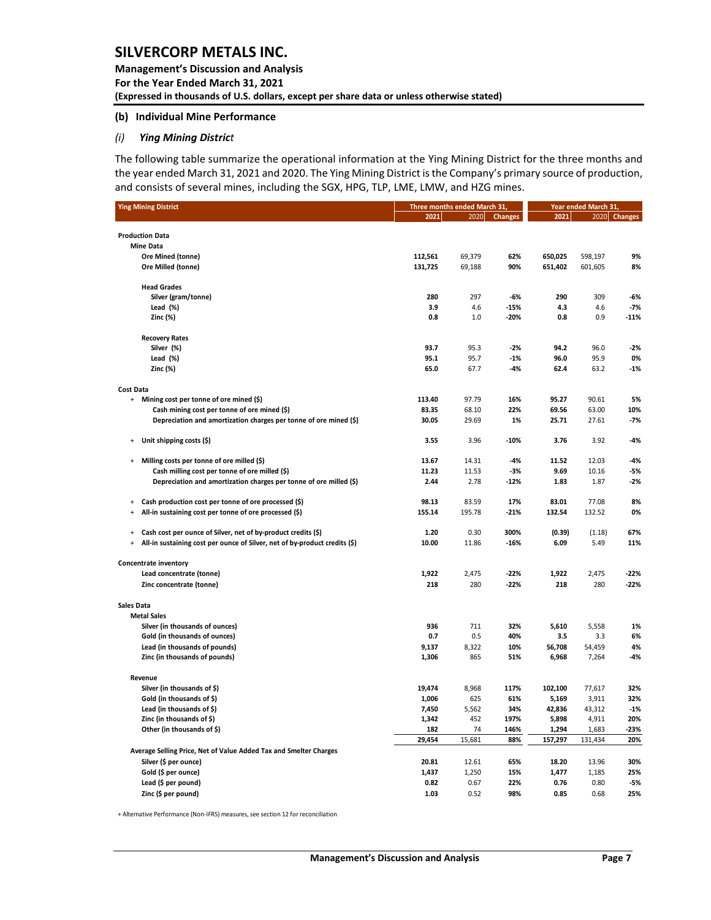#### (b) Individual Mine Performance

##### *(i) Ying Mining District*

The following table summarize the operational information at the Ying Mining District for the three months and the year ended March 31, 2021 and 2020. The Ying Mining District is the Company's primary source of production, and consists of several mines, including the SGX, HPG, TLP, LME, LMW, and HZG mines.

| Ying Mining District | Three months ended March 31, | | | Year ended March 31, | | |
|---|---|---|---|---|---|---|
| | 2021 | 2020 | Changes | 2021 | 2020 | Changes |
| **Production Data** | | | | | | |
| **Mine Data** | | | | | | |
| Ore Mined (tonne) | 112,561 | 69,379 | 62% | 650,025 | 598,197 | 9% |
| Ore Milled (tonne) | 131,725 | 69,188 | 90% | 651,402 | 601,605 | 8% |
| **Head Grades** | | | | | | |
| Silver (gram/tonne) | 280 | 297 | -6% | 290 | 309 | -6% |
| Lead (%) | 3.9 | 4.6 | -15% | 4.3 | 4.6 | -7% |
| Zinc (%) | 0.8 | 1.0 | -20% | 0.8 | 0.9 | -11% |
| **Recovery Rates** | | | | | | |
| Silver (%) | 93.7 | 95.3 | -2% | 94.2 | 96.0 | -2% |
| Lead (%) | 95.1 | 95.7 | -1% | 96.0 | 95.9 | 0% |
| Zinc (%) | 65.0 | 67.7 | -4% | 62.4 | 63.2 | -1% |
| **Cost Data** | | | | | | |
| + Mining cost per tonne of ore mined ($) | 113.40 | 97.79 | 16% | 95.27 | 90.61 | 5% |
| Cash mining cost per tonne of ore mined ($) | 83.35 | 68.10 | 22% | 69.56 | 63.00 | 10% |
| Depreciation and amortization charges per tonne of ore mined ($) | 30.05 | 29.69 | 1% | 25.71 | 27.61 | -7% |
| + Unit shipping costs ($) | 3.55 | 3.96 | -10% | 3.76 | 3.92 | -4% |
| + Milling costs per tonne of ore milled ($) | 13.67 | 14.31 | -4% | 11.52 | 12.03 | -4% |
| Cash milling cost per tonne of ore milled ($) | 11.23 | 11.53 | -3% | 9.69 | 10.16 | -5% |
| Depreciation and amortization charges per tonne of ore milled ($) | 2.44 | 2.78 | -12% | 1.83 | 1.87 | -2% |
| + Cash production cost per tonne of ore processed ($) | 98.13 | 83.59 | 17% | 83.01 | 77.08 | 8% |
| + All-in sustaining cost per tonne of ore processed ($) | 155.14 | 195.78 | -21% | 132.54 | 132.52 | 0% |
| + Cash cost per ounce of Silver, net of by-product credits ($) | 1.20 | 0.30 | 300% | (0.39) | (1.18) | 67% |
| + All-in sustaining cost per ounce of Silver, net of by-product credits ($) | 10.00 | 11.86 | -16% | 6.09 | 5.49 | 11% |
| **Concentrate inventory** | | | | | | |
| Lead concentrate (tonne) | 1,922 | 2,475 | -22% | 1,922 | 2,475 | -22% |
| Zinc concentrate (tonne) | 218 | 280 | -22% | 218 | 280 | -22% |
| **Sales Data** | | | | | | |
| **Metal Sales** | | | | | | |
| Silver (in thousands of ounces) | 936 | 711 | 32% | 5,610 | 5,558 | 1% |
| Gold (in thousands of ounces) | 0.7 | 0.5 | 40% | 3.5 | 3.3 | 6% |
| Lead (in thousands of pounds) | 9,137 | 8,322 | 10% | 56,708 | 54,459 | 4% |
| Zinc (in thousands of pounds) | 1,306 | 865 | 51% | 6,968 | 7,264 | -4% |
| **Revenue** | | | | | | |
| Silver (in thousands of $) | 19,474 | 8,968 | 117% | 102,100 | 77,617 | 32% |
| Gold (in thousands of $) | 1,006 | 625 | 61% | 5,169 | 3,911 | 32% |
| Lead (in thousands of $) | 7,450 | 5,562 | 34% | 42,836 | 43,312 | -1% |
| Zinc (in thousands of $) | 1,342 | 452 | 197% | 5,898 | 4,911 | 20% |
| Other (in thousands of $) | 182 | 74 | 146% | 1,294 | 1,683 | -23% |
| | 29,454 | 15,681 | 88% | 157,297 | 131,434 | 20% |
| **Average Selling Price, Net of Value Added Tax and Smelter Charges** | | | | | | |
| Silver ($ per ounce) | 20.81 | 12.61 | 65% | 18.20 | 13.96 | 30% |
| Gold ($ per ounce) | 1,437 | 1,250 | 15% | 1,477 | 1,185 | 25% |
| Lead ($ per pound) | 0.82 | 0.67 | 22% | 0.76 | 0.80 | -5% |
| Zinc ($ per pound) | 1.03 | 0.52 | 98% | 0.85 | 0.68 | 25% |

+ Alternative Performance (Non-IFRS) measures, see section 12 for reconciliation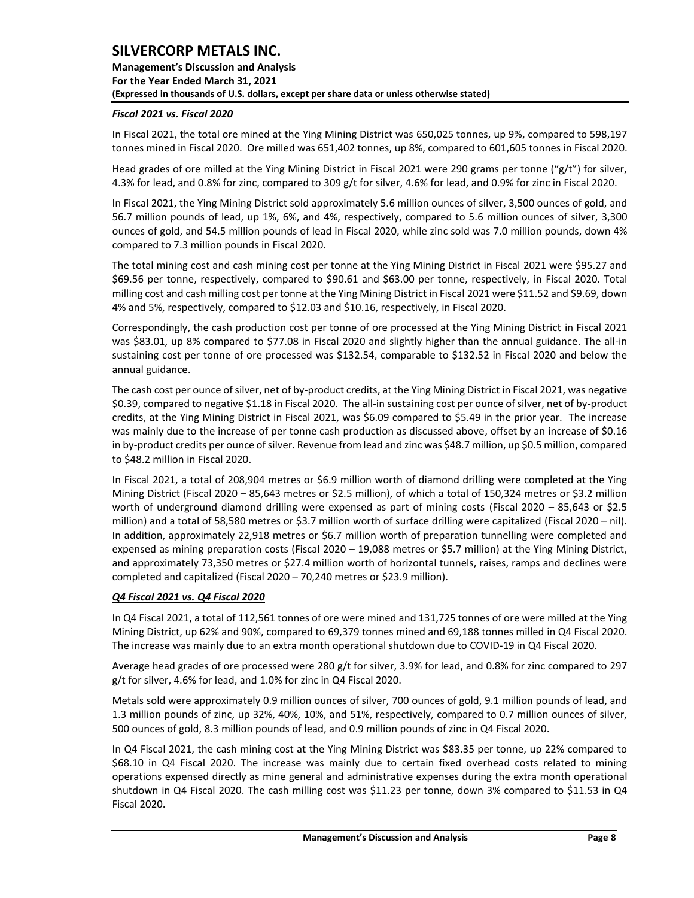#### *Fiscal 2021 vs. Fiscal 2020*

In Fiscal 2021, the total ore mined at the Ying Mining District was 650,025 tonnes, up 9%, compared to 598,197 tonnes mined in Fiscal 2020. Ore milled was 651,402 tonnes, up 8%, compared to 601,605 tonnes in Fiscal 2020.

Head grades of ore milled at the Ying Mining District in Fiscal 2021 were 290 grams per tonne ("g/t") for silver, 4.3% for lead, and 0.8% for zinc, compared to 309 g/t for silver, 4.6% for lead, and 0.9% for zinc in Fiscal 2020.

In Fiscal 2021, the Ying Mining District sold approximately 5.6 million ounces of silver, 3,500 ounces of gold, and 56.7 million pounds of lead, up 1%, 6%, and 4%, respectively, compared to 5.6 million ounces of silver, 3,300 ounces of gold, and 54.5 million pounds of lead in Fiscal 2020, while zinc sold was 7.0 million pounds, down 4% compared to 7.3 million pounds in Fiscal 2020.

The total mining cost and cash mining cost per tonne at the Ying Mining District in Fiscal 2021 were $95.27 and $69.56 per tonne, respectively, compared to $90.61 and $63.00 per tonne, respectively, in Fiscal 2020. Total milling cost and cash milling cost per tonne at the Ying Mining District in Fiscal 2021 were $11.52 and $9.69, down 4% and 5%, respectively, compared to $12.03 and $10.16, respectively, in Fiscal 2020.

Correspondingly, the cash production cost per tonne of ore processed at the Ying Mining District in Fiscal 2021 was $83.01, up 8% compared to $77.08 in Fiscal 2020 and slightly higher than the annual guidance. The all-in sustaining cost per tonne of ore processed was $132.54, comparable to $132.52 in Fiscal 2020 and below the annual guidance.

The cash cost per ounce of silver, net of by-product credits, at the Ying Mining District in Fiscal 2021, was negative $0.39, compared to negative $1.18 in Fiscal 2020. The all-in sustaining cost per ounce of silver, net of by-product credits, at the Ying Mining District in Fiscal 2021, was $6.09 compared to $5.49 in the prior year. The increase was mainly due to the increase of per tonne cash production as discussed above, offset by an increase of $0.16 in by-product credits per ounce of silver. Revenue from lead and zinc was $48.7 million, up $0.5 million, compared to $48.2 million in Fiscal 2020.

In Fiscal 2021, a total of 208,904 metres or $6.9 million worth of diamond drilling were completed at the Ying Mining District (Fiscal 2020 – 85,643 metres or $2.5 million), of which a total of 150,324 metres or $3.2 million worth of underground diamond drilling were expensed as part of mining costs (Fiscal 2020 – 85,643 or $2.5 million) and a total of 58,580 metres or $3.7 million worth of surface drilling were capitalized (Fiscal 2020 – nil). In addition, approximately 22,918 metres or $6.7 million worth of preparation tunnelling were completed and expensed as mining preparation costs (Fiscal 2020 – 19,088 metres or $5.7 million) at the Ying Mining District, and approximately 73,350 metres or $27.4 million worth of horizontal tunnels, raises, ramps and declines were completed and capitalized (Fiscal 2020 – 70,240 metres or $23.9 million).

#### *Q4 Fiscal 2021 vs. Q4 Fiscal 2020*

In Q4 Fiscal 2021, a total of 112,561 tonnes of ore were mined and 131,725 tonnes of ore were milled at the Ying Mining District, up 62% and 90%, compared to 69,379 tonnes mined and 69,188 tonnes milled in Q4 Fiscal 2020. The increase was mainly due to an extra month operational shutdown due to COVID-19 in Q4 Fiscal 2020.

Average head grades of ore processed were 280 g/t for silver, 3.9% for lead, and 0.8% for zinc compared to 297 g/t for silver, 4.6% for lead, and 1.0% for zinc in Q4 Fiscal 2020.

Metals sold were approximately 0.9 million ounces of silver, 700 ounces of gold, 9.1 million pounds of lead, and 1.3 million pounds of zinc, up 32%, 40%, 10%, and 51%, respectively, compared to 0.7 million ounces of silver, 500 ounces of gold, 8.3 million pounds of lead, and 0.9 million pounds of zinc in Q4 Fiscal 2020.

In Q4 Fiscal 2021, the cash mining cost at the Ying Mining District was $83.35 per tonne, up 22% compared to $68.10 in Q4 Fiscal 2020. The increase was mainly due to certain fixed overhead costs related to mining operations expensed directly as mine general and administrative expenses during the extra month operational shutdown in Q4 Fiscal 2020. The cash milling cost was $11.23 per tonne, down 3% compared to $11.53 in Q4 Fiscal 2020.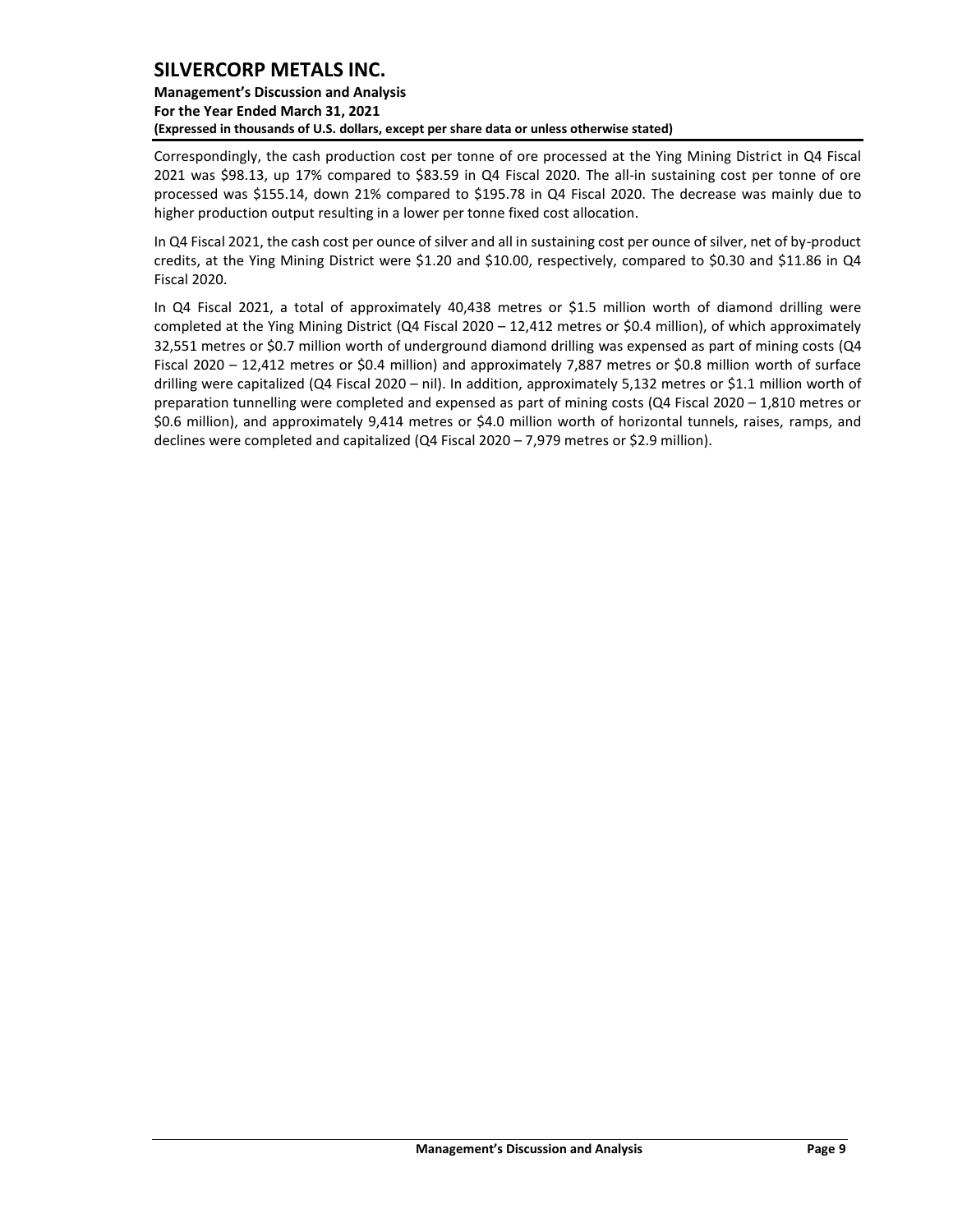Correspondingly, the cash production cost per tonne of ore processed at the Ying Mining District in Q4 Fiscal 2021 was $98.13, up 17% compared to $83.59 in Q4 Fiscal 2020. The all-in sustaining cost per tonne of ore processed was $155.14, down 21% compared to $195.78 in Q4 Fiscal 2020. The decrease was mainly due to higher production output resulting in a lower per tonne fixed cost allocation.

In Q4 Fiscal 2021, the cash cost per ounce of silver and all in sustaining cost per ounce of silver, net of by-product credits, at the Ying Mining District were $1.20 and $10.00, respectively, compared to $0.30 and $11.86 in Q4 Fiscal 2020.

In Q4 Fiscal 2021, a total of approximately 40,438 metres or $1.5 million worth of diamond drilling were completed at the Ying Mining District (Q4 Fiscal 2020 – 12,412 metres or $0.4 million), of which approximately 32,551 metres or $0.7 million worth of underground diamond drilling was expensed as part of mining costs (Q4 Fiscal 2020 – 12,412 metres or $0.4 million) and approximately 7,887 metres or $0.8 million worth of surface drilling were capitalized (Q4 Fiscal 2020 – nil). In addition, approximately 5,132 metres or $1.1 million worth of preparation tunnelling were completed and expensed as part of mining costs (Q4 Fiscal 2020 – 1,810 metres or $0.6 million), and approximately 9,414 metres or $4.0 million worth of horizontal tunnels, raises, ramps, and declines were completed and capitalized (Q4 Fiscal 2020 – 7,979 metres or $2.9 million).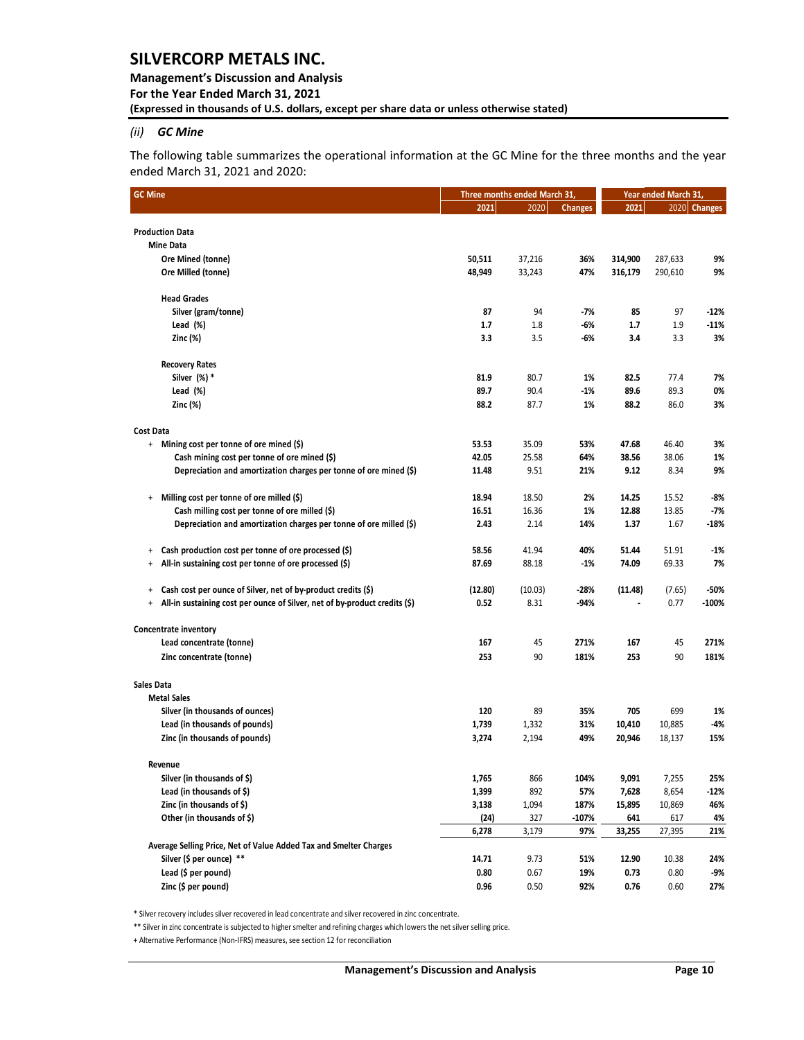### *(ii) GC Mine*

The following table summarizes the operational information at the GC Mine for the three months and the year ended March 31, 2021 and 2020:

| GC Mine | Three months ended March 31, | | | Year ended March 31, | | |
|---|---|---|---|---|---|---|
| | **2021** | 2020 | **Changes** | **2021** | 2020 | **Changes** |
| **Production Data** | | | | | | |
| **Mine Data** | | | | | | |
| **Ore Mined (tonne)** | **50,511** | 37,216 | **36%** | **314,900** | 287,633 | **9%** |
| **Ore Milled (tonne)** | **48,949** | 33,243 | **47%** | **316,179** | 290,610 | **9%** |
| **Head Grades** | | | | | | |
| **Silver (gram/tonne)** | **87** | 94 | **-7%** | **85** | 97 | **-12%** |
| **Lead (%)** | **1.7** | 1.8 | **-6%** | **1.7** | 1.9 | **-11%** |
| **Zinc (%)** | **3.3** | 3.5 | **-6%** | **3.4** | 3.3 | **3%** |
| **Recovery Rates** | | | | | | |
| **Silver (%) *** | **81.9** | 80.7 | **1%** | **82.5** | 77.4 | **7%** |
| **Lead (%)** | **89.7** | 90.4 | **-1%** | **89.6** | 89.3 | **0%** |
| **Zinc (%)** | **88.2** | 87.7 | **1%** | **88.2** | 86.0 | **3%** |
| **Cost Data** | | | | | | |
| **+ Mining cost per tonne of ore mined ($)** | **53.53** | 35.09 | **53%** | **47.68** | 46.40 | **3%** |
| **Cash mining cost per tonne of ore mined ($)** | **42.05** | 25.58 | **64%** | **38.56** | 38.06 | **1%** |
| **Depreciation and amortization charges per tonne of ore mined ($)** | **11.48** | 9.51 | **21%** | **9.12** | 8.34 | **9%** |
| **+ Milling cost per tonne of ore milled ($)** | **18.94** | 18.50 | **2%** | **14.25** | 15.52 | **-8%** |
| **Cash milling cost per tonne of ore milled ($)** | **16.51** | 16.36 | **1%** | **12.88** | 13.85 | **-7%** |
| **Depreciation and amortization charges per tonne of ore milled ($)** | **2.43** | 2.14 | **14%** | **1.37** | 1.67 | **-18%** |
| **+ Cash production cost per tonne of ore processed ($)** | **58.56** | 41.94 | **40%** | **51.44** | 51.91 | **-1%** |
| **+ All-in sustaining cost per tonne of ore processed ($)** | **87.69** | 88.18 | **-1%** | **74.09** | 69.33 | **7%** |
| **+ Cash cost per ounce of Silver, net of by-product credits ($)** | **(12.80)** | (10.03) | **-28%** | **(11.48)** | (7.65) | **-50%** |
| **+ All-in sustaining cost per ounce of Silver, net of by-product credits ($)** | **0.52** | 8.31 | **-94%** | **-** | 0.77 | **-100%** |
| **Concentrate inventory** | | | | | | |
| **Lead concentrate (tonne)** | **167** | 45 | **271%** | **167** | 45 | **271%** |
| **Zinc concentrate (tonne)** | **253** | 90 | **181%** | **253** | 90 | **181%** |
| **Sales Data** | | | | | | |
| **Metal Sales** | | | | | | |
| **Silver (in thousands of ounces)** | **120** | 89 | **35%** | **705** | 699 | **1%** |
| **Lead (in thousands of pounds)** | **1,739** | 1,332 | **31%** | **10,410** | 10,885 | **-4%** |
| **Zinc (in thousands of pounds)** | **3,274** | 2,194 | **49%** | **20,946** | 18,137 | **15%** |
| **Revenue** | | | | | | |
| **Silver (in thousands of $)** | **1,765** | 866 | **104%** | **9,091** | 7,255 | **25%** |
| **Lead (in thousands of $)** | **1,399** | 892 | **57%** | **7,628** | 8,654 | **-12%** |
| **Zinc (in thousands of $)** | **3,138** | 1,094 | **187%** | **15,895** | 10,869 | **46%** |
| **Other (in thousands of $)** | **(24)** | 327 | **-107%** | **641** | 617 | **4%** |
| | **6,278** | 3,179 | **97%** | **33,255** | 27,395 | **21%** |
| **Average Selling Price, Net of Value Added Tax and Smelter Charges** | | | | | | |
| **Silver ($ per ounce) **** | **14.71** | 9.73 | **51%** | **12.90** | 10.38 | **24%** |
| **Lead ($ per pound)** | **0.80** | 0.67 | **19%** | **0.73** | 0.80 | **-9%** |
| **Zinc ($ per pound)** | **0.96** | 0.50 | **92%** | **0.76** | 0.60 | **27%** |

* Silver recovery includes silver recovered in lead concentrate and silver recovered in zinc concentrate.

** Silver in zinc concentrate is subjected to higher smelter and refining charges which lowers the net silver selling price.

+ Alternative Performance (Non-IFRS) measures, see section 12 for reconciliation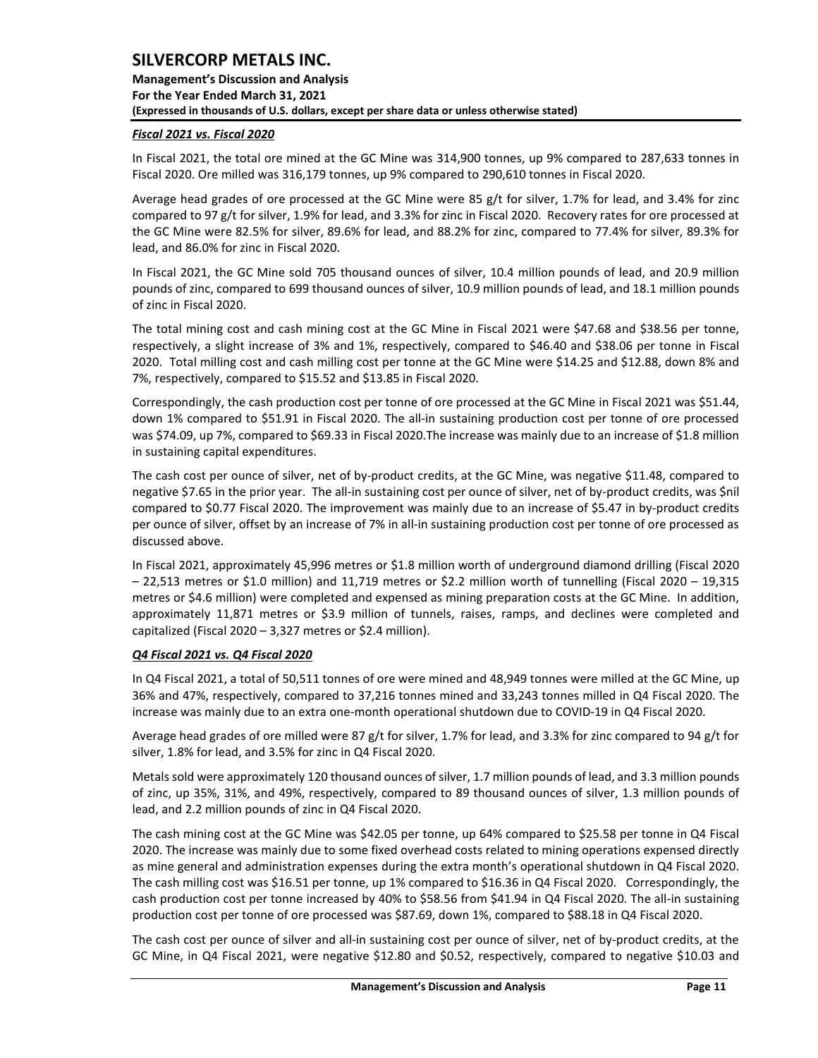### *Fiscal 2021 vs. Fiscal 2020*

In Fiscal 2021, the total ore mined at the GC Mine was 314,900 tonnes, up 9% compared to 287,633 tonnes in Fiscal 2020. Ore milled was 316,179 tonnes, up 9% compared to 290,610 tonnes in Fiscal 2020.

Average head grades of ore processed at the GC Mine were 85 g/t for silver, 1.7% for lead, and 3.4% for zinc compared to 97 g/t for silver, 1.9% for lead, and 3.3% for zinc in Fiscal 2020. Recovery rates for ore processed at the GC Mine were 82.5% for silver, 89.6% for lead, and 88.2% for zinc, compared to 77.4% for silver, 89.3% for lead, and 86.0% for zinc in Fiscal 2020.

In Fiscal 2021, the GC Mine sold 705 thousand ounces of silver, 10.4 million pounds of lead, and 20.9 million pounds of zinc, compared to 699 thousand ounces of silver, 10.9 million pounds of lead, and 18.1 million pounds of zinc in Fiscal 2020.

The total mining cost and cash mining cost at the GC Mine in Fiscal 2021 were $47.68 and $38.56 per tonne, respectively, a slight increase of 3% and 1%, respectively, compared to $46.40 and $38.06 per tonne in Fiscal 2020. Total milling cost and cash milling cost per tonne at the GC Mine were $14.25 and $12.88, down 8% and 7%, respectively, compared to $15.52 and $13.85 in Fiscal 2020.

Correspondingly, the cash production cost per tonne of ore processed at the GC Mine in Fiscal 2021 was $51.44, down 1% compared to $51.91 in Fiscal 2020. The all-in sustaining production cost per tonne of ore processed was $74.09, up 7%, compared to $69.33 in Fiscal 2020.The increase was mainly due to an increase of $1.8 million in sustaining capital expenditures.

The cash cost per ounce of silver, net of by-product credits, at the GC Mine, was negative $11.48, compared to negative $7.65 in the prior year. The all-in sustaining cost per ounce of silver, net of by-product credits, was $nil compared to $0.77 Fiscal 2020. The improvement was mainly due to an increase of $5.47 in by-product credits per ounce of silver, offset by an increase of 7% in all-in sustaining production cost per tonne of ore processed as discussed above.

In Fiscal 2021, approximately 45,996 metres or $1.8 million worth of underground diamond drilling (Fiscal 2020 – 22,513 metres or $1.0 million) and 11,719 metres or $2.2 million worth of tunnelling (Fiscal 2020 – 19,315 metres or $4.6 million) were completed and expensed as mining preparation costs at the GC Mine. In addition, approximately 11,871 metres or $3.9 million of tunnels, raises, ramps, and declines were completed and capitalized (Fiscal 2020 – 3,327 metres or $2.4 million).

### *Q4 Fiscal 2021 vs. Q4 Fiscal 2020*

In Q4 Fiscal 2021, a total of 50,511 tonnes of ore were mined and 48,949 tonnes were milled at the GC Mine, up 36% and 47%, respectively, compared to 37,216 tonnes mined and 33,243 tonnes milled in Q4 Fiscal 2020. The increase was mainly due to an extra one-month operational shutdown due to COVID-19 in Q4 Fiscal 2020.

Average head grades of ore milled were 87 g/t for silver, 1.7% for lead, and 3.3% for zinc compared to 94 g/t for silver, 1.8% for lead, and 3.5% for zinc in Q4 Fiscal 2020.

Metals sold were approximately 120 thousand ounces of silver, 1.7 million pounds of lead, and 3.3 million pounds of zinc, up 35%, 31%, and 49%, respectively, compared to 89 thousand ounces of silver, 1.3 million pounds of lead, and 2.2 million pounds of zinc in Q4 Fiscal 2020.

The cash mining cost at the GC Mine was $42.05 per tonne, up 64% compared to $25.58 per tonne in Q4 Fiscal 2020. The increase was mainly due to some fixed overhead costs related to mining operations expensed directly as mine general and administration expenses during the extra month's operational shutdown in Q4 Fiscal 2020. The cash milling cost was $16.51 per tonne, up 1% compared to $16.36 in Q4 Fiscal 2020. Correspondingly, the cash production cost per tonne increased by 40% to $58.56 from $41.94 in Q4 Fiscal 2020. The all-in sustaining production cost per tonne of ore processed was $87.69, down 1%, compared to $88.18 in Q4 Fiscal 2020.

The cash cost per ounce of silver and all-in sustaining cost per ounce of silver, net of by-product credits, at the GC Mine, in Q4 Fiscal 2021, were negative $12.80 and $0.52, respectively, compared to negative $10.03 and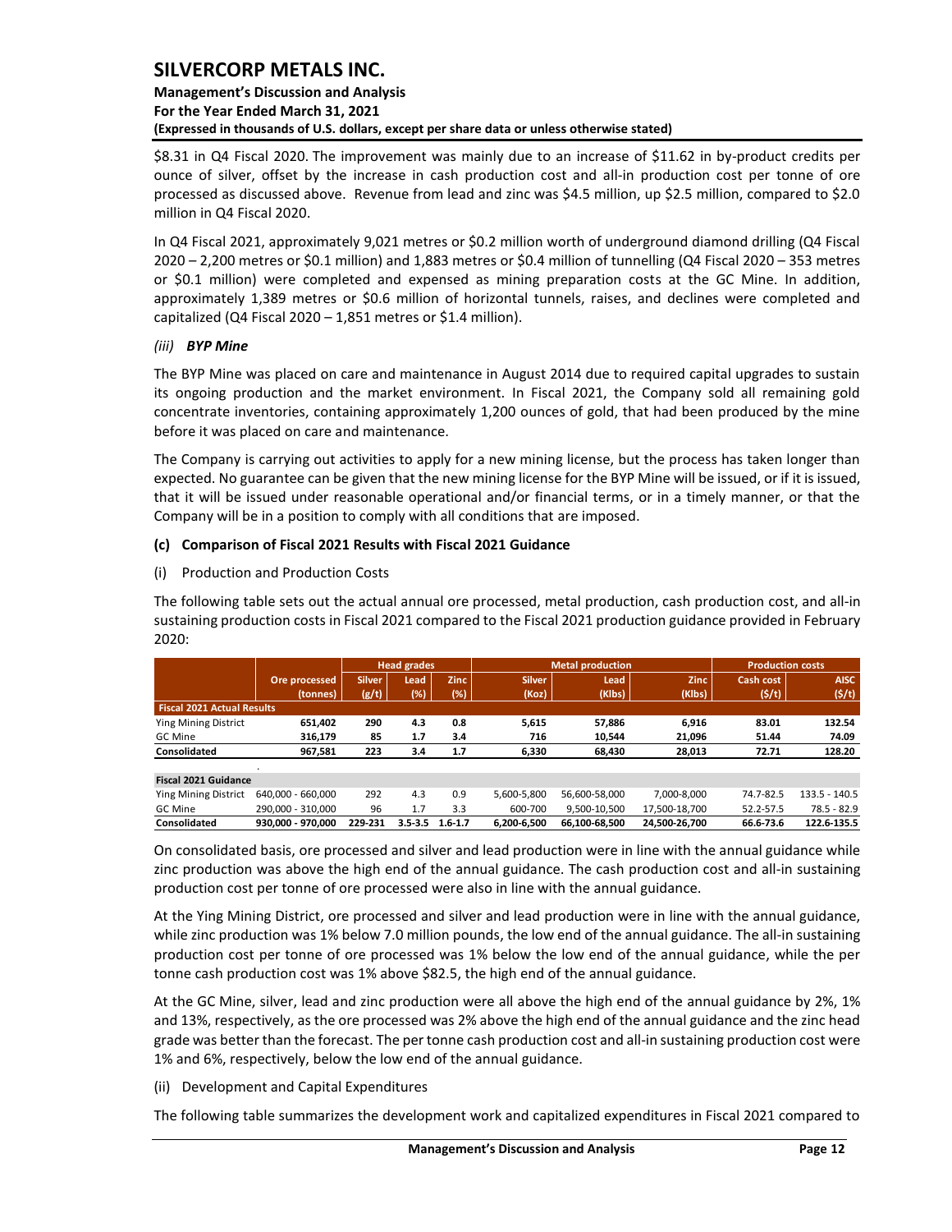$8.31 in Q4 Fiscal 2020. The improvement was mainly due to an increase of $11.62 in by-product credits per ounce of silver, offset by the increase in cash production cost and all-in production cost per tonne of ore processed as discussed above. Revenue from lead and zinc was $4.5 million, up $2.5 million, compared to $2.0 million in Q4 Fiscal 2020.

In Q4 Fiscal 2021, approximately 9,021 metres or $0.2 million worth of underground diamond drilling (Q4 Fiscal 2020 – 2,200 metres or $0.1 million) and 1,883 metres or $0.4 million of tunnelling (Q4 Fiscal 2020 – 353 metres or $0.1 million) were completed and expensed as mining preparation costs at the GC Mine. In addition, approximately 1,389 metres or $0.6 million of horizontal tunnels, raises, and declines were completed and capitalized (Q4 Fiscal 2020 – 1,851 metres or $1.4 million).

*(iii)* ***BYP Mine***

The BYP Mine was placed on care and maintenance in August 2014 due to required capital upgrades to sustain its ongoing production and the market environment. In Fiscal 2021, the Company sold all remaining gold concentrate inventories, containing approximately 1,200 ounces of gold, that had been produced by the mine before it was placed on care and maintenance.

The Company is carrying out activities to apply for a new mining license, but the process has taken longer than expected. No guarantee can be given that the new mining license for the BYP Mine will be issued, or if it is issued, that it will be issued under reasonable operational and/or financial terms, or in a timely manner, or that the Company will be in a position to comply with all conditions that are imposed.

**(c) Comparison of Fiscal 2021 Results with Fiscal 2021 Guidance**

(i) Production and Production Costs

The following table sets out the actual annual ore processed, metal production, cash production cost, and all-in sustaining production costs in Fiscal 2021 compared to the Fiscal 2021 production guidance provided in February 2020:

| | | Head grades | | | Metal production | | | Production costs | |
|---|---|---|---|---|---|---|---|---|---|
| | Ore processed (tonnes) | Silver (g/t) | Lead (%) | Zinc (%) | Silver (Koz) | Lead (Klbs) | Zinc (Klbs) | Cash cost ($/t) | AISC ($/t) |
| **Fiscal 2021 Actual Results** | | | | | | | | | |
| Ying Mining District | **651,402** | **290** | **4.3** | **0.8** | **5,615** | **57,886** | **6,916** | **83.01** | **132.54** |
| GC Mine | **316,179** | **85** | **1.7** | **3.4** | **716** | **10,544** | **21,096** | **51.44** | **74.09** |
| **Consolidated** | **967,581** | **223** | **3.4** | **1.7** | **6,330** | **68,430** | **28,013** | **72.71** | **128.20** |
| **Fiscal 2021 Guidance** | | | | | | | | | |
| Ying Mining District | 640,000 - 660,000 | 292 | 4.3 | 0.9 | 5,600-5,800 | 56,600-58,000 | 7,000-8,000 | 74.7-82.5 | 133.5 - 140.5 |
| GC Mine | 290,000 - 310,000 | 96 | 1.7 | 3.3 | 600-700 | 9,500-10,500 | 17,500-18,700 | 52.2-57.5 | 78.5 - 82.9 |
| **Consolidated** | **930,000 - 970,000** | **229-231** | **3.5-3.5** | **1.6-1.7** | **6,200-6,500** | **66,100-68,500** | **24,500-26,700** | **66.6-73.6** | **122.6-135.5** |

On consolidated basis, ore processed and silver and lead production were in line with the annual guidance while zinc production was above the high end of the annual guidance. The cash production cost and all-in sustaining production cost per tonne of ore processed were also in line with the annual guidance.

At the Ying Mining District, ore processed and silver and lead production were in line with the annual guidance, while zinc production was 1% below 7.0 million pounds, the low end of the annual guidance. The all-in sustaining production cost per tonne of ore processed was 1% below the low end of the annual guidance, while the per tonne cash production cost was 1% above $82.5, the high end of the annual guidance.

At the GC Mine, silver, lead and zinc production were all above the high end of the annual guidance by 2%, 1% and 13%, respectively, as the ore processed was 2% above the high end of the annual guidance and the zinc head grade was better than the forecast. The per tonne cash production cost and all-in sustaining production cost were 1% and 6%, respectively, below the low end of the annual guidance.

(ii) Development and Capital Expenditures

The following table summarizes the development work and capitalized expenditures in Fiscal 2021 compared to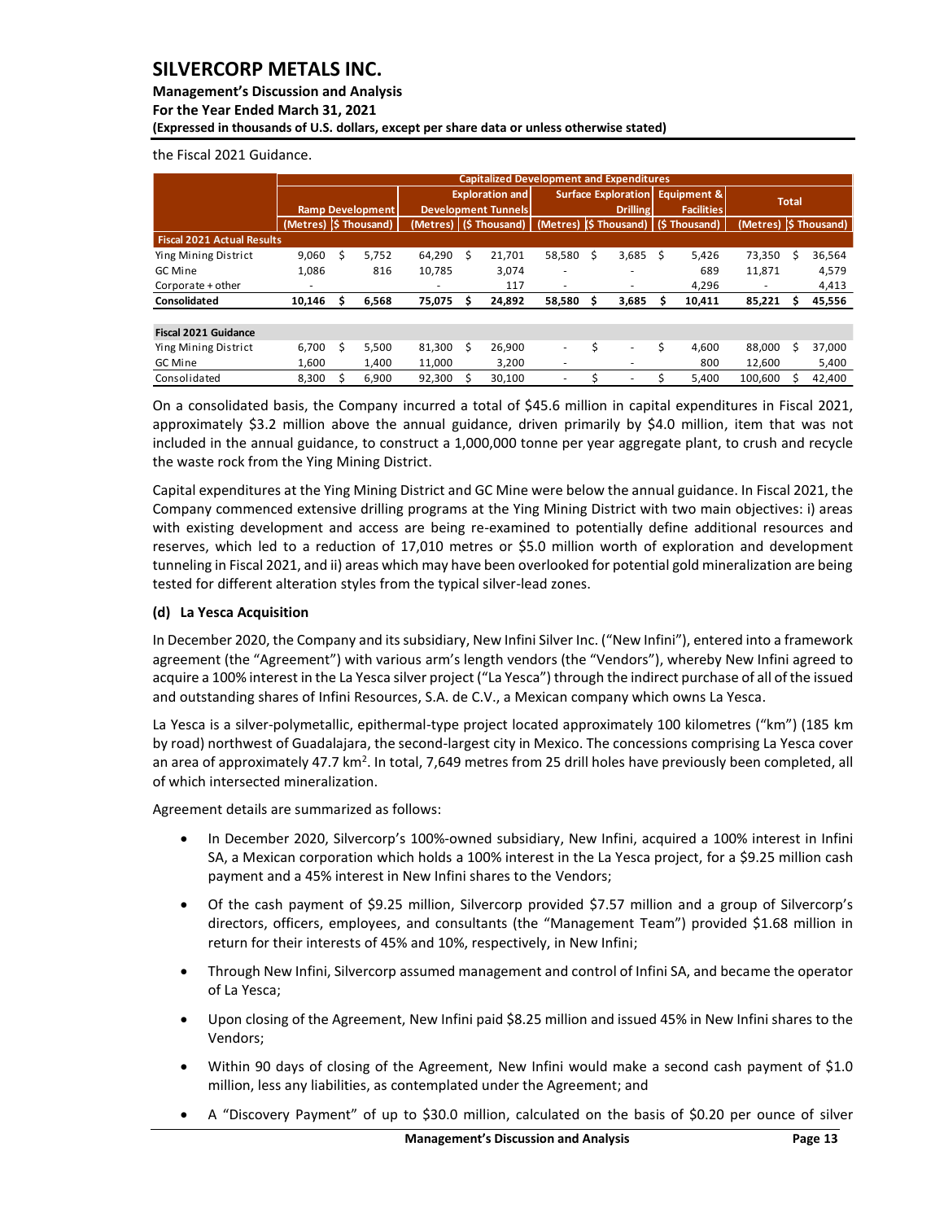the Fiscal 2021 Guidance.

| | Capitalized Development and Expenditures | | | | | | | | | |
|---|---|---|---|---|---|---|---|---|---|---|
| | Ramp Development | | Exploration and Development Tunnels | | Surface Exploration Drilling | | Equipment & Facilities | Total | |
| | (Metres) | ($ Thousand) | (Metres) | ($ Thousand) | (Metres) | ($ Thousand) | ($ Thousand) | (Metres) | ($ Thousand) |
| **Fiscal 2021 Actual Results** | | | | | | | | | |
| Ying Mining District | 9,060 | $ 5,752 | 64,290 | $ 21,701 | 58,580 | $ 3,685 | $ 5,426 | 73,350 | $ 36,564 |
| GC Mine | 1,086 | 816 | 10,785 | 3,074 | - | - | 689 | 11,871 | 4,579 |
| Corporate + other | - | | - | 117 | - | - | 4,296 | - | 4,413 |
| **Consolidated** | **10,146** | **$ 6,568** | **75,075** | **$ 24,892** | **58,580** | **$ 3,685** | **$ 10,411** | **85,221** | **$ 45,556** |
| | | | | | | | | | |
| **Fiscal 2021 Guidance** | | | | | | | | | |
| Ying Mining District | 6,700 | $ 5,500 | 81,300 | $ 26,900 | - | $ - | $ 4,600 | 88,000 | $ 37,000 |
| GC Mine | 1,600 | 1,400 | 11,000 | 3,200 | - | - | 800 | 12,600 | 5,400 |
| Consolidated | 8,300 | $ 6,900 | 92,300 | $ 30,100 | - | $ - | $ 5,400 | 100,600 | $ 42,400 |

On a consolidated basis, the Company incurred a total of $45.6 million in capital expenditures in Fiscal 2021, approximately $3.2 million above the annual guidance, driven primarily by $4.0 million, item that was not included in the annual guidance, to construct a 1,000,000 tonne per year aggregate plant, to crush and recycle the waste rock from the Ying Mining District.

Capital expenditures at the Ying Mining District and GC Mine were below the annual guidance. In Fiscal 2021, the Company commenced extensive drilling programs at the Ying Mining District with two main objectives: i) areas with existing development and access are being re-examined to potentially define additional resources and reserves, which led to a reduction of 17,010 metres or $5.0 million worth of exploration and development tunneling in Fiscal 2021, and ii) areas which may have been overlooked for potential gold mineralization are being tested for different alteration styles from the typical silver-lead zones.

### (d) La Yesca Acquisition

In December 2020, the Company and its subsidiary, New Infini Silver Inc. ("New Infini"), entered into a framework agreement (the "Agreement") with various arm's length vendors (the "Vendors"), whereby New Infini agreed to acquire a 100% interest in the La Yesca silver project ("La Yesca") through the indirect purchase of all of the issued and outstanding shares of Infini Resources, S.A. de C.V., a Mexican company which owns La Yesca.

La Yesca is a silver-polymetallic, epithermal-type project located approximately 100 kilometres ("km") (185 km by road) northwest of Guadalajara, the second-largest city in Mexico. The concessions comprising La Yesca cover an area of approximately 47.7 km$^2$. In total, 7,649 metres from 25 drill holes have previously been completed, all of which intersected mineralization.

Agreement details are summarized as follows:

- In December 2020, Silvercorp's 100%-owned subsidiary, New Infini, acquired a 100% interest in Infini SA, a Mexican corporation which holds a 100% interest in the La Yesca project, for a $9.25 million cash payment and a 45% interest in New Infini shares to the Vendors;
- Of the cash payment of $9.25 million, Silvercorp provided $7.57 million and a group of Silvercorp's directors, officers, employees, and consultants (the "Management Team") provided $1.68 million in return for their interests of 45% and 10%, respectively, in New Infini;
- Through New Infini, Silvercorp assumed management and control of Infini SA, and became the operator of La Yesca;
- Upon closing of the Agreement, New Infini paid $8.25 million and issued 45% in New Infini shares to the Vendors;
- Within 90 days of closing of the Agreement, New Infini would make a second cash payment of $1.0 million, less any liabilities, as contemplated under the Agreement; and
- A "Discovery Payment" of up to $30.0 million, calculated on the basis of $0.20 per ounce of silver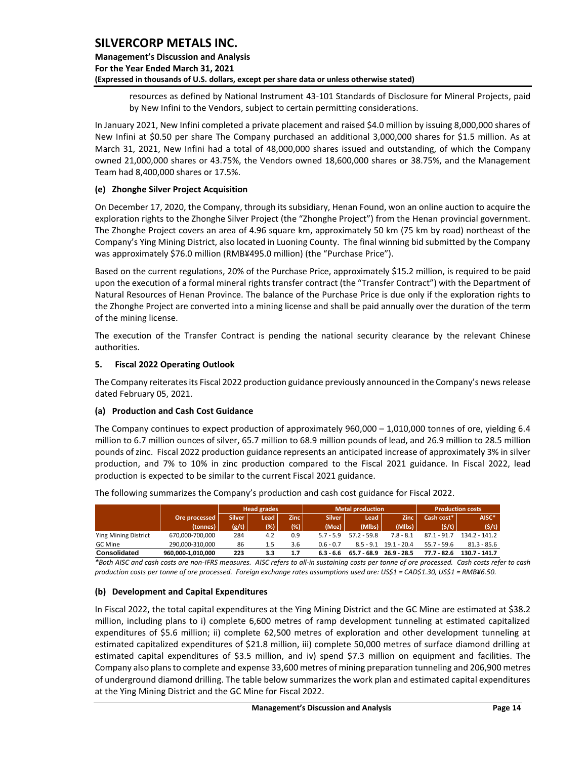resources as defined by National Instrument 43-101 Standards of Disclosure for Mineral Projects, paid by New Infini to the Vendors, subject to certain permitting considerations.

In January 2021, New Infini completed a private placement and raised $4.0 million by issuing 8,000,000 shares of New Infini at $0.50 per share The Company purchased an additional 3,000,000 shares for $1.5 million. As at March 31, 2021, New Infini had a total of 48,000,000 shares issued and outstanding, of which the Company owned 21,000,000 shares or 43.75%, the Vendors owned 18,600,000 shares or 38.75%, and the Management Team had 8,400,000 shares or 17.5%.

### (e) Zhonghe Silver Project Acquisition

On December 17, 2020, the Company, through its subsidiary, Henan Found, won an online auction to acquire the exploration rights to the Zhonghe Silver Project (the "Zhonghe Project") from the Henan provincial government. The Zhonghe Project covers an area of 4.96 square km, approximately 50 km (75 km by road) northeast of the Company's Ying Mining District, also located in Luoning County. The final winning bid submitted by the Company was approximately $76.0 million (RMB¥495.0 million) (the "Purchase Price").

Based on the current regulations, 20% of the Purchase Price, approximately $15.2 million, is required to be paid upon the execution of a formal mineral rights transfer contract (the "Transfer Contract") with the Department of Natural Resources of Henan Province. The balance of the Purchase Price is due only if the exploration rights to the Zhonghe Project are converted into a mining license and shall be paid annually over the duration of the term of the mining license.

The execution of the Transfer Contract is pending the national security clearance by the relevant Chinese authorities.

## 5. Fiscal 2022 Operating Outlook

The Company reiterates its Fiscal 2022 production guidance previously announced in the Company's news release dated February 05, 2021.

### (a) Production and Cash Cost Guidance

The Company continues to expect production of approximately 960,000 – 1,010,000 tonnes of ore, yielding 6.4 million to 6.7 million ounces of silver, 65.7 million to 68.9 million pounds of lead, and 26.9 million to 28.5 million pounds of zinc. Fiscal 2022 production guidance represents an anticipated increase of approximately 3% in silver production, and 7% to 10% in zinc production compared to the Fiscal 2021 guidance. In Fiscal 2022, lead production is expected to be similar to the current Fiscal 2021 guidance.

The following summarizes the Company's production and cash cost guidance for Fiscal 2022.

| | | Head grades | | | Metal production | | | Production costs | |
|---|---|---|---|---|---|---|---|---|---|
| | Ore processed (tonnes) | Silver (g/t) | Lead (%) | Zinc (%) | Silver (Moz) | Lead (Mlbs) | Zinc (Mlbs) | Cash cost* ($/t) | AISC* ($/t) |
| Ying Mining District | 670,000-700,000 | 284 | 4.2 | 0.9 | 5.7 - 5.9 | 57.2 - 59.8 | 7.8 - 8.1 | 87.1 - 91.7 | 134.2 - 141.2 |
| GC Mine | 290,000-310,000 | 86 | 1.5 | 3.6 | 0.6 - 0.7 | 8.5 - 9.1 | 19.1 - 20.4 | 55.7 - 59.6 | 81.3 - 85.6 |
| **Consolidated** | **960,000-1,010,000** | **223** | **3.3** | **1.7** | **6.3 - 6.6** | **65.7 - 68.9** | **26.9 - 28.5** | **77.7 - 82.6** | **130.7 - 141.7** |

*\*Both AISC and cash costs are non-IFRS measures. AISC refers to all-in sustaining costs per tonne of ore processed. Cash costs refer to cash production costs per tonne of ore processed. Foreign exchange rates assumptions used are: US$1 = CAD$1.30, US$1 = RMB¥6.50.*

### (b) Development and Capital Expenditures

In Fiscal 2022, the total capital expenditures at the Ying Mining District and the GC Mine are estimated at $38.2 million, including plans to i) complete 6,600 metres of ramp development tunneling at estimated capitalized expenditures of $5.6 million; ii) complete 62,500 metres of exploration and other development tunneling at estimated capitalized expenditures of $21.8 million, iii) complete 50,000 metres of surface diamond drilling at estimated capital expenditures of $3.5 million, and iv) spend $7.3 million on equipment and facilities. The Company also plans to complete and expense 33,600 metres of mining preparation tunneling and 206,900 metres of underground diamond drilling. The table below summarizes the work plan and estimated capital expenditures at the Ying Mining District and the GC Mine for Fiscal 2022.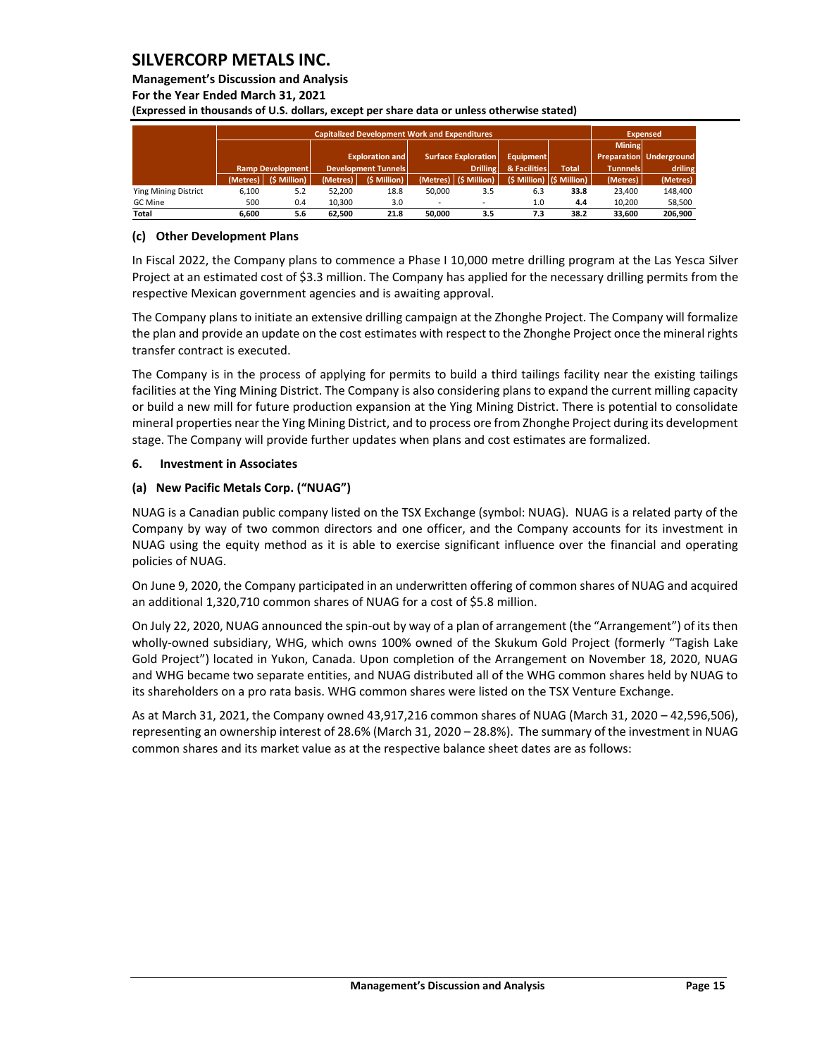| | Capitalized Development Work and Expenditures | | | | | | | | Expensed | |
|---|---|---|---|---|---|---|---|---|---|---|
| | Ramp Development | | Exploration and Development Tunnels | | Surface Exploration Drilling | | Equipment & Facilities | Total | Mining Preparation Tunnnels | Underground driling |
| | (Metres) | ($ Million) | (Metres) | ($ Million) | (Metres) | ($ Million) | ($ Million) | ($ Million) | (Metres) | (Metres) |
| Ying Mining District | 6,100 | 5.2 | 52,200 | 18.8 | 50,000 | 3.5 | 6.3 | **33.8** | 23,400 | 148,400 |
| GC Mine | 500 | 0.4 | 10,300 | 3.0 | - | - | 1.0 | **4.4** | 10,200 | 58,500 |
| **Total** | **6,600** | **5.6** | **62,500** | **21.8** | **50,000** | **3.5** | **7.3** | **38.2** | **33,600** | **206,900** |

### (c) Other Development Plans

In Fiscal 2022, the Company plans to commence a Phase I 10,000 metre drilling program at the Las Yesca Silver Project at an estimated cost of $3.3 million. The Company has applied for the necessary drilling permits from the respective Mexican government agencies and is awaiting approval.

The Company plans to initiate an extensive drilling campaign at the Zhonghe Project. The Company will formalize the plan and provide an update on the cost estimates with respect to the Zhonghe Project once the mineral rights transfer contract is executed.

The Company is in the process of applying for permits to build a third tailings facility near the existing tailings facilities at the Ying Mining District. The Company is also considering plans to expand the current milling capacity or build a new mill for future production expansion at the Ying Mining District. There is potential to consolidate mineral properties near the Ying Mining District, and to process ore from Zhonghe Project during its development stage. The Company will provide further updates when plans and cost estimates are formalized.

## 6. Investment in Associates

### (a) New Pacific Metals Corp. ("NUAG")

NUAG is a Canadian public company listed on the TSX Exchange (symbol: NUAG). NUAG is a related party of the Company by way of two common directors and one officer, and the Company accounts for its investment in NUAG using the equity method as it is able to exercise significant influence over the financial and operating policies of NUAG.

On June 9, 2020, the Company participated in an underwritten offering of common shares of NUAG and acquired an additional 1,320,710 common shares of NUAG for a cost of $5.8 million.

On July 22, 2020, NUAG announced the spin-out by way of a plan of arrangement (the "Arrangement") of its then wholly-owned subsidiary, WHG, which owns 100% owned of the Skukum Gold Project (formerly "Tagish Lake Gold Project") located in Yukon, Canada. Upon completion of the Arrangement on November 18, 2020, NUAG and WHG became two separate entities, and NUAG distributed all of the WHG common shares held by NUAG to its shareholders on a pro rata basis. WHG common shares were listed on the TSX Venture Exchange.

As at March 31, 2021, the Company owned 43,917,216 common shares of NUAG (March 31, 2020 – 42,596,506), representing an ownership interest of 28.6% (March 31, 2020 – 28.8%). The summary of the investment in NUAG common shares and its market value as at the respective balance sheet dates are as follows: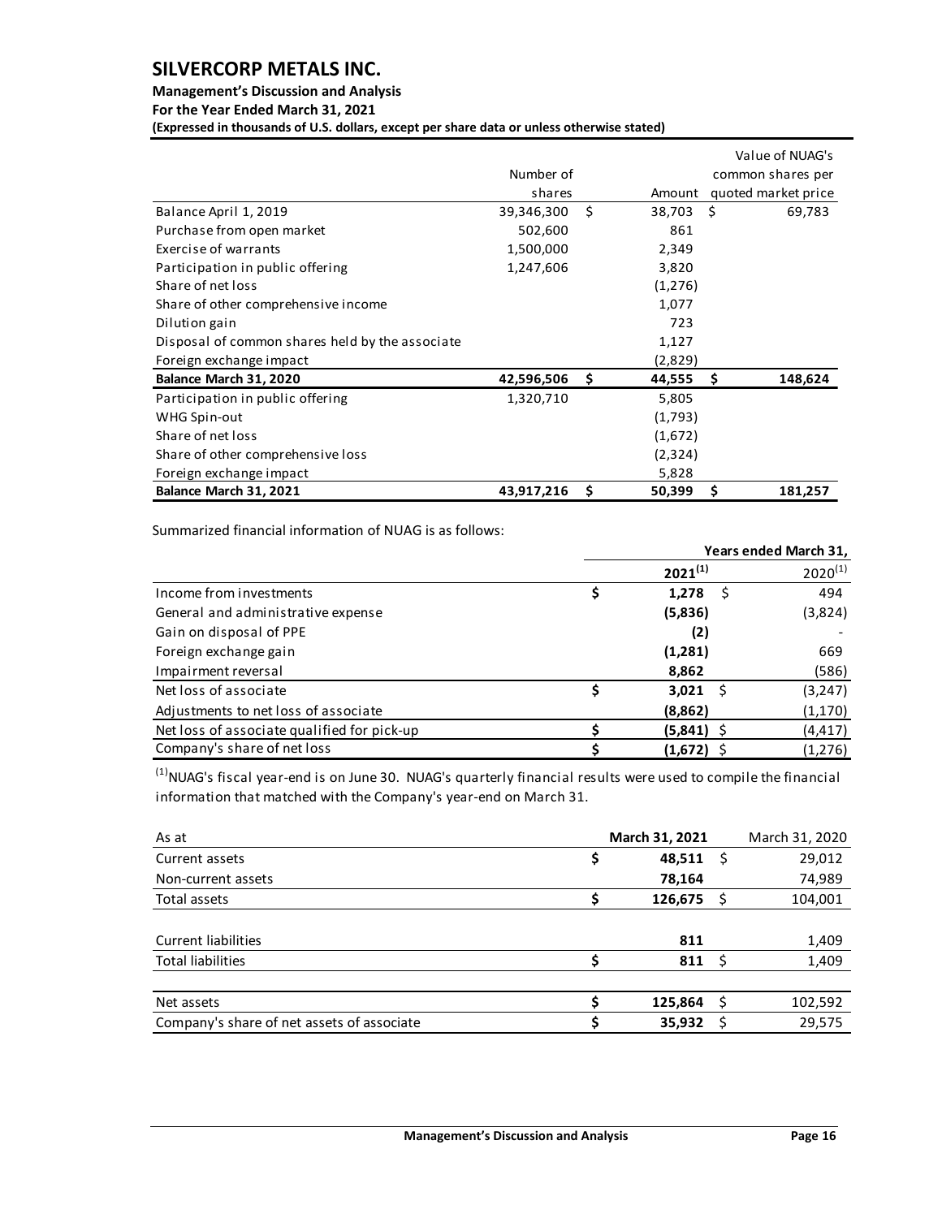| | Number of shares | | Amount | Value of NUAG's common shares per quoted market price |
|---|---|---|---|---|
| Balance April 1, 2019 | 39,346,300 | $ | 38,703 | $ 69,783 |
| Purchase from open market | 502,600 | | 861 | |
| Exercise of warrants | 1,500,000 | | 2,349 | |
| Participation in public offering | 1,247,606 | | 3,820 | |
| Share of net loss | | | (1,276) | |
| Share of other comprehensive income | | | 1,077 | |
| Dilution gain | | | 723 | |
| Disposal of common shares held by the associate | | | 1,127 | |
| Foreign exchange impact | | | (2,829) | |
| **Balance March 31, 2020** | **42,596,506** | **$** | **44,555** | **$ 148,624** |
| Participation in public offering | 1,320,710 | | 5,805 | |
| WHG Spin-out | | | (1,793) | |
| Share of net loss | | | (1,672) | |
| Share of other comprehensive loss | | | (2,324) | |
| Foreign exchange impact | | | 5,828 | |
| **Balance March 31, 2021** | **43,917,216** | **$** | **50,399** | **$ 181,257** |

Summarized financial information of NUAG is as follows:

| | Years ended March 31, | |
|---|---|---|
| | **2021[(1)]** | 2020[(1)] |
| Income from investments | **$ 1,278** | $ 494 |
| General and administrative expense | **(5,836)** | (3,824) |
| Gain on disposal of PPE | **(2)** | - |
| Foreign exchange gain | **(1,281)** | 669 |
| Impairment reversal | **8,862** | (586) |
| Net loss of associate | **$ 3,021** | $ (3,247) |
| Adjustments to net loss of associate | **(8,862)** | (1,170) |
| Net loss of associate qualified for pick-up | **$ (5,841)** | $ (4,417) |
| Company's share of net loss | **$ (1,672)** | $ (1,276) |

[(1)] NUAG's fiscal year-end is on June 30. NUAG's quarterly financial results were used to compile the financial information that matched with the Company's year-end on March 31.

| As at | **March 31, 2021** | March 31, 2020 |
|---|---|---|
| Current assets | **$ 48,511** | $ 29,012 |
| Non-current assets | **78,164** | 74,989 |
| Total assets | **$ 126,675** | $ 104,001 |
| | | |
| Current liabilities | **811** | 1,409 |
| Total liabilities | **$ 811** | $ 1,409 |
| | | |
| Net assets | **$ 125,864** | $ 102,592 |
| Company's share of net assets of associate | **$ 35,932** | $ 29,575 |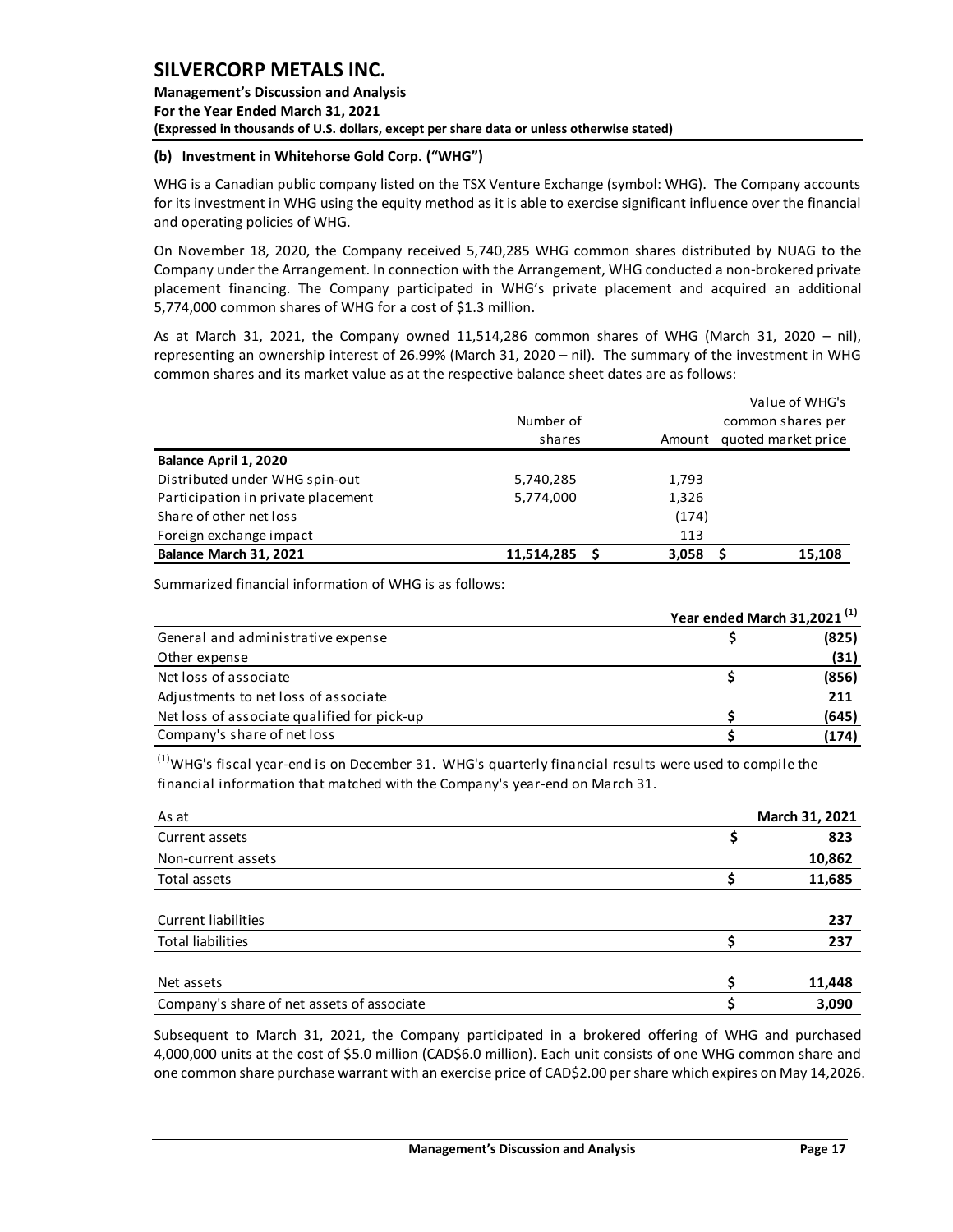### (b) Investment in Whitehorse Gold Corp. ("WHG")

WHG is a Canadian public company listed on the TSX Venture Exchange (symbol: WHG). The Company accounts for its investment in WHG using the equity method as it is able to exercise significant influence over the financial and operating policies of WHG.

On November 18, 2020, the Company received 5,740,285 WHG common shares distributed by NUAG to the Company under the Arrangement. In connection with the Arrangement, WHG conducted a non-brokered private placement financing. The Company participated in WHG's private placement and acquired an additional 5,774,000 common shares of WHG for a cost of $1.3 million.

As at March 31, 2021, the Company owned 11,514,286 common shares of WHG (March 31, 2020 – nil), representing an ownership interest of 26.99% (March 31, 2020 – nil). The summary of the investment in WHG common shares and its market value as at the respective balance sheet dates are as follows:

| | Number of shares | Amount | Value of WHG's common shares per quoted market price |
|---|---|---|---|
| **Balance April 1, 2020** | | | |
| Distributed under WHG spin-out | 5,740,285 | 1,793 | |
| Participation in private placement | 5,774,000 | 1,326 | |
| Share of other net loss | | (174) | |
| Foreign exchange impact | | 113 | |
| **Balance March 31, 2021** | **11,514,285** | **$ 3,058** | **$ 15,108** |

Summarized financial information of WHG is as follows:

| | Year ended March 31,2021 [(1)] |
|---|---|
| General and administrative expense | $ (825) |
| Other expense | (31) |
| Net loss of associate | $ (856) |
| Adjustments to net loss of associate | 211 |
| Net loss of associate qualified for pick-up | $ (645) |
| Company's share of net loss | $ (174) |

[(1)]WHG's fiscal year-end is on December 31. WHG's quarterly financial results were used to compile the financial information that matched with the Company's year-end on March 31.

| As at | March 31, 2021 |
|---|---|
| Current assets | $ 823 |
| Non-current assets | 10,862 |
| Total assets | $ 11,685 |
| | |
| Current liabilities | 237 |
| Total liabilities | $ 237 |
| | |
| Net assets | $ 11,448 |
| Company's share of net assets of associate | $ 3,090 |

Subsequent to March 31, 2021, the Company participated in a brokered offering of WHG and purchased 4,000,000 units at the cost of $5.0 million (CAD$6.0 million). Each unit consists of one WHG common share and one common share purchase warrant with an exercise price of CAD$2.00 per share which expires on May 14,2026.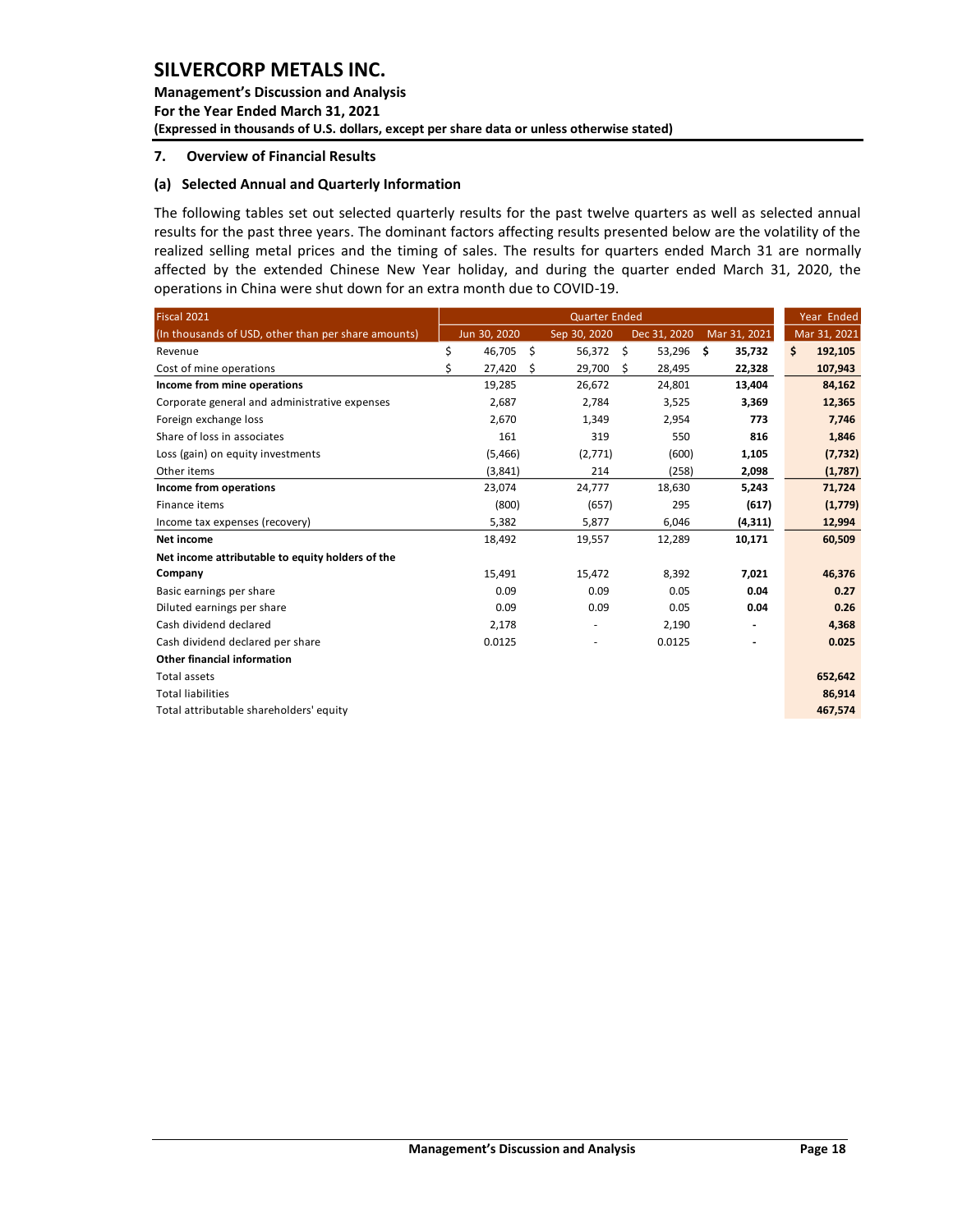# SILVERCORP METALS INC.

**Management's Discussion and Analysis**
**For the Year Ended March 31, 2021**
**(Expressed in thousands of U.S. dollars, except per share data or unless otherwise stated)**

## 7. Overview of Financial Results

### (a) Selected Annual and Quarterly Information

The following tables set out selected quarterly results for the past twelve quarters as well as selected annual results for the past three years. The dominant factors affecting results presented below are the volatility of the realized selling metal prices and the timing of sales. The results for quarters ended March 31 are normally affected by the extended Chinese New Year holiday, and during the quarter ended March 31, 2020, the operations in China were shut down for an extra month due to COVID-19.

| Fiscal 2021 | Quarter Ended | | | | Year Ended |
|---|---|---|---|---|---|
| (In thousands of USD, other than per share amounts) | Jun 30, 2020 | Sep 30, 2020 | Dec 31, 2020 | Mar 31, 2021 | Mar 31, 2021 |
| Revenue | $ 46,705 | $ 56,372 | $ 53,296 | **$ 35,732** | **$ 192,105** |
| Cost of mine operations | $ 27,420 | $ 29,700 | $ 28,495 | **22,328** | **107,943** |
| **Income from mine operations** | 19,285 | 26,672 | 24,801 | **13,404** | **84,162** |
| Corporate general and administrative expenses | 2,687 | 2,784 | 3,525 | **3,369** | **12,365** |
| Foreign exchange loss | 2,670 | 1,349 | 2,954 | **773** | **7,746** |
| Share of loss in associates | 161 | 319 | 550 | **816** | **1,846** |
| Loss (gain) on equity investments | (5,466) | (2,771) | (600) | **1,105** | **(7,732)** |
| Other items | (3,841) | 214 | (258) | **2,098** | **(1,787)** |
| **Income from operations** | 23,074 | 24,777 | 18,630 | **5,243** | **71,724** |
| Finance items | (800) | (657) | 295 | **(617)** | **(1,779)** |
| Income tax expenses (recovery) | 5,382 | 5,877 | 6,046 | **(4,311)** | **12,994** |
| **Net income** | 18,492 | 19,557 | 12,289 | **10,171** | **60,509** |
| **Net income attributable to equity holders of the Company** | 15,491 | 15,472 | 8,392 | **7,021** | **46,376** |
| Basic earnings per share | 0.09 | 0.09 | 0.05 | **0.04** | **0.27** |
| Diluted earnings per share | 0.09 | 0.09 | 0.05 | **0.04** | **0.26** |
| Cash dividend declared | 2,178 | - | 2,190 | **-** | **4,368** |
| Cash dividend declared per share | 0.0125 | - | 0.0125 | **-** | **0.025** |
| **Other financial information** | | | | | |
| Total assets | | | | | **652,642** |
| Total liabilities | | | | | **86,914** |
| Total attributable shareholders' equity | | | | | **467,574** |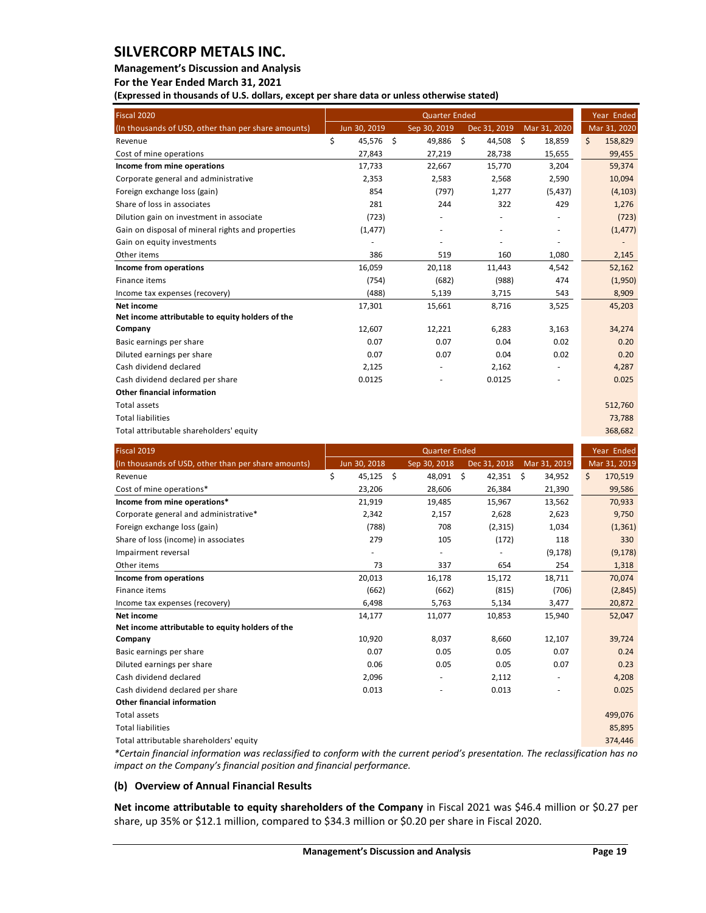| Fiscal 2020 | Quarter Ended | | | | Year Ended |
|---|---|---|---|---|---|
| (In thousands of USD, other than per share amounts) | Jun 30, 2019 | Sep 30, 2019 | Dec 31, 2019 | Mar 31, 2020 | Mar 31, 2020 |
| Revenue | $ 45,576 | $ 49,886 | $ 44,508 | $ 18,859 | $ 158,829 |
| Cost of mine operations | 27,843 | 27,219 | 28,738 | 15,655 | 99,455 |
| **Income from mine operations** | 17,733 | 22,667 | 15,770 | 3,204 | 59,374 |
| Corporate general and administrative | 2,353 | 2,583 | 2,568 | 2,590 | 10,094 |
| Foreign exchange loss (gain) | 854 | (797) | 1,277 | (5,437) | (4,103) |
| Share of loss in associates | 281 | 244 | 322 | 429 | 1,276 |
| Dilution gain on investment in associate | (723) | - | - | - | (723) |
| Gain on disposal of mineral rights and properties | (1,477) | - | - | - | (1,477) |
| Gain on equity investments | - | - | - | - | - |
| Other items | 386 | 519 | 160 | 1,080 | 2,145 |
| **Income from operations** | 16,059 | 20,118 | 11,443 | 4,542 | 52,162 |
| Finance items | (754) | (682) | (988) | 474 | (1,950) |
| Income tax expenses (recovery) | (488) | 5,139 | 3,715 | 543 | 8,909 |
| **Net income** | 17,301 | 15,661 | 8,716 | 3,525 | 45,203 |
| **Net income attributable to equity holders of the Company** | 12,607 | 12,221 | 6,283 | 3,163 | 34,274 |
| Basic earnings per share | 0.07 | 0.07 | 0.04 | 0.02 | 0.20 |
| Diluted earnings per share | 0.07 | 0.07 | 0.04 | 0.02 | 0.20 |
| Cash dividend declared | 2,125 | - | 2,162 | - | 4,287 |
| Cash dividend declared per share | 0.0125 | - | 0.0125 | - | 0.025 |
| **Other financial information** | | | | | |
| Total assets | | | | | 512,760 |
| Total liabilities | | | | | 73,788 |
| Total attributable shareholders' equity | | | | | 368,682 |

| Fiscal 2019 | Quarter Ended | | | | Year Ended |
|---|---|---|---|---|---|
| (In thousands of USD, other than per share amounts) | Jun 30, 2018 | Sep 30, 2018 | Dec 31, 2018 | Mar 31, 2019 | Mar 31, 2019 |
| Revenue | $ 45,125 | $ 48,091 | $ 42,351 | $ 34,952 | $ 170,519 |
| Cost of mine operations* | 23,206 | 28,606 | 26,384 | 21,390 | 99,586 |
| **Income from mine operations*** | 21,919 | 19,485 | 15,967 | 13,562 | 70,933 |
| Corporate general and administrative* | 2,342 | 2,157 | 2,628 | 2,623 | 9,750 |
| Foreign exchange loss (gain) | (788) | 708 | (2,315) | 1,034 | (1,361) |
| Share of loss (income) in associates | 279 | 105 | (172) | 118 | 330 |
| Impairment reversal | - | - | - | (9,178) | (9,178) |
| Other items | 73 | 337 | 654 | 254 | 1,318 |
| **Income from operations** | 20,013 | 16,178 | 15,172 | 18,711 | 70,074 |
| Finance items | (662) | (662) | (815) | (706) | (2,845) |
| Income tax expenses (recovery) | 6,498 | 5,763 | 5,134 | 3,477 | 20,872 |
| **Net income** | 14,177 | 11,077 | 10,853 | 15,940 | 52,047 |
| **Net income attributable to equity holders of the Company** | 10,920 | 8,037 | 8,660 | 12,107 | 39,724 |
| Basic earnings per share | 0.07 | 0.05 | 0.05 | 0.07 | 0.24 |
| Diluted earnings per share | 0.06 | 0.05 | 0.05 | 0.07 | 0.23 |
| Cash dividend declared | 2,096 | - | 2,112 | - | 4,208 |
| Cash dividend declared per share | 0.013 | - | 0.013 | - | 0.025 |
| **Other financial information** | | | | | |
| Total assets | | | | | 499,076 |
| Total liabilities | | | | | 85,895 |
| Total attributable shareholders' equity | | | | | 374,446 |

*Certain financial information was reclassified to conform with the current period's presentation. The reclassification has no impact on the Company's financial position and financial performance.*

### (b) Overview of Annual Financial Results

**Net income attributable to equity shareholders of the Company** in Fiscal 2021 was $46.4 million or $0.27 per share, up 35% or $12.1 million, compared to $34.3 million or $0.20 per share in Fiscal 2020.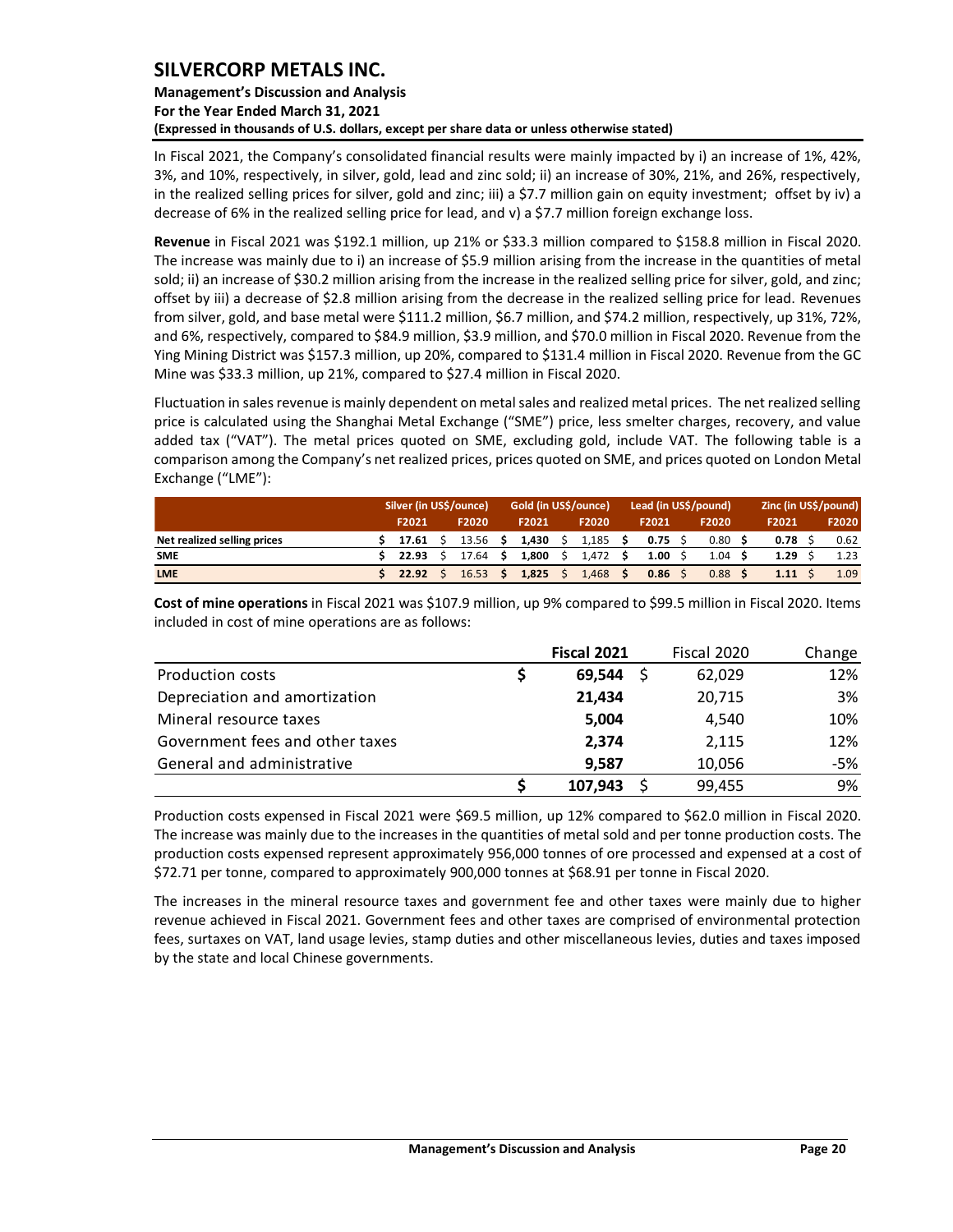In Fiscal 2021, the Company's consolidated financial results were mainly impacted by i) an increase of 1%, 42%, 3%, and 10%, respectively, in silver, gold, lead and zinc sold; ii) an increase of 30%, 21%, and 26%, respectively, in the realized selling prices for silver, gold and zinc; iii) a $7.7 million gain on equity investment; offset by iv) a decrease of 6% in the realized selling price for lead, and v) a $7.7 million foreign exchange loss.

**Revenue** in Fiscal 2021 was $192.1 million, up 21% or $33.3 million compared to $158.8 million in Fiscal 2020. The increase was mainly due to i) an increase of $5.9 million arising from the increase in the quantities of metal sold and ii) an increase of $30.2 million arising from the increase in the realized selling price for silver, gold, and zinc; offset by iii) a decrease of $2.8 million arising from the decrease in the realized selling price for lead. Revenues from silver, gold, and base metal were $111.2 million, $6.7 million, and $74.2 million, respectively, up 31%, 72%, and 6%, respectively, compared to $84.9 million, $3.9 million, and $70.0 million in Fiscal 2020. Revenue from the Ying Mining District was $157.3 million, up 20%, compared to $131.4 million in Fiscal 2020. Revenue from the GC Mine was $33.3 million, up 21%, compared to $27.4 million in Fiscal 2020.

Fluctuation in sales revenue is mainly dependent on metal sales and realized metal prices. The net realized selling price is calculated using the Shanghai Metal Exchange ("SME") price, less smelter charges, recovery, and value added tax ("VAT"). The metal prices quoted on SME, excluding gold, include VAT. The following table is a comparison among the Company's net realized prices, prices quoted on SME, and prices quoted on London Metal Exchange ("LME"):

| | Silver (in US$/ounce) | | Gold (in US$/ounce) | | Lead (in US$/pound) | | Zinc (in US$/pound) | |
|---|---|---|---|---|---|---|---|---|
| | F2021 | F2020 | F2021 | F2020 | F2021 | F2020 | F2021 | F2020 |
| **Net realized selling prices** | **$ 17.61** | $ 13.56 | **$ 1,430** | $ 1,185 | **$ 0.75** | $ 0.80 | **$ 0.78** | $ 0.62 |
| **SME** | **$ 22.93** | $ 17.64 | **$ 1,800** | $ 1,472 | **$ 1.00** | $ 1.04 | **$ 1.29** | $ 1.23 |
| **LME** | **$ 22.92** | $ 16.53 | **$ 1,825** | $ 1,468 | **$ 0.86** | $ 0.88 | **$ 1.11** | $ 1.09 |

**Cost of mine operations** in Fiscal 2021 was $107.9 million, up 9% compared to $99.5 million in Fiscal 2020. Items included in cost of mine operations are as follows:

| | Fiscal 2021 | Fiscal 2020 | Change |
|---|---|---|---|
| Production costs | $ 69,544 | $ 62,029 | 12% |
| Depreciation and amortization | 21,434 | 20,715 | 3% |
| Mineral resource taxes | 5,004 | 4,540 | 10% |
| Government fees and other taxes | 2,374 | 2,115 | 12% |
| General and administrative | 9,587 | 10,056 | -5% |
| | $ 107,943 | $ 99,455 | 9% |

Production costs expensed in Fiscal 2021 were $69.5 million, up 12% compared to $62.0 million in Fiscal 2020. The increase was mainly due to the increases in the quantities of metal sold and per tonne production costs. The production costs expensed represent approximately 956,000 tonnes of ore processed and expensed at a cost of $72.71 per tonne, compared to approximately 900,000 tonnes at $68.91 per tonne in Fiscal 2020.

The increases in the mineral resource taxes and government fee and other taxes were mainly due to higher revenue achieved in Fiscal 2021. Government fees and other taxes are comprised of environmental protection fees, surtaxes on VAT, land usage levies, stamp duties and other miscellaneous levies, duties and taxes imposed by the state and local Chinese governments.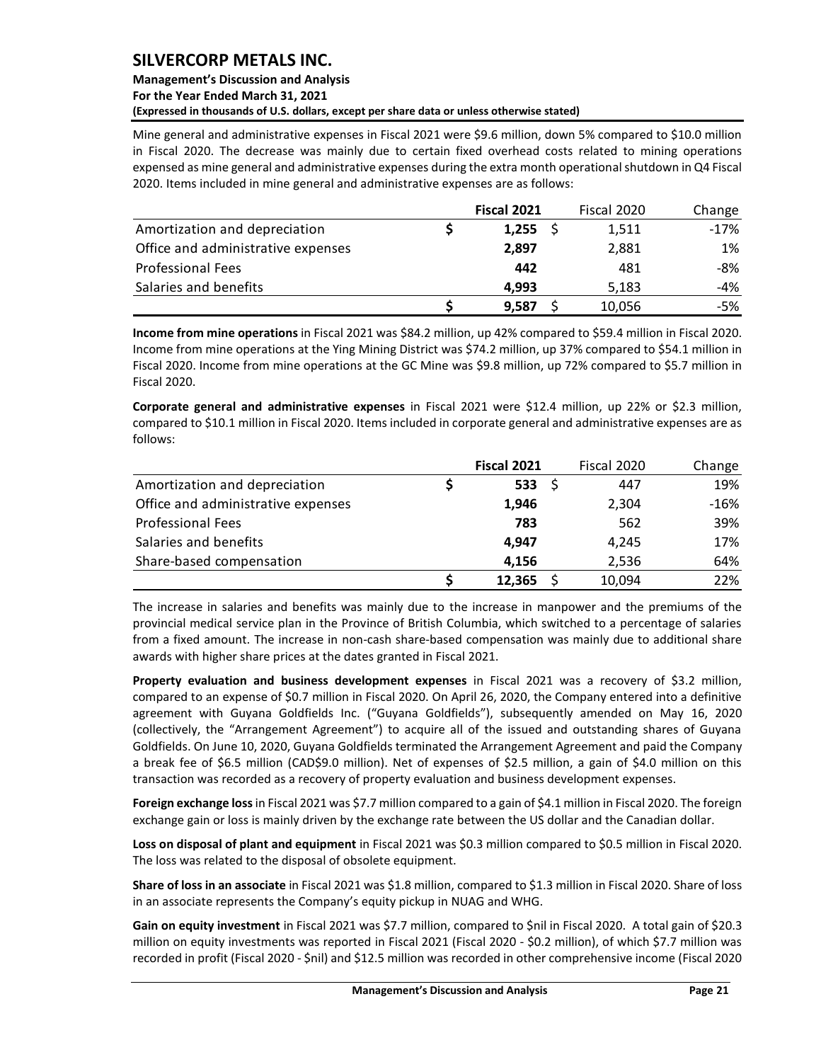Mine general and administrative expenses in Fiscal 2021 were \$9.6 million, down 5% compared to \$10.0 million in Fiscal 2020. The decrease was mainly due to certain fixed overhead costs related to mining operations expensed as mine general and administrative expenses during the extra month operational shutdown in Q4 Fiscal 2020. Items included in mine general and administrative expenses are as follows:

| | **Fiscal 2021** | Fiscal 2020 | Change |
|---|---|---|---|
| Amortization and depreciation | \$ **1,255** | \$ 1,511 | -17% |
| Office and administrative expenses | **2,897** | 2,881 | 1% |
| Professional Fees | **442** | 481 | -8% |
| Salaries and benefits | **4,993** | 5,183 | -4% |
| | \$ **9,587** | \$ 10,056 | -5% |

**Income from mine operations** in Fiscal 2021 was \$84.2 million, up 42% compared to \$59.4 million in Fiscal 2020. Income from mine operations at the Ying Mining District was \$74.2 million, up 37% compared to \$54.1 million in Fiscal 2020. Income from mine operations at the GC Mine was \$9.8 million, up 72% compared to \$5.7 million in Fiscal 2020.

**Corporate general and administrative expenses** in Fiscal 2021 were \$12.4 million, up 22% or \$2.3 million, compared to \$10.1 million in Fiscal 2020. Items included in corporate general and administrative expenses are as follows:

| | **Fiscal 2021** | Fiscal 2020 | Change |
|---|---|---|---|
| Amortization and depreciation | \$ **533** | \$ 447 | 19% |
| Office and administrative expenses | **1,946** | 2,304 | -16% |
| Professional Fees | **783** | 562 | 39% |
| Salaries and benefits | **4,947** | 4,245 | 17% |
| Share-based compensation | **4,156** | 2,536 | 64% |
| | \$ **12,365** | \$ 10,094 | 22% |

The increase in salaries and benefits was mainly due to the increase in manpower and the premiums of the provincial medical service plan in the Province of British Columbia, which switched to a percentage of salaries from a fixed amount. The increase in non-cash share-based compensation was mainly due to additional share awards with higher share prices at the dates granted in Fiscal 2021.

**Property evaluation and business development expenses** in Fiscal 2021 was a recovery of \$3.2 million, compared to an expense of \$0.7 million in Fiscal 2020. On April 26, 2020, the Company entered into a definitive agreement with Guyana Goldfields Inc. ("Guyana Goldfields"), subsequently amended on May 16, 2020 (collectively, the "Arrangement Agreement") to acquire all of the issued and outstanding shares of Guyana Goldfields. On June 10, 2020, Guyana Goldfields terminated the Arrangement Agreement and paid the Company a break fee of \$6.5 million (CAD\$9.0 million). Net of expenses of \$2.5 million, a gain of \$4.0 million on this transaction was recorded as a recovery of property evaluation and business development expenses.

**Foreign exchange loss** in Fiscal 2021 was \$7.7 million compared to a gain of \$4.1 million in Fiscal 2020. The foreign exchange gain or loss is mainly driven by the exchange rate between the US dollar and the Canadian dollar.

**Loss on disposal of plant and equipment** in Fiscal 2021 was \$0.3 million compared to \$0.5 million in Fiscal 2020. The loss was related to the disposal of obsolete equipment.

**Share of loss in an associate** in Fiscal 2021 was \$1.8 million, compared to \$1.3 million in Fiscal 2020. Share of loss in an associate represents the Company's equity pickup in NUAG and WHG.

**Gain on equity investment** in Fiscal 2021 was \$7.7 million, compared to \$nil in Fiscal 2020. A total gain of \$20.3 million on equity investments was reported in Fiscal 2021 (Fiscal 2020 - \$0.2 million), of which \$7.7 million was recorded in profit (Fiscal 2020 - \$nil) and \$12.5 million was recorded in other comprehensive income (Fiscal 2020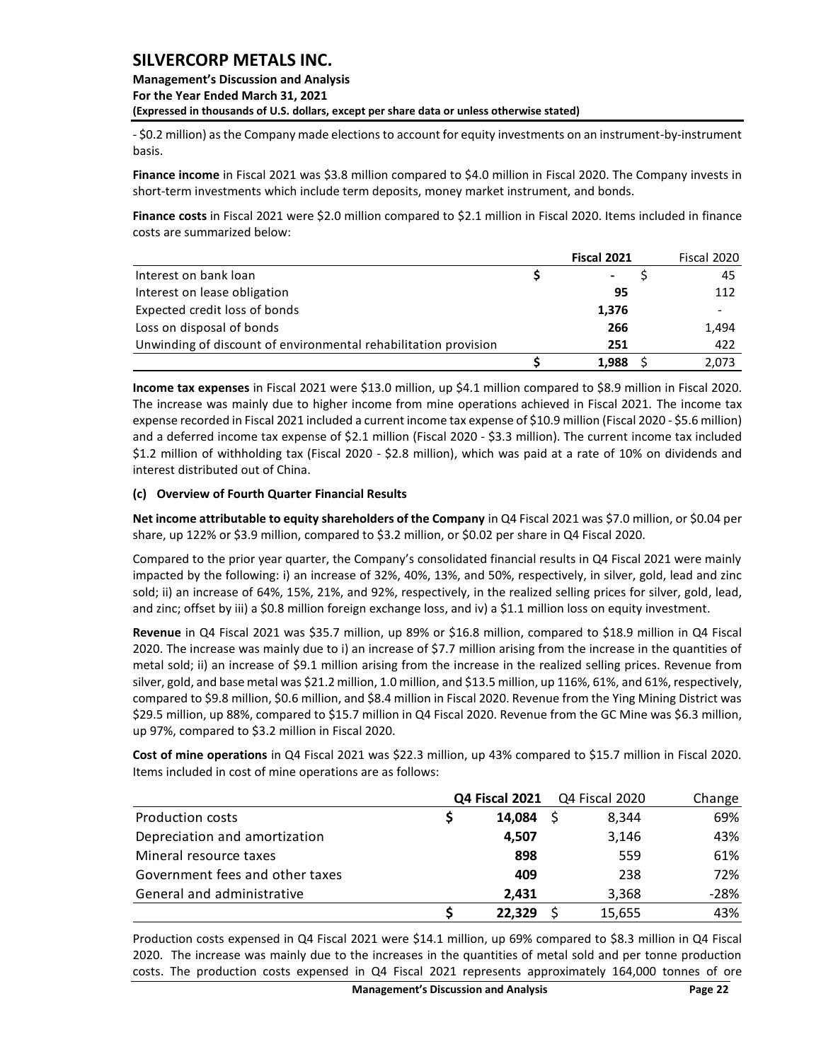- $0.2 million) as the Company made elections to account for equity investments on an instrument-by-instrument basis.

**Finance income** in Fiscal 2021 was $3.8 million compared to $4.0 million in Fiscal 2020. The Company invests in short-term investments which include term deposits, money market instrument, and bonds.

**Finance costs** in Fiscal 2021 were $2.0 million compared to $2.1 million in Fiscal 2020. Items included in finance costs are summarized below:

| | **Fiscal 2021** | Fiscal 2020 |
|---|---|---|
| Interest on bank loan | $ **-** | $ 45 |
| Interest on lease obligation | **95** | 112 |
| Expected credit loss of bonds | **1,376** | - |
| Loss on disposal of bonds | **266** | 1,494 |
| Unwinding of discount of environmental rehabilitation provision | **251** | 422 |
| | $ **1,988** | $ 2,073 |

**Income tax expenses** in Fiscal 2021 were $13.0 million, up $4.1 million compared to $8.9 million in Fiscal 2020. The increase was mainly due to higher income from mine operations achieved in Fiscal 2021. The income tax expense recorded in Fiscal 2021 included a current income tax expense of $10.9 million (Fiscal 2020 - $5.6 million) and a deferred income tax expense of $2.1 million (Fiscal 2020 - $3.3 million). The current income tax included $1.2 million of withholding tax (Fiscal 2020 - $2.8 million), which was paid at a rate of 10% on dividends and interest distributed out of China.

### (c) Overview of Fourth Quarter Financial Results

**Net income attributable to equity shareholders of the Company** in Q4 Fiscal 2021 was $7.0 million, or $0.04 per share, up 122% or $3.9 million, compared to $3.2 million, or $0.02 per share in Q4 Fiscal 2020.

Compared to the prior year quarter, the Company's consolidated financial results in Q4 Fiscal 2021 were mainly impacted by the following: i) an increase of 32%, 40%, 13%, and 50%, respectively, in silver, gold, lead and zinc sold; ii) an increase of 64%, 15%, 21%, and 92%, respectively, in the realized selling prices for silver, gold, lead, and zinc; offset by iii) a $0.8 million foreign exchange loss, and iv) a $1.1 million loss on equity investment.

**Revenue** in Q4 Fiscal 2021 was $35.7 million, up 89% or $16.8 million, compared to $18.9 million in Q4 Fiscal 2020. The increase was mainly due to i) an increase of $7.7 million arising from the increase in the quantities of metal sold; ii) an increase of $9.1 million arising from the increase in the realized selling prices. Revenue from silver, gold, and base metal was $21.2 million, 1.0 million, and $13.5 million, up 116%, 61%, and 61%, respectively, compared to $9.8 million, $0.6 million, and $8.4 million in Fiscal 2020. Revenue from the Ying Mining District was $29.5 million, up 88%, compared to $15.7 million in Q4 Fiscal 2020. Revenue from the GC Mine was $6.3 million, up 97%, compared to $3.2 million in Fiscal 2020.

**Cost of mine operations** in Q4 Fiscal 2021 was $22.3 million, up 43% compared to $15.7 million in Fiscal 2020. Items included in cost of mine operations are as follows:

| | **Q4 Fiscal 2021** | Q4 Fiscal 2020 | Change |
|---|---|---|---|
| Production costs | $ **14,084** | $ 8,344 | 69% |
| Depreciation and amortization | **4,507** | 3,146 | 43% |
| Mineral resource taxes | **898** | 559 | 61% |
| Government fees and other taxes | **409** | 238 | 72% |
| General and administrative | **2,431** | 3,368 | -28% |
| | $ **22,329** | $ 15,655 | 43% |

Production costs expensed in Q4 Fiscal 2021 were $14.1 million, up 69% compared to $8.3 million in Q4 Fiscal 2020. The increase was mainly due to the increases in the quantities of metal sold and per tonne production costs. The production costs expensed in Q4 Fiscal 2021 represents approximately 164,000 tonnes of ore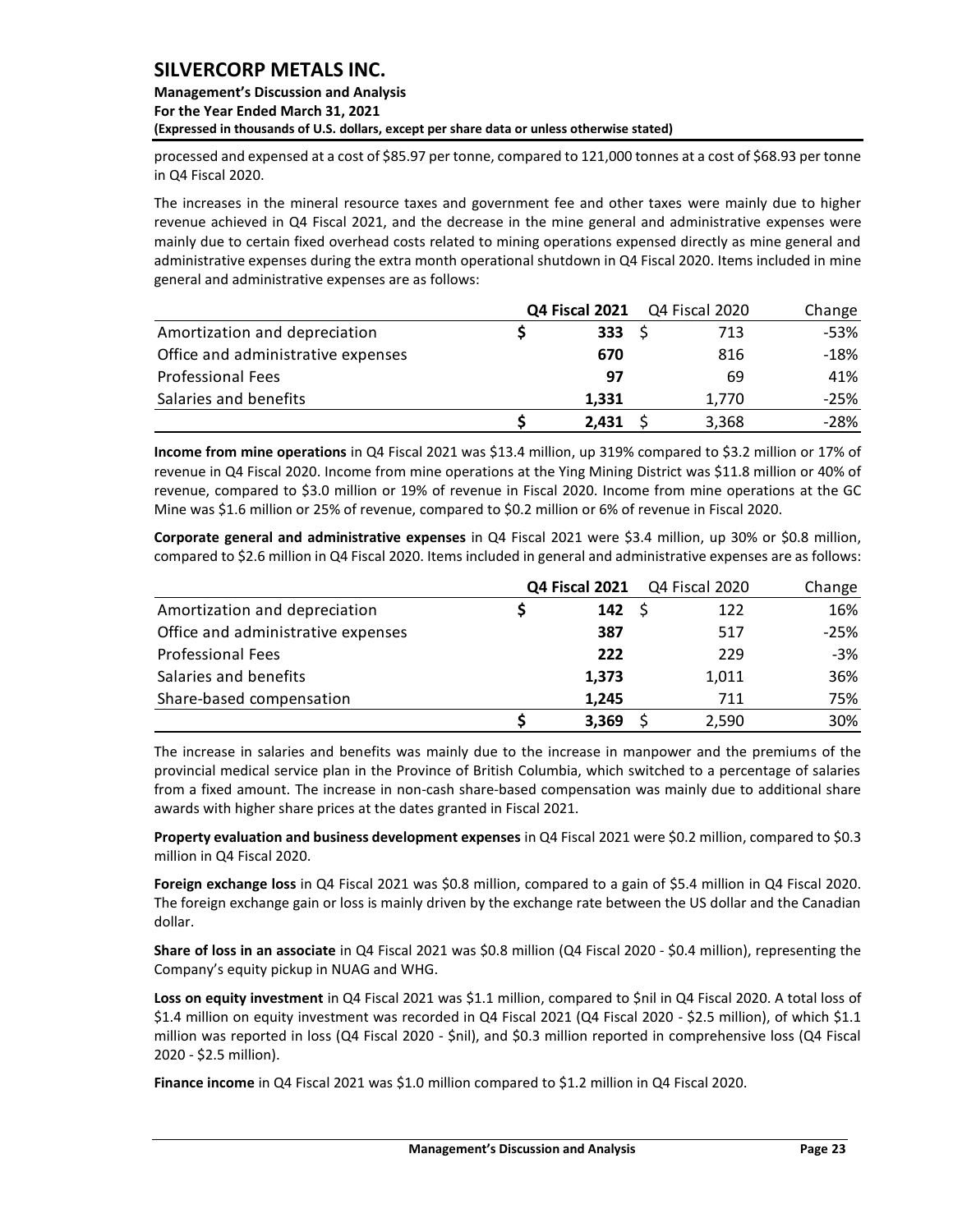processed and expensed at a cost of \$85.97 per tonne, compared to 121,000 tonnes at a cost of \$68.93 per tonne in Q4 Fiscal 2020.

The increases in the mineral resource taxes and government fee and other taxes were mainly due to higher revenue achieved in Q4 Fiscal 2021, and the decrease in the mine general and administrative expenses were mainly due to certain fixed overhead costs related to mining operations expensed directly as mine general and administrative expenses during the extra month operational shutdown in Q4 Fiscal 2020. Items included in mine general and administrative expenses are as follows:

| | Q4 Fiscal 2021 | Q4 Fiscal 2020 | Change |
|---|---|---|---|
| Amortization and depreciation | \$ **333** | \$ 713 | -53% |
| Office and administrative expenses | **670** | 816 | -18% |
| Professional Fees | **97** | 69 | 41% |
| Salaries and benefits | **1,331** | 1,770 | -25% |
| | \$ **2,431** | \$ 3,368 | -28% |

**Income from mine operations** in Q4 Fiscal 2021 was \$13.4 million, up 319% compared to \$3.2 million or 17% of revenue in Q4 Fiscal 2020. Income from mine operations at the Ying Mining District was \$11.8 million or 40% of revenue, compared to \$3.0 million or 19% of revenue in Fiscal 2020. Income from mine operations at the GC Mine was \$1.6 million or 25% of revenue, compared to \$0.2 million or 6% of revenue in Fiscal 2020.

**Corporate general and administrative expenses** in Q4 Fiscal 2021 were \$3.4 million, up 30% or \$0.8 million, compared to \$2.6 million in Q4 Fiscal 2020. Items included in general and administrative expenses are as follows:

| | Q4 Fiscal 2021 | Q4 Fiscal 2020 | Change |
|---|---|---|---|
| Amortization and depreciation | \$ **142** | \$ 122 | 16% |
| Office and administrative expenses | **387** | 517 | -25% |
| Professional Fees | **222** | 229 | -3% |
| Salaries and benefits | **1,373** | 1,011 | 36% |
| Share-based compensation | **1,245** | 711 | 75% |
| | \$ **3,369** | \$ 2,590 | 30% |

The increase in salaries and benefits was mainly due to the increase in manpower and the premiums of the provincial medical service plan in the Province of British Columbia, which switched to a percentage of salaries from a fixed amount. The increase in non-cash share-based compensation was mainly due to additional share awards with higher share prices at the dates granted in Fiscal 2021.

**Property evaluation and business development expenses** in Q4 Fiscal 2021 were \$0.2 million, compared to \$0.3 million in Q4 Fiscal 2020.

**Foreign exchange loss** in Q4 Fiscal 2021 was \$0.8 million, compared to a gain of \$5.4 million in Q4 Fiscal 2020. The foreign exchange gain or loss is mainly driven by the exchange rate between the US dollar and the Canadian dollar.

**Share of loss in an associate** in Q4 Fiscal 2021 was \$0.8 million (Q4 Fiscal 2020 - \$0.4 million), representing the Company's equity pickup in NUAG and WHG.

**Loss on equity investment** in Q4 Fiscal 2021 was \$1.1 million, compared to \$nil in Q4 Fiscal 2020. A total loss of \$1.4 million on equity investment was recorded in Q4 Fiscal 2021 (Q4 Fiscal 2020 - \$2.5 million), of which \$1.1 million was reported in loss (Q4 Fiscal 2020 - \$nil), and \$0.3 million reported in comprehensive loss (Q4 Fiscal 2020 - \$2.5 million).

**Finance income** in Q4 Fiscal 2021 was \$1.0 million compared to \$1.2 million in Q4 Fiscal 2020.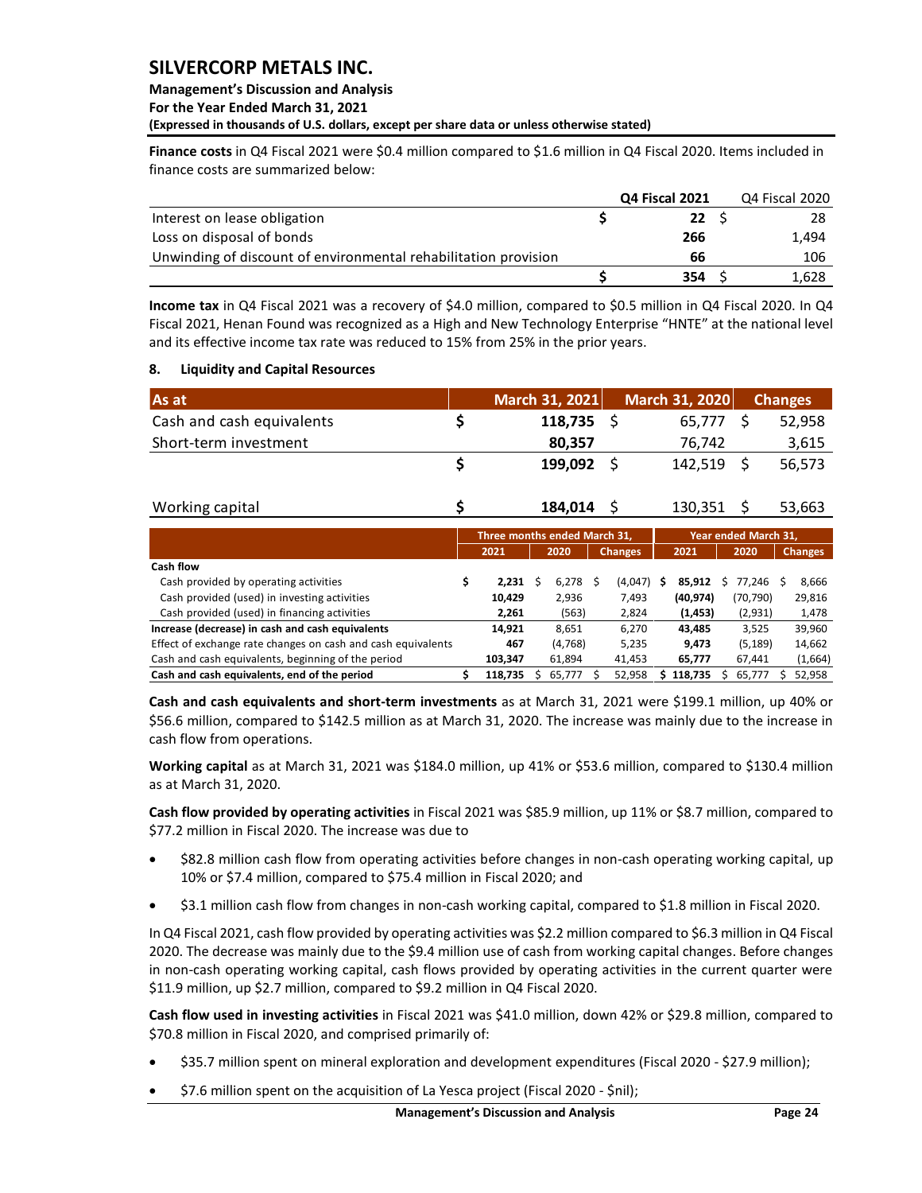**Finance costs** in Q4 Fiscal 2021 were $0.4 million compared to $1.6 million in Q4 Fiscal 2020. Items included in finance costs are summarized below:

| | Q4 Fiscal 2021 | Q4 Fiscal 2020 |
|---|---|---|
| Interest on lease obligation | $ 22 | $ 28 |
| Loss on disposal of bonds | 266 | 1,494 |
| Unwinding of discount of environmental rehabilitation provision | 66 | 106 |
| | $ 354 | $ 1,628 |

**Income tax** in Q4 Fiscal 2021 was a recovery of $4.0 million, compared to $0.5 million in Q4 Fiscal 2020. In Q4 Fiscal 2021, Henan Found was recognized as a High and New Technology Enterprise "HNTE" at the national level and its effective income tax rate was reduced to 15% from 25% in the prior years.

## 8. Liquidity and Capital Resources

| As at | March 31, 2021 | March 31, 2020 | Changes |
|---|---|---|---|
| Cash and cash equivalents | $ 118,735 | $ 65,777 | $ 52,958 |
| Short-term investment | 80,357 | 76,742 | 3,615 |
| | $ 199,092 | $ 142,519 | $ 56,573 |
| | | | |
| Working capital | $ 184,014 | $ 130,351 | $ 53,663 |

| | Three months ended March 31, | | | Year ended March 31, | | |
|---|---|---|---|---|---|---|
| | 2021 | 2020 | Changes | 2021 | 2020 | Changes |
| **Cash flow** | | | | | | |
| Cash provided by operating activities | $ 2,231 | $ 6,278 | $ (4,047) | $ 85,912 | $ 77,246 | $ 8,666 |
| Cash provided (used) in investing activities | 10,429 | 2,936 | 7,493 | (40,974) | (70,790) | 29,816 |
| Cash provided (used) in financing activities | 2,261 | (563) | 2,824 | (1,453) | (2,931) | 1,478 |
| **Increase (decrease) in cash and cash equivalents** | 14,921 | 8,651 | 6,270 | 43,485 | 3,525 | 39,960 |
| Effect of exchange rate changes on cash and cash equivalents | 467 | (4,768) | 5,235 | 9,473 | (5,189) | 14,662 |
| Cash and cash equivalents, beginning of the period | 103,347 | 61,894 | 41,453 | 65,777 | 67,441 | (1,664) |
| **Cash and cash equivalents, end of the period** | $ 118,735 | $ 65,777 | $ 52,958 | $ 118,735 | $ 65,777 | $ 52,958 |

**Cash and cash equivalents and short-term investments** as at March 31, 2021 were $199.1 million, up 40% or $56.6 million, compared to $142.5 million as at March 31, 2020. The increase was mainly due to the increase in cash flow from operations.

**Working capital** as at March 31, 2021 was $184.0 million, up 41% or $53.6 million, compared to $130.4 million as at March 31, 2020.

**Cash flow provided by operating activities** in Fiscal 2021 was $85.9 million, up 11% or $8.7 million, compared to $77.2 million in Fiscal 2020. The increase was due to

- $82.8 million cash flow from operating activities before changes in non-cash operating working capital, up 10% or $7.4 million, compared to $75.4 million in Fiscal 2020; and
- $3.1 million cash flow from changes in non-cash working capital, compared to $1.8 million in Fiscal 2020.

In Q4 Fiscal 2021, cash flow provided by operating activities was $2.2 million compared to $6.3 million in Q4 Fiscal 2020. The decrease was mainly due to the $9.4 million use of cash from working capital changes. Before changes in non-cash operating working capital, cash flows provided by operating activities in the current quarter were $11.9 million, up $2.7 million, compared to $9.2 million in Q4 Fiscal 2020.

**Cash flow used in investing activities** in Fiscal 2021 was $41.0 million, down 42% or $29.8 million, compared to $70.8 million in Fiscal 2020, and comprised primarily of:

- $35.7 million spent on mineral exploration and development expenditures (Fiscal 2020 - $27.9 million);
- $7.6 million spent on the acquisition of La Yesca project (Fiscal 2020 - $nil);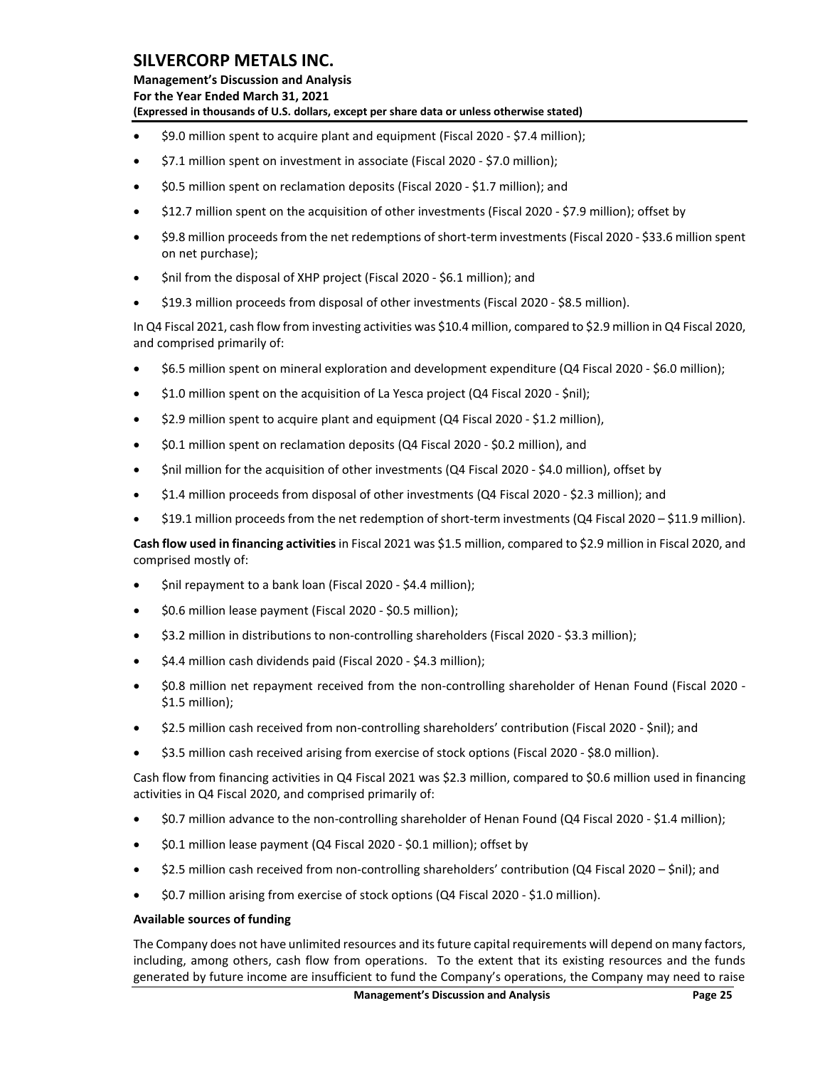- \$9.0 million spent to acquire plant and equipment (Fiscal 2020 - \$7.4 million);
- \$7.1 million spent on investment in associate (Fiscal 2020 - \$7.0 million);
- \$0.5 million spent on reclamation deposits (Fiscal 2020 - \$1.7 million); and
- \$12.7 million spent on the acquisition of other investments (Fiscal 2020 - \$7.9 million); offset by
- \$9.8 million proceeds from the net redemptions of short-term investments (Fiscal 2020 - \$33.6 million spent on net purchase);
- \$nil from the disposal of XHP project (Fiscal 2020 - \$6.1 million); and
- \$19.3 million proceeds from disposal of other investments (Fiscal 2020 - \$8.5 million).

In Q4 Fiscal 2021, cash flow from investing activities was \$10.4 million, compared to \$2.9 million in Q4 Fiscal 2020, and comprised primarily of:

- \$6.5 million spent on mineral exploration and development expenditure (Q4 Fiscal 2020 - \$6.0 million);
- \$1.0 million spent on the acquisition of La Yesca project (Q4 Fiscal 2020 - \$nil);
- \$2.9 million spent to acquire plant and equipment (Q4 Fiscal 2020 - \$1.2 million),
- \$0.1 million spent on reclamation deposits (Q4 Fiscal 2020 - \$0.2 million), and
- \$nil million for the acquisition of other investments (Q4 Fiscal 2020 - \$4.0 million), offset by
- \$1.4 million proceeds from disposal of other investments (Q4 Fiscal 2020 - \$2.3 million); and
- \$19.1 million proceeds from the net redemption of short-term investments (Q4 Fiscal 2020 – \$11.9 million).

**Cash flow used in financing activities** in Fiscal 2021 was \$1.5 million, compared to \$2.9 million in Fiscal 2020, and comprised mostly of:

- \$nil repayment to a bank loan (Fiscal 2020 - \$4.4 million);
- \$0.6 million lease payment (Fiscal 2020 - \$0.5 million);
- \$3.2 million in distributions to non-controlling shareholders (Fiscal 2020 - \$3.3 million);
- \$4.4 million cash dividends paid (Fiscal 2020 - \$4.3 million);
- \$0.8 million net repayment received from the non-controlling shareholder of Henan Found (Fiscal 2020 - \$1.5 million);
- \$2.5 million cash received from non-controlling shareholders' contribution (Fiscal 2020 - \$nil); and
- \$3.5 million cash received arising from exercise of stock options (Fiscal 2020 - \$8.0 million).

Cash flow from financing activities in Q4 Fiscal 2021 was \$2.3 million, compared to \$0.6 million used in financing activities in Q4 Fiscal 2020, and comprised primarily of:

- \$0.7 million advance to the non-controlling shareholder of Henan Found (Q4 Fiscal 2020 - \$1.4 million);
- \$0.1 million lease payment (Q4 Fiscal 2020 - \$0.1 million); offset by
- \$2.5 million cash received from non-controlling shareholders' contribution (Q4 Fiscal 2020 – \$nil); and
- \$0.7 million arising from exercise of stock options (Q4 Fiscal 2020 - \$1.0 million).

**Available sources of funding**

The Company does not have unlimited resources and its future capital requirements will depend on many factors, including, among others, cash flow from operations. To the extent that its existing resources and the funds generated by future income are insufficient to fund the Company's operations, the Company may need to raise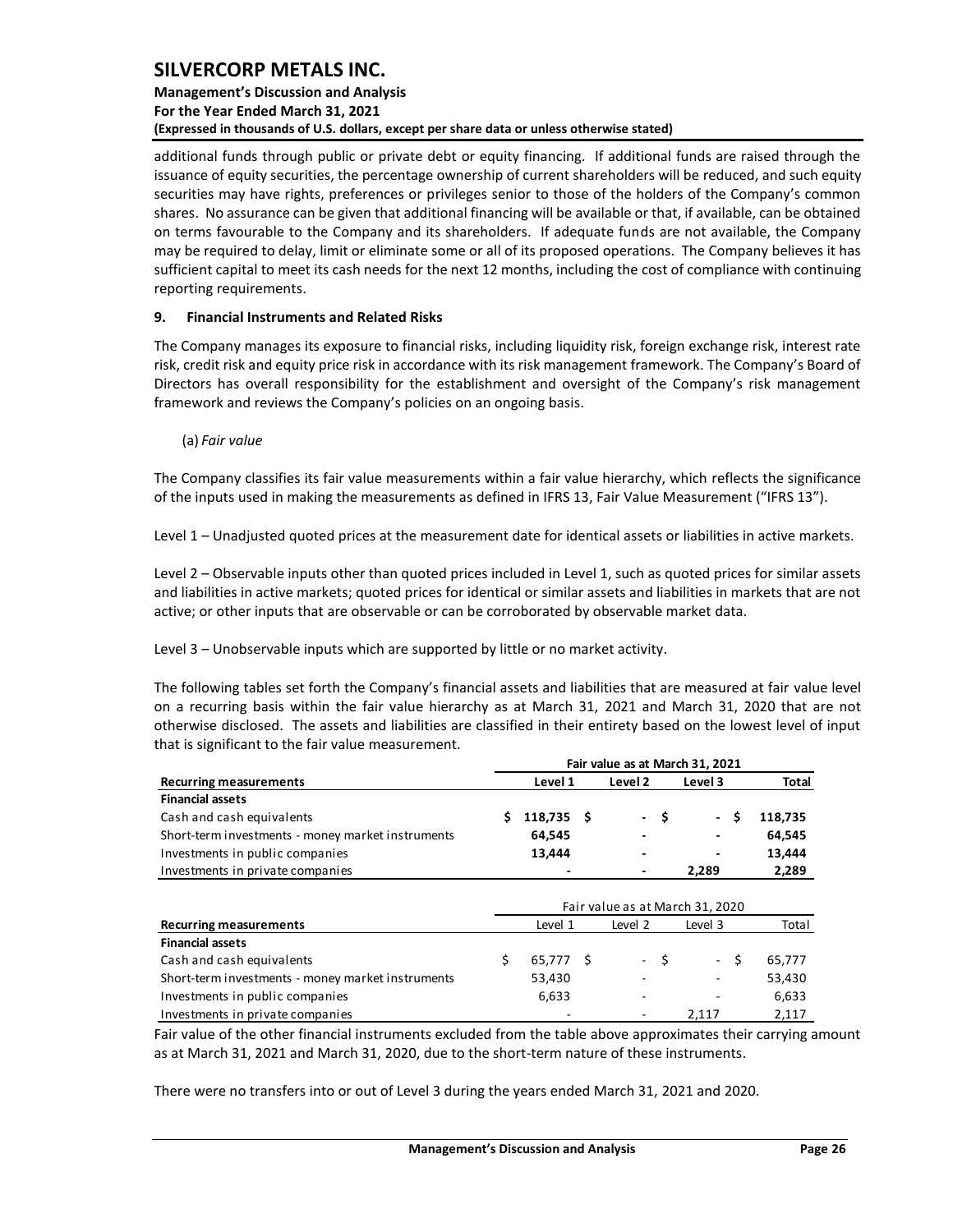additional funds through public or private debt or equity financing. If additional funds are raised through the issuance of equity securities, the percentage ownership of current shareholders will be reduced, and such equity securities may have rights, preferences or privileges senior to those of the holders of the Company's common shares. No assurance can be given that additional financing will be available or that, if available, can be obtained on terms favourable to the Company and its shareholders. If adequate funds are not available, the Company may be required to delay, limit or eliminate some or all of its proposed operations. The Company believes it has sufficient capital to meet its cash needs for the next 12 months, including the cost of compliance with continuing reporting requirements.

### 9. Financial Instruments and Related Risks

The Company manages its exposure to financial risks, including liquidity risk, foreign exchange risk, interest rate risk, credit risk and equity price risk in accordance with its risk management framework. The Company's Board of Directors has overall responsibility for the establishment and oversight of the Company's risk management framework and reviews the Company's policies on an ongoing basis.

(a) *Fair value*

The Company classifies its fair value measurements within a fair value hierarchy, which reflects the significance of the inputs used in making the measurements as defined in IFRS 13, Fair Value Measurement ("IFRS 13").

Level 1 – Unadjusted quoted prices at the measurement date for identical assets or liabilities in active markets.

Level 2 – Observable inputs other than quoted prices included in Level 1, such as quoted prices for similar assets and liabilities in active markets; quoted prices for identical or similar assets and liabilities in markets that are not active; or other inputs that are observable or can be corroborated by observable market data.

Level 3 – Unobservable inputs which are supported by little or no market activity.

The following tables set forth the Company's financial assets and liabilities that are measured at fair value level on a recurring basis within the fair value hierarchy as at March 31, 2021 and March 31, 2020 that are not otherwise disclosed. The assets and liabilities are classified in their entirety based on the lowest level of input that is significant to the fair value measurement.

| | **Fair value as at March 31, 2021** | | | |
|---|---|---|---|---|
| **Recurring measurements** | **Level 1** | **Level 2** | **Level 3** | **Total** |
| **Financial assets** | | | | |
| Cash and cash equivalents | **$ 118,735** | **$ -** | **$ -** | **$ 118,735** |
| Short-term investments - money market instruments | **64,545** | **-** | **-** | **64,545** |
| Investments in public companies | **13,444** | **-** | **-** | **13,444** |
| Investments in private companies | **-** | **-** | **2,289** | **2,289** |

| | Fair value as at March 31, 2020 | | | |
|---|---|---|---|---|
| **Recurring measurements** | Level 1 | Level 2 | Level 3 | Total |
| **Financial assets** | | | | |
| Cash and cash equivalents | $ 65,777 | $ - | $ - | $ 65,777 |
| Short-term investments - money market instruments | 53,430 | - | - | 53,430 |
| Investments in public companies | 6,633 | - | - | 6,633 |
| Investments in private companies | - | - | 2,117 | 2,117 |

Fair value of the other financial instruments excluded from the table above approximates their carrying amount as at March 31, 2021 and March 31, 2020, due to the short-term nature of these instruments.

There were no transfers into or out of Level 3 during the years ended March 31, 2021 and 2020.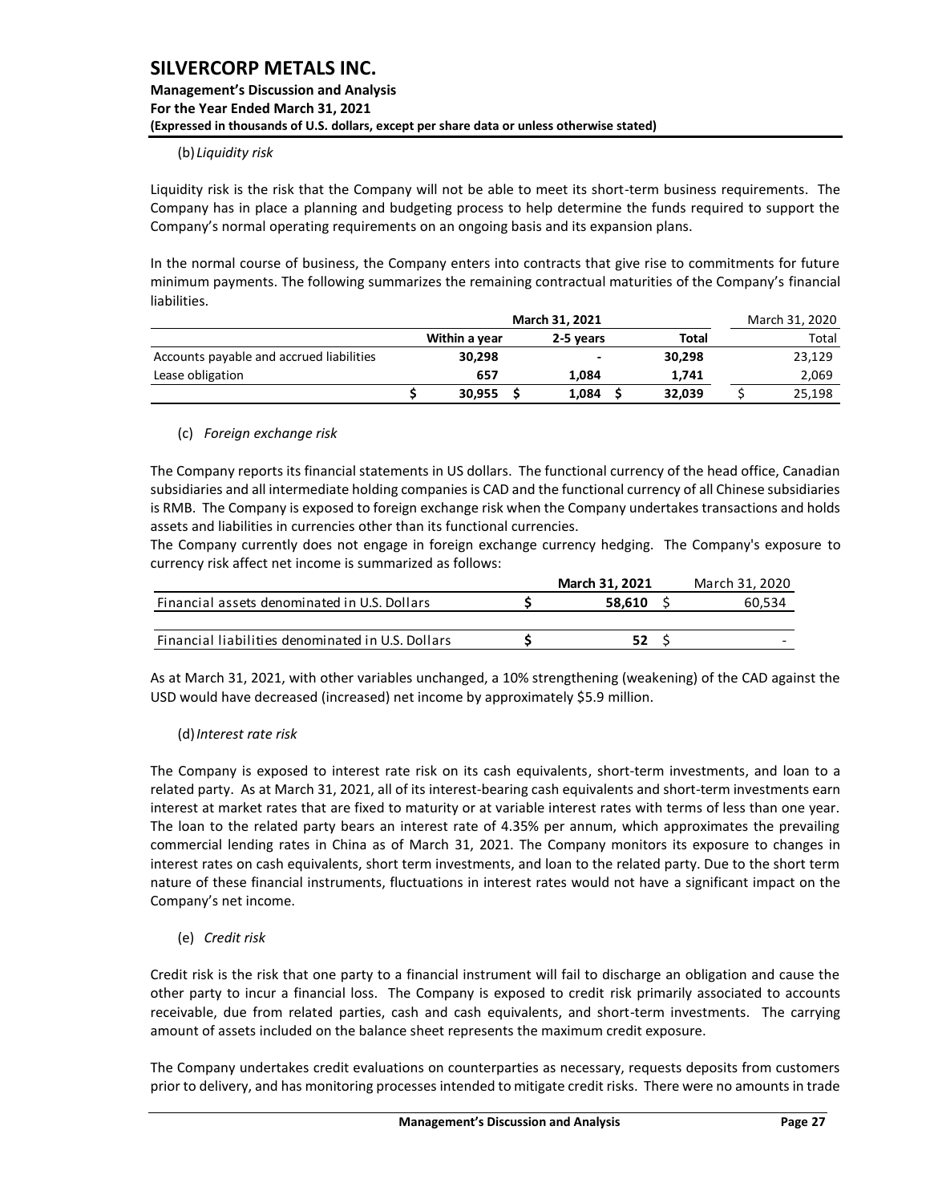(b) *Liquidity risk*

Liquidity risk is the risk that the Company will not be able to meet its short-term business requirements. The Company has in place a planning and budgeting process to help determine the funds required to support the Company's normal operating requirements on an ongoing basis and its expansion plans.

In the normal course of business, the Company enters into contracts that give rise to commitments for future minimum payments. The following summarizes the remaining contractual maturities of the Company's financial liabilities.

| | **March 31, 2021** | | | March 31, 2020 |
|---|---|---|---|---|
| | **Within a year** | **2-5 years** | **Total** | Total |
| Accounts payable and accrued liabilities | **30,298** | **-** | **30,298** | 23,129 |
| Lease obligation | **657** | **1,084** | **1,741** | 2,069 |
| | **$ 30,955** | **$ 1,084** | **$ 32,039** | $ 25,198 |

(c) *Foreign exchange risk*

The Company reports its financial statements in US dollars. The functional currency of the head office, Canadian subsidiaries and all intermediate holding companies is CAD and the functional currency of all Chinese subsidiaries is RMB. The Company is exposed to foreign exchange risk when the Company undertakes transactions and holds assets and liabilities in currencies other than its functional currencies.

The Company currently does not engage in foreign exchange currency hedging. The Company's exposure to currency risk affect net income is summarized as follows:

| | **March 31, 2021** | March 31, 2020 |
|---|---|---|
| Financial assets denominated in U.S. Dollars | **$ 58,610** | $ 60,534 |
| Financial liabilities denominated in U.S. Dollars | **$ 52** | $ - |

As at March 31, 2021, with other variables unchanged, a 10% strengthening (weakening) of the CAD against the USD would have decreased (increased) net income by approximately $5.9 million.

(d) *Interest rate risk*

The Company is exposed to interest rate risk on its cash equivalents, short-term investments, and loan to a related party. As at March 31, 2021, all of its interest-bearing cash equivalents and short-term investments earn interest at market rates that are fixed to maturity or at variable interest rates with terms of less than one year. The loan to the related party bears an interest rate of 4.35% per annum, which approximates the prevailing commercial lending rates in China as of March 31, 2021. The Company monitors its exposure to changes in interest rates on cash equivalents, short term investments, and loan to the related party. Due to the short term nature of these financial instruments, fluctuations in interest rates would not have a significant impact on the Company's net income.

(e) *Credit risk*

Credit risk is the risk that one party to a financial instrument will fail to discharge an obligation and cause the other party to incur a financial loss. The Company is exposed to credit risk primarily associated to accounts receivable, due from related parties, cash and cash equivalents, and short-term investments. The carrying amount of assets included on the balance sheet represents the maximum credit exposure.

The Company undertakes credit evaluations on counterparties as necessary, requests deposits from customers prior to delivery, and has monitoring processes intended to mitigate credit risks. There were no amounts in trade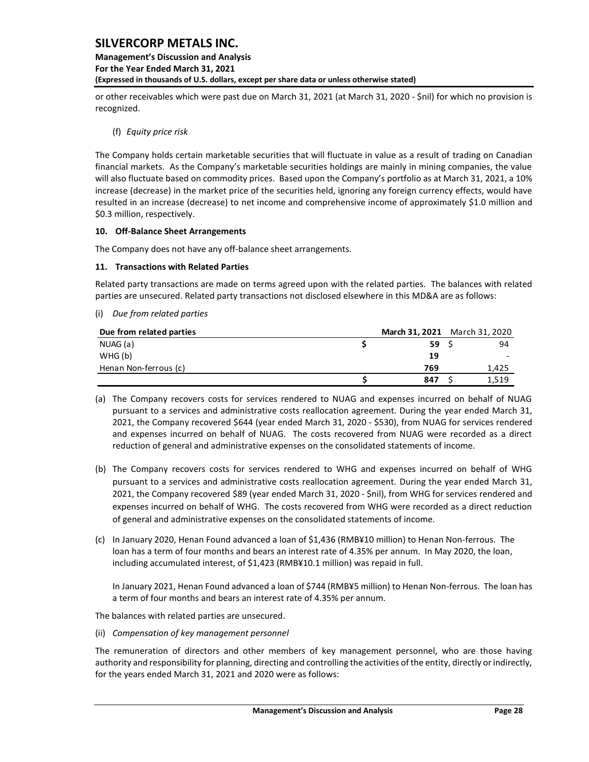or other receivables which were past due on March 31, 2021 (at March 31, 2020 - $nil) for which no provision is recognized.

(f) *Equity price risk*

The Company holds certain marketable securities that will fluctuate in value as a result of trading on Canadian financial markets. As the Company's marketable securities holdings are mainly in mining companies, the value will also fluctuate based on commodity prices. Based upon the Company's portfolio as at March 31, 2021, a 10% increase (decrease) in the market price of the securities held, ignoring any foreign currency effects, would have resulted in an increase (decrease) to net income and comprehensive income of approximately $1.0 million and $0.3 million, respectively.

**10. Off-Balance Sheet Arrangements**

The Company does not have any off-balance sheet arrangements.

**11. Transactions with Related Parties**

Related party transactions are made on terms agreed upon with the related parties. The balances with related parties are unsecured. Related party transactions not disclosed elsewhere in this MD&A are as follows:

(i) *Due from related parties*

| Due from related parties | March 31, 2021 | March 31, 2020 |
|---|---|---|
| NUAG (a) | $ 59 | $ 94 |
| WHG (b) | 19 | - |
| Henan Non-ferrous (c) | 769 | 1,425 |
| | $ 847 | $ 1,519 |

(a) The Company recovers costs for services rendered to NUAG and expenses incurred on behalf of NUAG pursuant to a services and administrative costs reallocation agreement. During the year ended March 31, 2021, the Company recovered $644 (year ended March 31, 2020 - $530), from NUAG for services rendered and expenses incurred on behalf of NUAG. The costs recovered from NUAG were recorded as a direct reduction of general and administrative expenses on the consolidated statements of income.

(b) The Company recovers costs for services rendered to WHG and expenses incurred on behalf of WHG pursuant to a services and administrative costs reallocation agreement. During the year ended March 31, 2021, the Company recovered $89 (year ended March 31, 2020 - $nil), from WHG for services rendered and expenses incurred on behalf of WHG. The costs recovered from WHG were recorded as a direct reduction of general and administrative expenses on the consolidated statements of income.

(c) In January 2020, Henan Found advanced a loan of $1,436 (RMB¥10 million) to Henan Non-ferrous. The loan has a term of four months and bears an interest rate of 4.35% per annum. In May 2020, the loan, including accumulated interest, of $1,423 (RMB¥10.1 million) was repaid in full.

   In January 2021, Henan Found advanced a loan of $744 (RMB¥5 million) to Henan Non-ferrous. The loan has a term of four months and bears an interest rate of 4.35% per annum.

The balances with related parties are unsecured.

(ii) *Compensation of key management personnel*

The remuneration of directors and other members of key management personnel, who are those having authority and responsibility for planning, directing and controlling the activities of the entity, directly or indirectly, for the years ended March 31, 2021 and 2020 were as follows: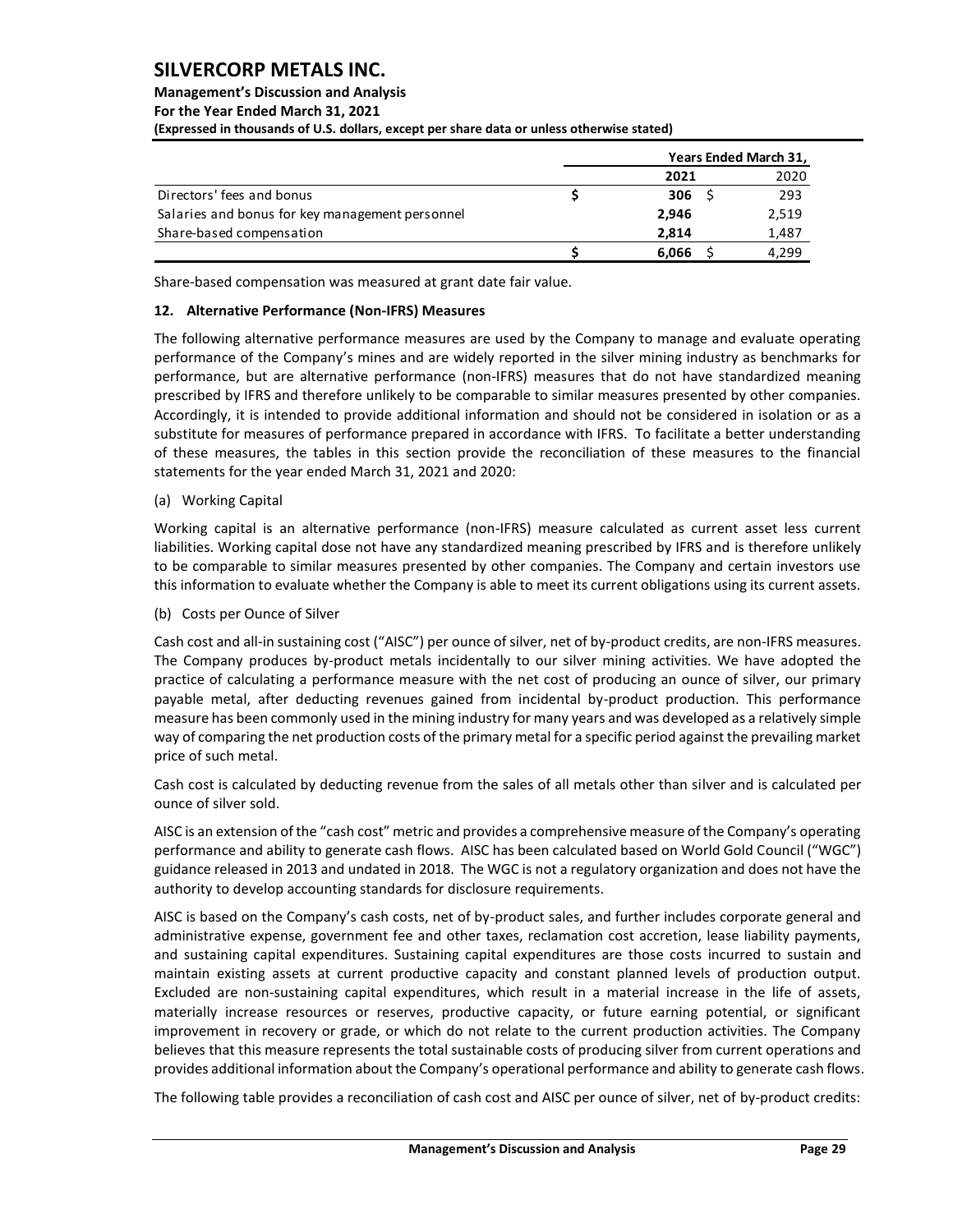|  | Years Ended March 31, | |
|---|---|---|
|  | 2021 | 2020 |
| Directors' fees and bonus | $ 306 | $ 293 |
| Salaries and bonus for key management personnel | 2,946 | 2,519 |
| Share-based compensation | 2,814 | 1,487 |
|  | $ 6,066 | $ 4,299 |

Share-based compensation was measured at grant date fair value.

## 12. Alternative Performance (Non-IFRS) Measures

The following alternative performance measures are used by the Company to manage and evaluate operating performance of the Company's mines and are widely reported in the silver mining industry as benchmarks for performance, but are alternative performance (non-IFRS) measures that do not have standardized meaning prescribed by IFRS and therefore unlikely to be comparable to similar measures presented by other companies. Accordingly, it is intended to provide additional information and should not be considered in isolation or as a substitute for measures of performance prepared in accordance with IFRS. To facilitate a better understanding of these measures, the tables in this section provide the reconciliation of these measures to the financial statements for the year ended March 31, 2021 and 2020:

(a) Working Capital

Working capital is an alternative performance (non-IFRS) measure calculated as current asset less current liabilities. Working capital dose not have any standardized meaning prescribed by IFRS and is therefore unlikely to be comparable to similar measures presented by other companies. The Company and certain investors use this information to evaluate whether the Company is able to meet its current obligations using its current assets.

(b) Costs per Ounce of Silver

Cash cost and all-in sustaining cost ("AISC") per ounce of silver, net of by-product credits, are non-IFRS measures. The Company produces by-product metals incidentally to our silver mining activities. We have adopted the practice of calculating a performance measure with the net cost of producing an ounce of silver, our primary payable metal, after deducting revenues gained from incidental by-product production. This performance measure has been commonly used in the mining industry for many years and was developed as a relatively simple way of comparing the net production costs of the primary metal for a specific period against the prevailing market price of such metal.

Cash cost is calculated by deducting revenue from the sales of all metals other than silver and is calculated per ounce of silver sold.

AISC is an extension of the "cash cost" metric and provides a comprehensive measure of the Company's operating performance and ability to generate cash flows. AISC has been calculated based on World Gold Council ("WGC") guidance released in 2013 and undated in 2018. The WGC is not a regulatory organization and does not have the authority to develop accounting standards for disclosure requirements.

AISC is based on the Company's cash costs, net of by-product sales, and further includes corporate general and administrative expense, government fee and other taxes, reclamation cost accretion, lease liability payments, and sustaining capital expenditures. Sustaining capital expenditures are those costs incurred to sustain and maintain existing assets at current productive capacity and constant planned levels of production output. Excluded are non-sustaining capital expenditures, which result in a material increase in the life of assets, materially increase resources or reserves, productive capacity, or future earning potential, or significant improvement in recovery or grade, or which do not relate to the current production activities. The Company believes that this measure represents the total sustainable costs of producing silver from current operations and provides additional information about the Company's operational performance and ability to generate cash flows.

The following table provides a reconciliation of cash cost and AISC per ounce of silver, net of by-product credits: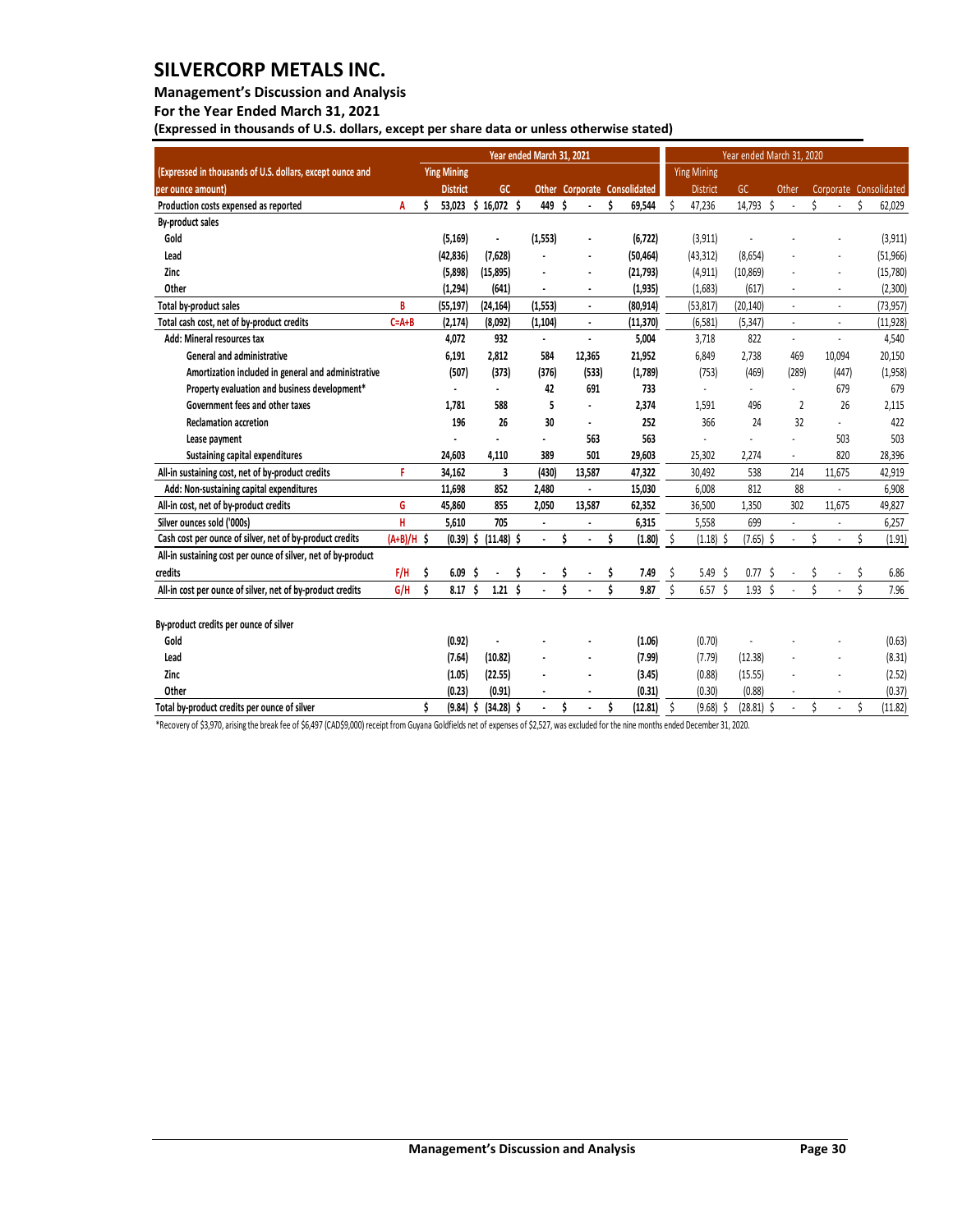# SILVERCORP METALS INC.

**Management's Discussion and Analysis**

**For the Year Ended March 31, 2021**

**(Expressed in thousands of U.S. dollars, except per share data or unless otherwise stated)**

| (Expressed in thousands of U.S. dollars, except ounce and per ounce amount) | | Year ended March 31, 2021 | | | | | Year ended March 31, 2020 | | | | |
|---|---|---|---|---|---|---|---|---|---|---|---|
| | | Ying Mining District | GC | Other | Corporate | Consolidated | Ying Mining District | GC | Other | Corporate | Consolidated |
| Production costs expensed as reported | A | $ 53,023 | $ 16,072 | $ 449 | $ - | $ 69,544 | $ 47,236 | 14,793 | $ - | $ - | $ 62,029 |
| By-product sales | | | | | | | | | | | |
| Gold | | (5,169) | - | (1,553) | - | (6,722) | (3,911) | - | - | - | (3,911) |
| Lead | | (42,836) | (7,628) | - | - | (50,464) | (43,312) | (8,654) | - | - | (51,966) |
| Zinc | | (5,898) | (15,895) | - | - | (21,793) | (4,911) | (10,869) | - | - | (15,780) |
| Other | | (1,294) | (641) | - | - | (1,935) | (1,683) | (617) | - | - | (2,300) |
| Total by-product sales | B | (55,197) | (24,164) | (1,553) | - | (80,914) | (53,817) | (20,140) | - | - | (73,957) |
| Total cash cost, net of by-product credits | C=A+B | (2,174) | (8,092) | (1,104) | - | (11,370) | (6,581) | (5,347) | - | - | (11,928) |
| Add: Mineral resources tax | | 4,072 | 932 | - | - | 5,004 | 3,718 | 822 | - | - | 4,540 |
| General and administrative | | 6,191 | 2,812 | 584 | 12,365 | 21,952 | 6,849 | 2,738 | 469 | 10,094 | 20,150 |
| Amortization included in general and administrative | | (507) | (373) | (376) | (533) | (1,789) | (753) | (469) | (289) | (447) | (1,958) |
| Property evaluation and business development* | | - | - | 42 | 691 | 733 | - | - | - | 679 | 679 |
| Government fees and other taxes | | 1,781 | 588 | 5 | - | 2,374 | 1,591 | 496 | 2 | 26 | 2,115 |
| Reclamation accretion | | 196 | 26 | 30 | - | 252 | 366 | 24 | 32 | - | 422 |
| Lease payment | | - | - | - | 563 | 563 | - | - | - | 503 | 503 |
| Sustaining capital expenditures | | 24,603 | 4,110 | 389 | 501 | 29,603 | 25,302 | 2,274 | - | 820 | 28,396 |
| All-in sustaining cost, net of by-product credits | F | 34,162 | 3 | (430) | 13,587 | 47,322 | 30,492 | 538 | 214 | 11,675 | 42,919 |
| Add: Non-sustaining capital expenditures | | 11,698 | 852 | 2,480 | - | 15,030 | 6,008 | 812 | 88 | - | 6,908 |
| All-in cost, net of by-product credits | G | 45,860 | 855 | 2,050 | 13,587 | 62,352 | 36,500 | 1,350 | 302 | 11,675 | 49,827 |
| Silver ounces sold ('000s) | H | 5,610 | 705 | - | - | 6,315 | 5,558 | 699 | - | - | 6,257 |
| Cash cost per ounce of silver, net of by-product credits | (A+B)/H | $ (0.39) | $ (11.48) | $ - | $ - | $ (1.80) | $ (1.18) | $ (7.65) | $ - | $ - | $ (1.91) |
| All-in sustaining cost per ounce of silver, net of by-product credits | F/H | $ 6.09 | $ - | $ - | $ - | $ 7.49 | $ 5.49 | $ 0.77 | $ - | $ - | $ 6.86 |
| All-in cost per ounce of silver, net of by-product credits | G/H | $ 8.17 | $ 1.21 | $ - | $ - | $ 9.87 | $ 6.57 | $ 1.93 | $ - | $ - | $ 7.96 |
| | | | | | | | | | | | |
| By-product credits per ounce of silver | | | | | | | | | | | |
| Gold | | (0.92) | - | - | - | (1.06) | (0.70) | - | - | - | (0.63) |
| Lead | | (7.64) | (10.82) | - | - | (7.99) | (7.79) | (12.38) | - | - | (8.31) |
| Zinc | | (1.05) | (22.55) | - | - | (3.45) | (0.88) | (15.55) | - | - | (2.52) |
| Other | | (0.23) | (0.91) | - | - | (0.31) | (0.30) | (0.88) | - | - | (0.37) |
| Total by-product credits per ounce of silver | | $ (9.84) | $ (34.28) | $ - | $ - | $ (12.81) | $ (9.68) | $ (28.81) | $ - | $ - | $ (11.82) |

*Recovery of $3,970, arising the break fee of $6,497 (CAD$9,000) receipt from Guyana Goldfields net of expenses of $2,527, was excluded for the nine months ended December 31, 2020.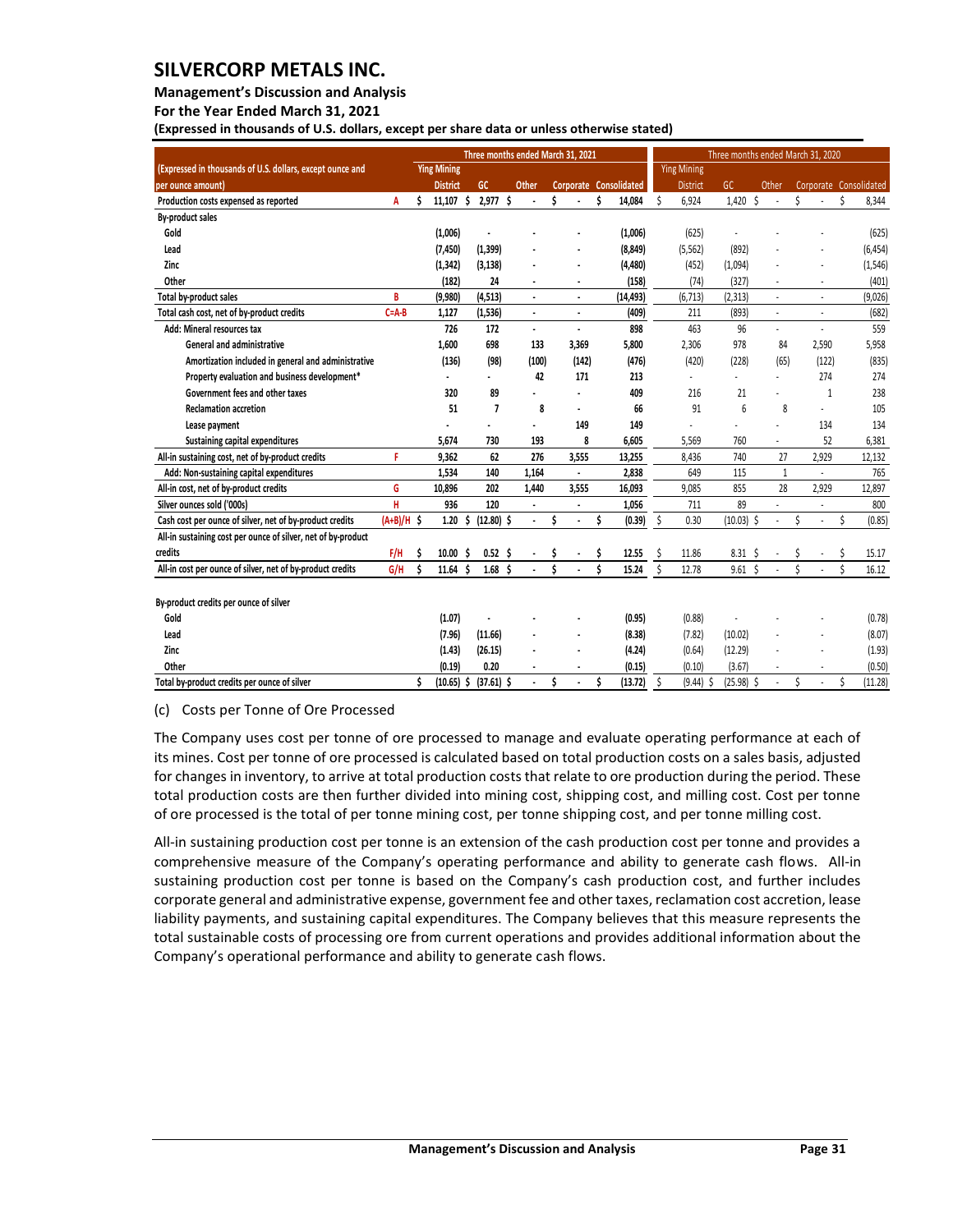# SILVERCORP METALS INC.

**Management's Discussion and Analysis**

**For the Year Ended March 31, 2021**

**(Expressed in thousands of U.S. dollars, except per share data or unless otherwise stated)**

| (Expressed in thousands of U.S. dollars, except ounce and per ounce amount) | | Three months ended March 31, 2021 | | | | | Three months ended March 31, 2020 | | | | |
|---|---|---|---|---|---|---|---|---|---|---|---|
| | | Ying Mining District | GC | Other | Corporate | Consolidated | Ying Mining District | GC | Other | Corporate | Consolidated |
| Production costs expensed as reported | A | $ 11,107 | $ 2,977 | $ - | $ - | $ 14,084 | $ 6,924 | 1,420 | $ - | $ - | $ 8,344 |
| By-product sales | | | | | | | | | | | |
| Gold | | (1,006) | - | - | - | (1,006) | (625) | - | - | - | (625) |
| Lead | | (7,450) | (1,399) | - | - | (8,849) | (5,562) | (892) | - | - | (6,454) |
| Zinc | | (1,342) | (3,138) | - | - | (4,480) | (452) | (1,094) | - | - | (1,546) |
| Other | | (182) | 24 | - | - | (158) | (74) | (327) | - | - | (401) |
| Total by-product sales | B | (9,980) | (4,513) | - | - | (14,493) | (6,713) | (2,313) | - | - | (9,026) |
| Total cash cost, net of by-product credits | C=A-B | 1,127 | (1,536) | - | - | (409) | 211 | (893) | - | - | (682) |
| Add: Mineral resources tax | | 726 | 172 | - | - | 898 | 463 | 96 | - | - | 559 |
| General and administrative | | 1,600 | 698 | 133 | 3,369 | 5,800 | 2,306 | 978 | 84 | 2,590 | 5,958 |
| Amortization included in general and administrative | | (136) | (98) | (100) | (142) | (476) | (420) | (228) | (65) | (122) | (835) |
| Property evaluation and business development* | | - | - | 42 | 171 | 213 | - | - | - | 274 | 274 |
| Government fees and other taxes | | 320 | 89 | - | - | 409 | 216 | 21 | - | 1 | 238 |
| Reclamation accretion | | 51 | 7 | 8 | - | 66 | 91 | 6 | 8 | - | 105 |
| Lease payment | | - | - | - | 149 | 149 | - | - | - | 134 | 134 |
| Sustaining capital expenditures | | 5,674 | 730 | 193 | 8 | 6,605 | 5,569 | 760 | - | 52 | 6,381 |
| All-in sustaining cost, net of by-product credits | F | 9,362 | 62 | 276 | 3,555 | 13,255 | 8,436 | 740 | 27 | 2,929 | 12,132 |
| Add: Non-sustaining capital expenditures | | 1,534 | 140 | 1,164 | - | 2,838 | 649 | 115 | 1 | - | 765 |
| All-in cost, net of by-product credits | G | 10,896 | 202 | 1,440 | 3,555 | 16,093 | 9,085 | 855 | 28 | 2,929 | 12,897 |
| Silver ounces sold ('000s) | H | 936 | 120 | - | - | 1,056 | 711 | 89 | - | - | 800 |
| Cash cost per ounce of silver, net of by-product credits | (A+B)/H | $ 1.20 | $ (12.80) | $ - | $ - | $ (0.39) | $ 0.30 | (10.03) | $ - | $ - | $ (0.85) |
| All-in sustaining cost per ounce of silver, net of by-product credits | F/H | $ 10.00 | $ 0.52 | $ - | $ - | $ 12.55 | $ 11.86 | 8.31 | $ - | $ - | $ 15.17 |
| All-in cost per ounce of silver, net of by-product credits | G/H | $ 11.64 | $ 1.68 | $ - | $ - | $ 15.24 | $ 12.78 | 9.61 | $ - | $ - | $ 16.12 |
| | | | | | | | | | | | |
| By-product credits per ounce of silver | | | | | | | | | | | |
| Gold | | (1.07) | - | - | - | (0.95) | (0.88) | - | - | - | (0.78) |
| Lead | | (7.96) | (11.66) | - | - | (8.38) | (7.82) | (10.02) | - | - | (8.07) |
| Zinc | | (1.43) | (26.15) | - | - | (4.24) | (0.64) | (12.29) | - | - | (1.93) |
| Other | | (0.19) | 0.20 | - | - | (0.15) | (0.10) | (3.67) | - | - | (0.50) |
| Total by-product credits per ounce of silver | | $ (10.65) | $ (37.61) | $ - | $ - | $ (13.72) | $ (9.44) | $ (25.98) | $ - | $ - | $ (11.28) |

(c) Costs per Tonne of Ore Processed

The Company uses cost per tonne of ore processed to manage and evaluate operating performance at each of its mines. Cost per tonne of ore processed is calculated based on total production costs on a sales basis, adjusted for changes in inventory, to arrive at total production costs that relate to ore production during the period. These total production costs are then further divided into mining cost, shipping cost, and milling cost. Cost per tonne of ore processed is the total of per tonne mining cost, per tonne shipping cost, and per tonne milling cost.

All-in sustaining production cost per tonne is an extension of the cash production cost per tonne and provides a comprehensive measure of the Company's operating performance and ability to generate cash flows. All-in sustaining production cost per tonne is based on the Company's cash production cost, and further includes corporate general and administrative expense, government fee and other taxes, reclamation cost accretion, lease liability payments, and sustaining capital expenditures. The Company believes that this measure represents the total sustainable costs of processing ore from current operations and provides additional information about the Company's operational performance and ability to generate cash flows.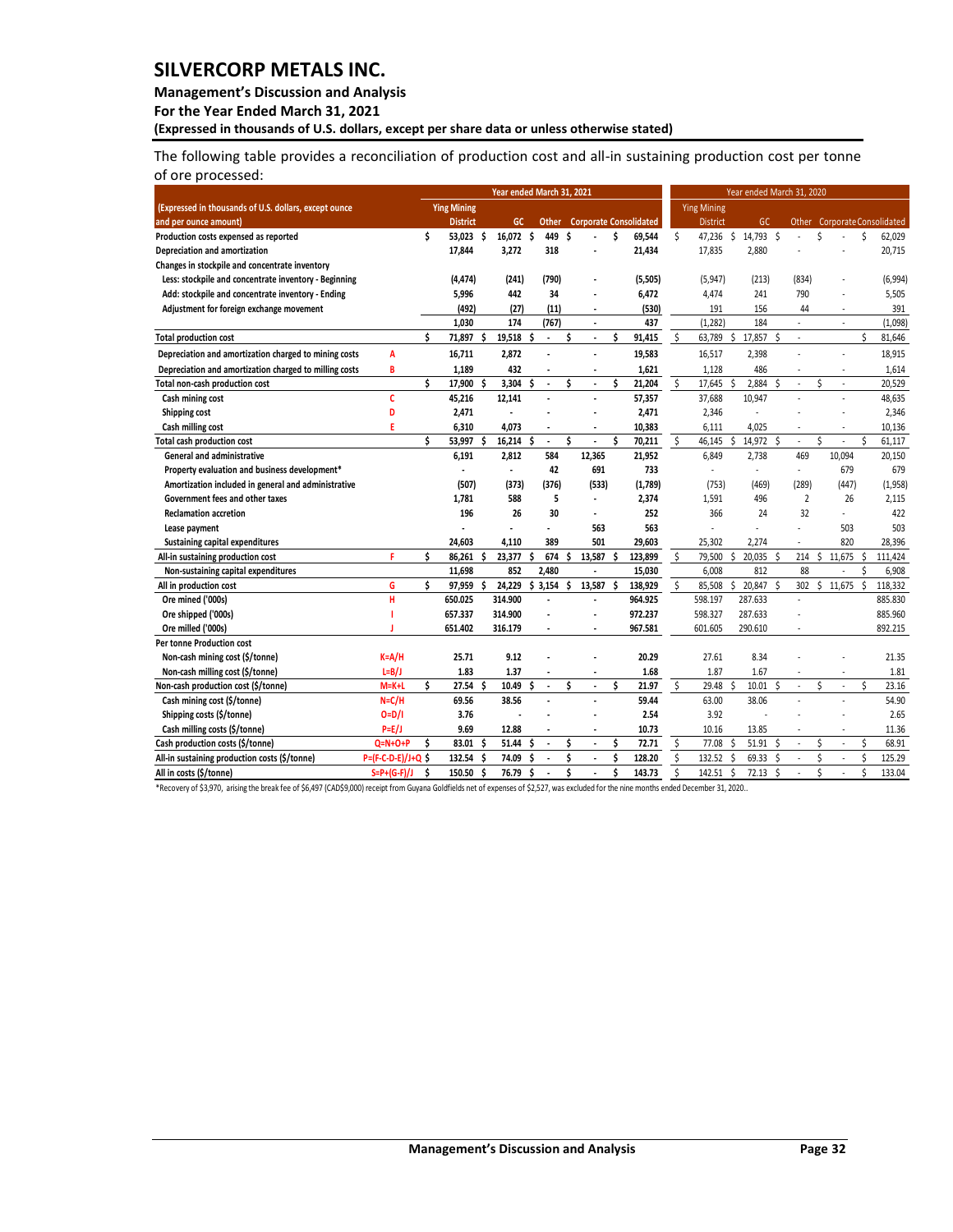The following table provides a reconciliation of production cost and all-in sustaining production cost per tonne of ore processed:

| (Expressed in thousands of U.S. dollars, except ounce and per ounce amount) | | Year ended March 31, 2021 Ying Mining District | GC | Other | Corporate | Consolidated | Year ended March 31, 2020 Ying Mining District | GC | Other | Corporate | Consolidated |
|---|---|---|---|---|---|---|---|---|---|---|---|
| Production costs expensed as reported | | $ 53,023 | $ 16,072 | $ 449 | $ - | $ 69,544 | $ 47,236 | $ 14,793 | $ - | $ - | $ 62,029 |
| Depreciation and amortization | | 17,844 | 3,272 | 318 | - | 21,434 | 17,835 | 2,880 | - | - | 20,715 |
| Changes in stockpile and concentrate inventory | | | | | | | | | | | |
| Less: stockpile and concentrate inventory - Beginning | | (4,474) | (241) | (790) | - | (5,505) | (5,947) | (213) | (834) | - | (6,994) |
| Add: stockpile and concentrate inventory - Ending | | 5,996 | 442 | 34 | - | 6,472 | 4,474 | 241 | 790 | - | 5,505 |
| Adjustment for foreign exchange movement | | (492) | (27) | (11) | - | (530) | 191 | 156 | 44 | - | 391 |
| | | 1,030 | 174 | (767) | - | 437 | (1,282) | 184 | - | - | (1,098) |
| Total production cost | | $ 71,897 | $ 19,518 | $ - | $ - | $ 91,415 | $ 63,789 | $ 17,857 | $ - | | $ 81,646 |
| Depreciation and amortization charged to mining costs | A | 16,711 | 2,872 | - | - | 19,583 | 16,517 | 2,398 | - | - | 18,915 |
| Depreciation and amortization charged to milling costs | B | 1,189 | 432 | - | - | 1,621 | 1,128 | 486 | - | - | 1,614 |
| Total non-cash production cost | | $ 17,900 | $ 3,304 | $ - | $ - | $ 21,204 | $ 17,645 | $ 2,884 | $ - | $ - | 20,529 |
| Cash mining cost | C | 45,216 | 12,141 | - | - | 57,357 | 37,688 | 10,947 | - | - | 48,635 |
| Shipping cost | D | 2,471 | - | - | - | 2,471 | 2,346 | - | - | - | 2,346 |
| Cash milling cost | E | 6,310 | 4,073 | - | - | 10,383 | 6,111 | 4,025 | - | - | 10,136 |
| Total cash production cost | | $ 53,997 | $ 16,214 | $ - | $ - | $ 70,211 | $ 46,145 | $ 14,972 | $ - | $ - | $ 61,117 |
| General and administrative | | 6,191 | 2,812 | 584 | 12,365 | 21,952 | 6,849 | 2,738 | 469 | 10,094 | 20,150 |
| Property evaluation and business development* | | - | - | 42 | 691 | 733 | - | - | - | 679 | 679 |
| Amortization included in general and administrative | | (507) | (373) | (376) | (533) | (1,789) | (753) | (469) | (289) | (447) | (1,958) |
| Government fees and other taxes | | 1,781 | 588 | 5 | - | 2,374 | 1,591 | 496 | 2 | 26 | 2,115 |
| Reclamation accretion | | 196 | 26 | 30 | - | 252 | 366 | 24 | 32 | - | 422 |
| Lease payment | | - | - | - | 563 | 563 | - | - | - | 503 | 503 |
| Sustaining capital expenditures | | 24,603 | 4,110 | 389 | 501 | 29,603 | 25,302 | 2,274 | - | 820 | 28,396 |
| All-in sustaining production cost | F | $ 86,261 | $ 23,377 | $ 674 | $ 13,587 | $ 123,899 | $ 79,500 | $ 20,035 | $ 214 | $ 11,675 | $ 111,424 |
| Non-sustaining capital expenditures | | 11,698 | 852 | 2,480 | - | 15,030 | 6,008 | 812 | 88 | - | $ 6,908 |
| All in production cost | G | $ 97,959 | $ 24,229 | $ 3,154 | $ 13,587 | $ 138,929 | $ 85,508 | $ 20,847 | $ 302 | $ 11,675 | $ 118,332 |
| Ore mined ('000s) | H | 650.025 | 314.900 | - | - | 964.925 | 598.197 | 287.633 | - | | 885.830 |
| Ore shipped ('000s) | I | 657.337 | 314.900 | - | - | 972.237 | 598.327 | 287.633 | - | | 885.960 |
| Ore milled ('000s) | J | 651.402 | 316.179 | - | - | 967.581 | 601.605 | 290.610 | - | | 892.215 |
| Per tonne Production cost | | | | | | | | | | | |
| Non-cash mining cost ($/tonne) | K=A/H | 25.71 | 9.12 | - | - | 20.29 | 27.61 | 8.34 | - | - | 21.35 |
| Non-cash milling cost ($/tonne) | L=B/J | 1.83 | 1.37 | - | - | 1.68 | 1.87 | 1.67 | - | - | 1.81 |
| Non-cash production cost ($/tonne) | M=K+L | $ 27.54 | $ 10.49 | $ - | $ - | $ 21.97 | $ 29.48 | $ 10.01 | $ - | $ - | $ 23.16 |
| Cash mining cost ($/tonne) | N=C/H | 69.56 | 38.56 | - | - | 59.44 | 63.00 | 38.06 | - | - | 54.90 |
| Shipping costs ($/tonne) | O=D/I | 3.76 | - | - | - | 2.54 | 3.92 | - | - | - | 2.65 |
| Cash milling costs ($/tonne) | P=E/J | 9.69 | 12.88 | - | - | 10.73 | 10.16 | 13.85 | - | - | 11.36 |
| Cash production costs ($/tonne) | Q=N+O+P | $ 83.01 | $ 51.44 | $ - | $ - | $ 72.71 | $ 77.08 | $ 51.91 | $ - | $ - | $ 68.91 |
| All-in sustaining production costs ($/tonne) | P=(F-C-D-E)/J+Q | $ 132.54 | $ 74.09 | $ - | $ - | $ 128.20 | $ 132.52 | $ 69.33 | $ - | $ - | $ 125.29 |
| All in costs ($/tonne) | S=P+(G-F)/J | $ 150.50 | $ 76.79 | $ - | $ - | $ 143.73 | $ 142.51 | $ 72.13 | $ - | $ - | $ 133.04 |

*Recovery of $3,970, arising the break fee of $6,497 (CAD$9,000) receipt from Guyana Goldfields net of expenses of $2,527, was excluded for the nine months ended December 31, 2020..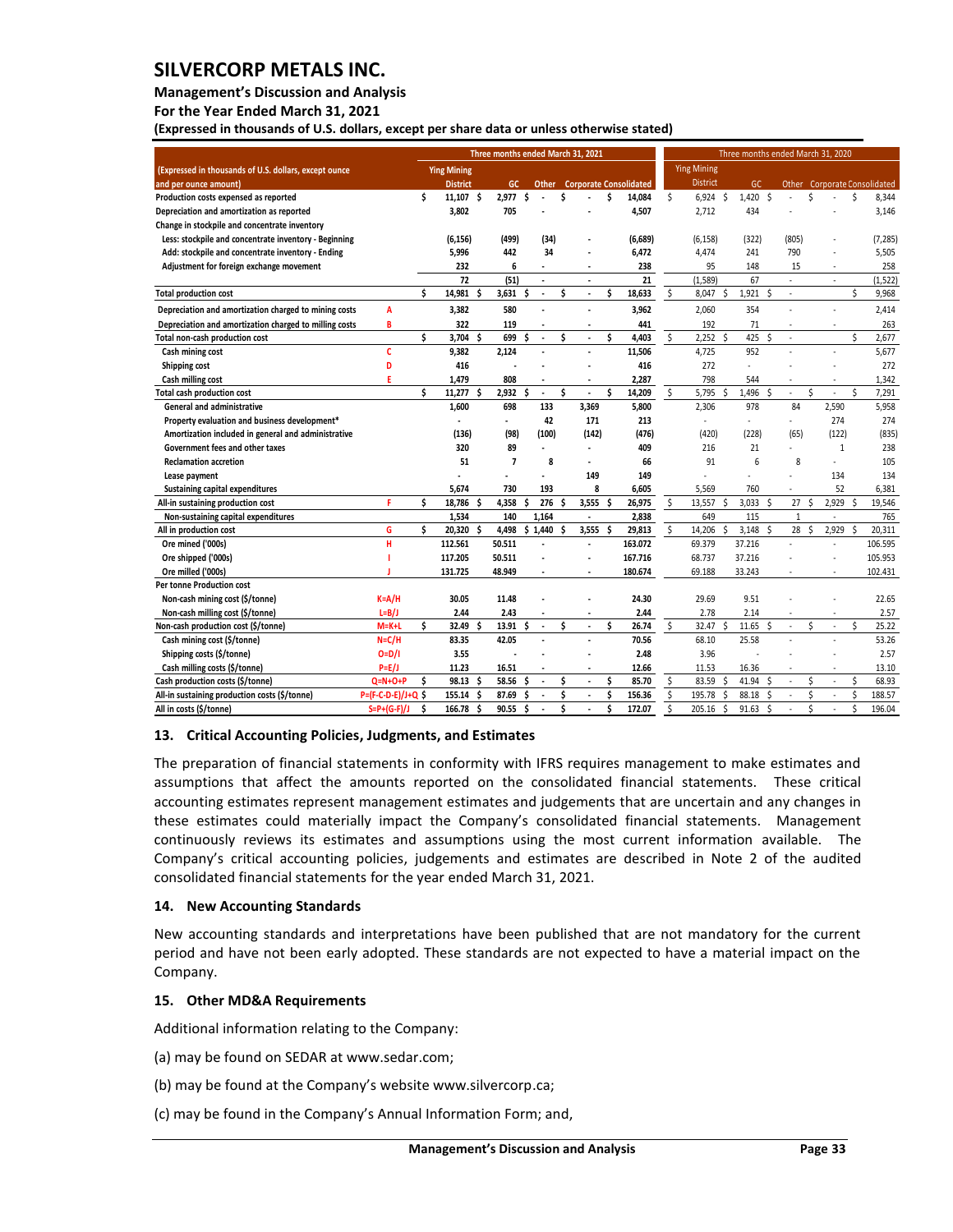# SILVERCORP METALS INC.

**Management's Discussion and Analysis**
**For the Year Ended March 31, 2021**
**(Expressed in thousands of U.S. dollars, except per share data or unless stated otherwise)**

| (Expressed in thousands of U.S. dollars, except ounce and per ounce amount) | | Three months ended March 31, 2021 | | | | | Three months ended March 31, 2020 | | | | |
|---|---|---|---|---|---|---|---|---|---|---|---|
| | | Ying Mining District | GC | Other | Corporate | Consolidated | Ying Mining District | GC | Other | Corporate | Consolidated |
| Production costs expensed as reported | | $ 11,107 | $ 2,977 | $ - | $ - | $ 14,084 | $ 6,924 | $ 1,420 | $ - | $ - | $ 8,344 |
| Depreciation and amortization as reported | | 3,802 | 705 | - | - | 4,507 | 2,712 | 434 | - | - | 3,146 |
| Change in stockpile and concentrate inventory | | | | | | | | | | | |
| Less: stockpile and concentrate inventory - Beginning | | (6,156) | (499) | (34) | - | (6,689) | (6,158) | (322) | (805) | - | (7,285) |
| Add: stockpile and concentrate inventory - Ending | | 5,996 | 442 | 34 | - | 6,472 | 4,474 | 241 | 790 | - | 5,505 |
| Adjustment for foreign exchange movement | | 232 | 6 | - | - | 238 | 95 | 148 | 15 | - | 258 |
| | | 72 | (51) | - | - | 21 | (1,589) | 67 | - | - | (1,522) |
| Total production cost | | $ 14,981 | $ 3,631 | $ - | $ - | $ 18,633 | $ 8,047 | $ 1,921 | $ - | | $ 9,968 |
| Depreciation and amortization charged to mining costs | A | 3,382 | 580 | - | - | 3,962 | 2,060 | 354 | - | - | 2,414 |
| Depreciation and amortization charged to milling costs | B | 322 | 119 | - | - | 441 | 192 | 71 | - | - | 263 |
| Total non-cash production cost | | $ 3,704 | $ 699 | $ - | $ - | $ 4,403 | $ 2,252 | $ 425 | $ - | | $ 2,677 |
| Cash mining cost | C | 9,382 | 2,124 | - | - | 11,506 | 4,725 | 952 | - | - | 5,677 |
| Shipping cost | D | 416 | - | - | - | 416 | 272 | - | - | - | 272 |
| Cash milling cost | E | 1,479 | 808 | - | - | 2,287 | 798 | 544 | - | - | 1,342 |
| Total cash production cost | | $ 11,277 | $ 2,932 | $ - | $ - | $ 14,209 | $ 5,795 | $ 1,496 | $ - | $ - | $ 7,291 |
| General and administrative | | 1,600 | 698 | 133 | 3,369 | 5,800 | 2,306 | 978 | 84 | 2,590 | 5,958 |
| Property evaluation and business development* | | - | - | 42 | 171 | 213 | - | - | - | 274 | 274 |
| Amortization included in general and administrative | | (136) | (98) | (100) | (142) | (476) | (420) | (228) | (65) | (122) | (835) |
| Government fees and other taxes | | 320 | 89 | - | - | 409 | 216 | 21 | - | 1 | 238 |
| Reclamation accretion | | 51 | 7 | 8 | - | 66 | 91 | 6 | 8 | - | 105 |
| Lease payment | | - | - | - | 149 | 149 | - | - | - | 134 | 134 |
| Sustaining capital expenditures | | 5,674 | 730 | 193 | 8 | 6,605 | 5,569 | 760 | - | 52 | 6,381 |
| All-in sustaining production cost | F | $ 18,786 | $ 4,358 | $ 276 | $ 3,555 | $ 26,975 | $ 13,557 | $ 3,033 | $ 27 | $ 2,929 | $ 19,546 |
| Non-sustaining capital expenditures | | 1,534 | 140 | 1,164 | - | 2,838 | 649 | 115 | 1 | - | 765 |
| All in production cost | G | $ 20,320 | $ 4,498 | $ 1,440 | $ 3,555 | $ 29,813 | $ 14,206 | $ 3,148 | $ 28 | $ 2,929 | $ 20,311 |
| Ore mined ('000s) | H | 112.561 | 50.511 | - | - | 163.072 | 69.379 | 37.216 | - | - | 106.595 |
| Ore shipped ('000s) | I | 117.205 | 50.511 | - | - | 167.716 | 68.737 | 37.216 | - | - | 105.953 |
| Ore milled ('000s) | J | 131.725 | 48.949 | - | - | 180.674 | 69.188 | 33.243 | - | - | 102.431 |
| Per tonne Production cost | | | | | | | | | | | |
| Non-cash mining cost ($/tonne) | K=A/H | 30.05 | 11.48 | - | - | 24.30 | 29.69 | 9.51 | - | - | 22.65 |
| Non-cash milling cost ($/tonne) | L=B/J | 2.44 | 2.43 | - | - | 2.44 | 2.78 | 2.14 | - | - | 2.57 |
| Non-cash production cost ($/tonne) | M=K+L | $ 32.49 | $ 13.91 | $ - | $ - | $ 26.74 | $ 32.47 | $ 11.65 | $ - | $ - | $ 25.22 |
| Cash mining cost ($/tonne) | N=C/H | 83.35 | 42.05 | - | - | 70.56 | 68.10 | 25.58 | - | - | 53.26 |
| Shipping costs ($/tonne) | O=D/I | 3.55 | - | - | - | 2.48 | 3.96 | - | - | - | 2.57 |
| Cash milling costs ($/tonne) | P=E/J | 11.23 | 16.51 | - | - | 12.66 | 11.53 | 16.36 | - | - | 13.10 |
| Cash production costs ($/tonne) | Q=N+O+P | $ 98.13 | $ 58.56 | $ - | $ - | $ 85.70 | $ 83.59 | $ 41.94 | $ - | $ - | $ 68.93 |
| All-in sustaining production costs ($/tonne) | P=(F-C-D-E)/J+Q | $ 155.14 | $ 87.69 | $ - | $ - | $ 156.36 | $ 195.78 | $ 88.18 | $ - | $ - | $ 188.57 |
| All in costs ($/tonne) | S=P+(G-F)/J | $ 166.78 | $ 90.55 | $ - | $ - | $ 172.07 | $ 205.16 | $ 91.63 | $ - | $ - | $ 196.04 |

## 13. Critical Accounting Policies, Judgments, and Estimates

The preparation of financial statements in conformity with IFRS requires management to make estimates and assumptions that affect the amounts reported on the consolidated financial statements. These critical accounting estimates represent management estimates and judgements that are uncertain and any changes in these estimates could materially impact the Company's consolidated financial statements. Management continuously reviews its estimates and assumptions using the most current information available. The Company's critical accounting policies, judgements and estimates are described in Note 2 of the audited consolidated financial statements for the year ended March 31, 2021.

## 14. New Accounting Standards

New accounting standards and interpretations have been published that are not mandatory for the current period and have not been early adopted. These standards are not expected to have a material impact on the Company.

## 15. Other MD&A Requirements

Additional information relating to the Company:

(a) may be found on SEDAR at www.sedar.com;

(b) may be found at the Company's website www.silvercorp.ca;

(c) may be found in the Company's Annual Information Form; and,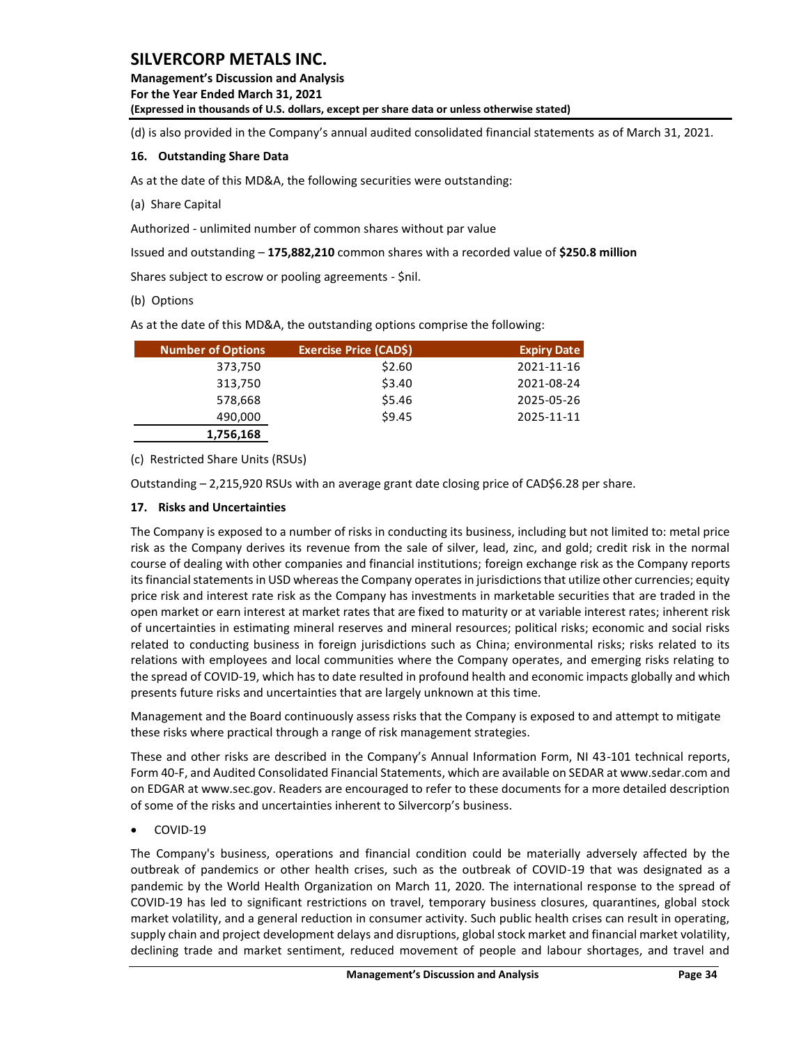(d) is also provided in the Company's annual audited consolidated financial statements as of March 31, 2021.

## 16. Outstanding Share Data

As at the date of this MD&A, the following securities were outstanding:

(a) Share Capital

Authorized - unlimited number of common shares without par value

Issued and outstanding – **175,882,210** common shares with a recorded value of **$250.8 million**

Shares subject to escrow or pooling agreements - $nil.

(b) Options

As at the date of this MD&A, the outstanding options comprise the following:

| Number of Options | Exercise Price (CAD$) | Expiry Date |
|---|---|---|
| 373,750 | $2.60 | 2021-11-16 |
| 313,750 | $3.40 | 2021-08-24 |
| 578,668 | $5.46 | 2025-05-26 |
| 490,000 | $9.45 | 2025-11-11 |
| **1,756,168** | | |

(c) Restricted Share Units (RSUs)

Outstanding – 2,215,920 RSUs with an average grant date closing price of CAD$6.28 per share.

## 17. Risks and Uncertainties

The Company is exposed to a number of risks in conducting its business, including but not limited to: metal price risk as the Company derives its revenue from the sale of silver, lead, zinc, and gold; credit risk in the normal course of dealing with other companies and financial institutions; foreign exchange risk as the Company reports its financial statements in USD whereas the Company operates in jurisdictions that utilize other currencies; equity price risk and interest rate risk as the Company has investments in marketable securities that are traded in the open market or earn interest at market rates that are fixed to maturity or at variable interest rates; inherent risk of uncertainties in estimating mineral reserves and mineral resources; political risks; economic and social risks related to conducting business in foreign jurisdictions such as China; environmental risks; risks related to its relations with employees and local communities where the Company operates, and emerging risks relating to the spread of COVID-19, which has to date resulted in profound health and economic impacts globally and which presents future risks and uncertainties that are largely unknown at this time.

Management and the Board continuously assess risks that the Company is exposed to and attempt to mitigate these risks where practical through a range of risk management strategies.

These and other risks are described in the Company's Annual Information Form, NI 43-101 technical reports, Form 40-F, and Audited Consolidated Financial Statements, which are available on SEDAR at www.sedar.com and on EDGAR at www.sec.gov. Readers are encouraged to refer to these documents for a more detailed description of some of the risks and uncertainties inherent to Silvercorp's business.

- COVID-19

The Company's business, operations and financial condition could be materially adversely affected by the outbreak of pandemics or other health crises, such as the outbreak of COVID-19 that was designated as a pandemic by the World Health Organization on March 11, 2020. The international response to the spread of COVID-19 has led to significant restrictions on travel, temporary business closures, quarantines, global stock market volatility, and a general reduction in consumer activity. Such public health crises can result in operating, supply chain and project development delays and disruptions, global stock market and financial market volatility, declining trade and market sentiment, reduced movement of people and labour shortages, and travel and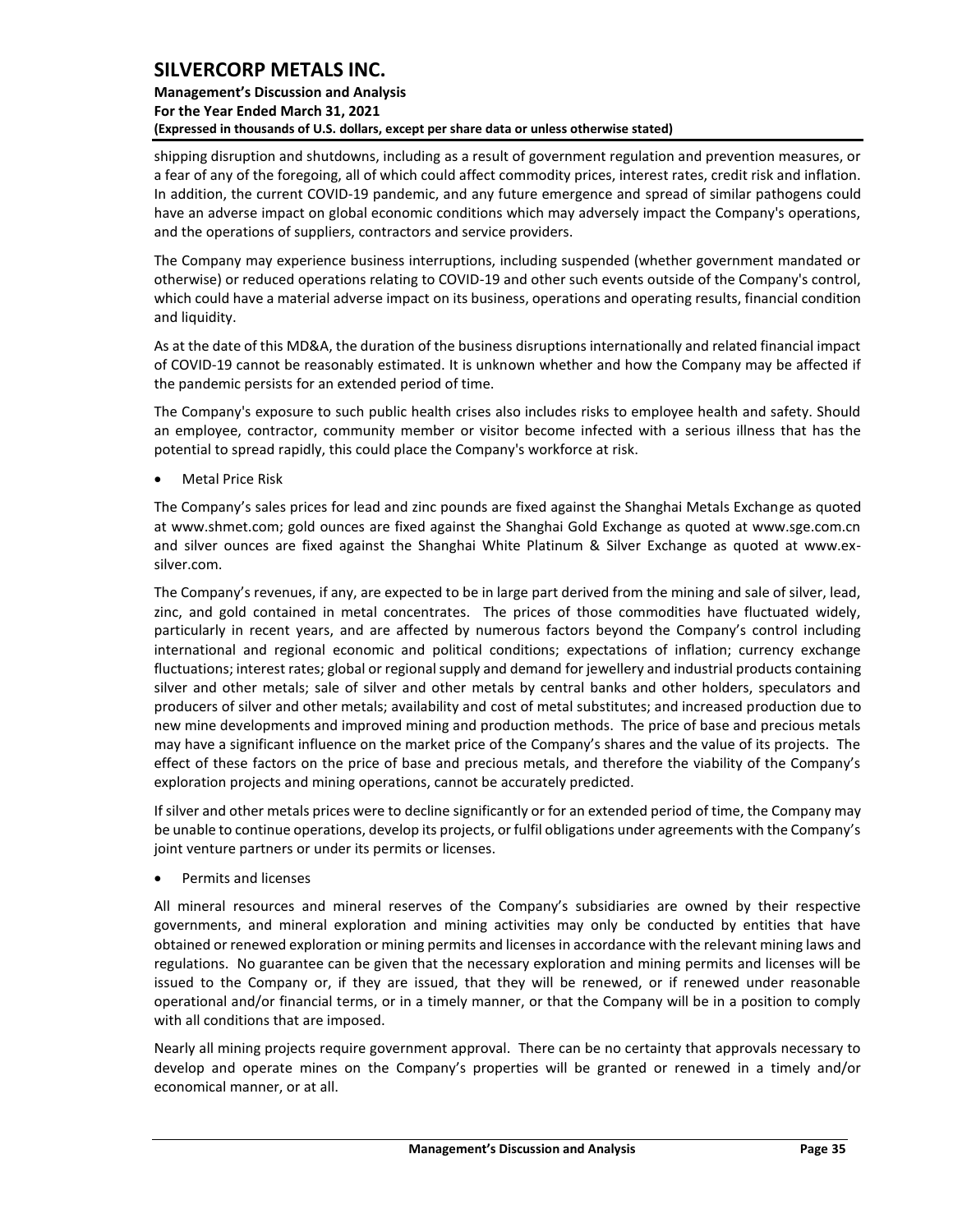shipping disruption and shutdowns, including as a result of government regulation and prevention measures, or a fear of any of the foregoing, all of which could affect commodity prices, interest rates, credit risk and inflation. In addition, the current COVID-19 pandemic, and any future emergence and spread of similar pathogens could have an adverse impact on global economic conditions which may adversely impact the Company's operations, and the operations of suppliers, contractors and service providers.

The Company may experience business interruptions, including suspended (whether government mandated or otherwise) or reduced operations relating to COVID-19 and other such events outside of the Company's control, which could have a material adverse impact on its business, operations and operating results, financial condition and liquidity.

As at the date of this MD&A, the duration of the business disruptions internationally and related financial impact of COVID-19 cannot be reasonably estimated. It is unknown whether and how the Company may be affected if the pandemic persists for an extended period of time.

The Company's exposure to such public health crises also includes risks to employee health and safety. Should an employee, contractor, community member or visitor become infected with a serious illness that has the potential to spread rapidly, this could place the Company's workforce at risk.

- Metal Price Risk

The Company's sales prices for lead and zinc pounds are fixed against the Shanghai Metals Exchange as quoted at www.shmet.com; gold ounces are fixed against the Shanghai Gold Exchange as quoted at www.sge.com.cn and silver ounces are fixed against the Shanghai White Platinum & Silver Exchange as quoted at www.ex-silver.com.

The Company's revenues, if any, are expected to be in large part derived from the mining and sale of silver, lead, zinc, and gold contained in metal concentrates. The prices of those commodities have fluctuated widely, particularly in recent years, and are affected by numerous factors beyond the Company's control including international and regional economic and political conditions; expectations of inflation; currency exchange fluctuations; interest rates; global or regional supply and demand for jewellery and industrial products containing silver and other metals; sale of silver and other metals by central banks and other holders, speculators and producers of silver and other metals; availability and cost of metal substitutes; and increased production due to new mine developments and improved mining and production methods. The price of base and precious metals may have a significant influence on the market price of the Company's shares and the value of its projects. The effect of these factors on the price of base and precious metals, and therefore the viability of the Company's exploration projects and mining operations, cannot be accurately predicted.

If silver and other metals prices were to decline significantly or for an extended period of time, the Company may be unable to continue operations, develop its projects, or fulfil obligations under agreements with the Company's joint venture partners or under its permits or licenses.

- Permits and licenses

All mineral resources and mineral reserves of the Company's subsidiaries are owned by their respective governments, and mineral exploration and mining activities may only be conducted by entities that have obtained or renewed exploration or mining permits and licenses in accordance with the relevant mining laws and regulations. No guarantee can be given that the necessary exploration and mining permits and licenses will be issued to the Company or, if they are issued, that they will be renewed, or if renewed under reasonable operational and/or financial terms, or in a timely manner, or that the Company will be in a position to comply with all conditions that are imposed.

Nearly all mining projects require government approval. There can be no certainty that approvals necessary to develop and operate mines on the Company's properties will be granted or renewed in a timely and/or economical manner, or at all.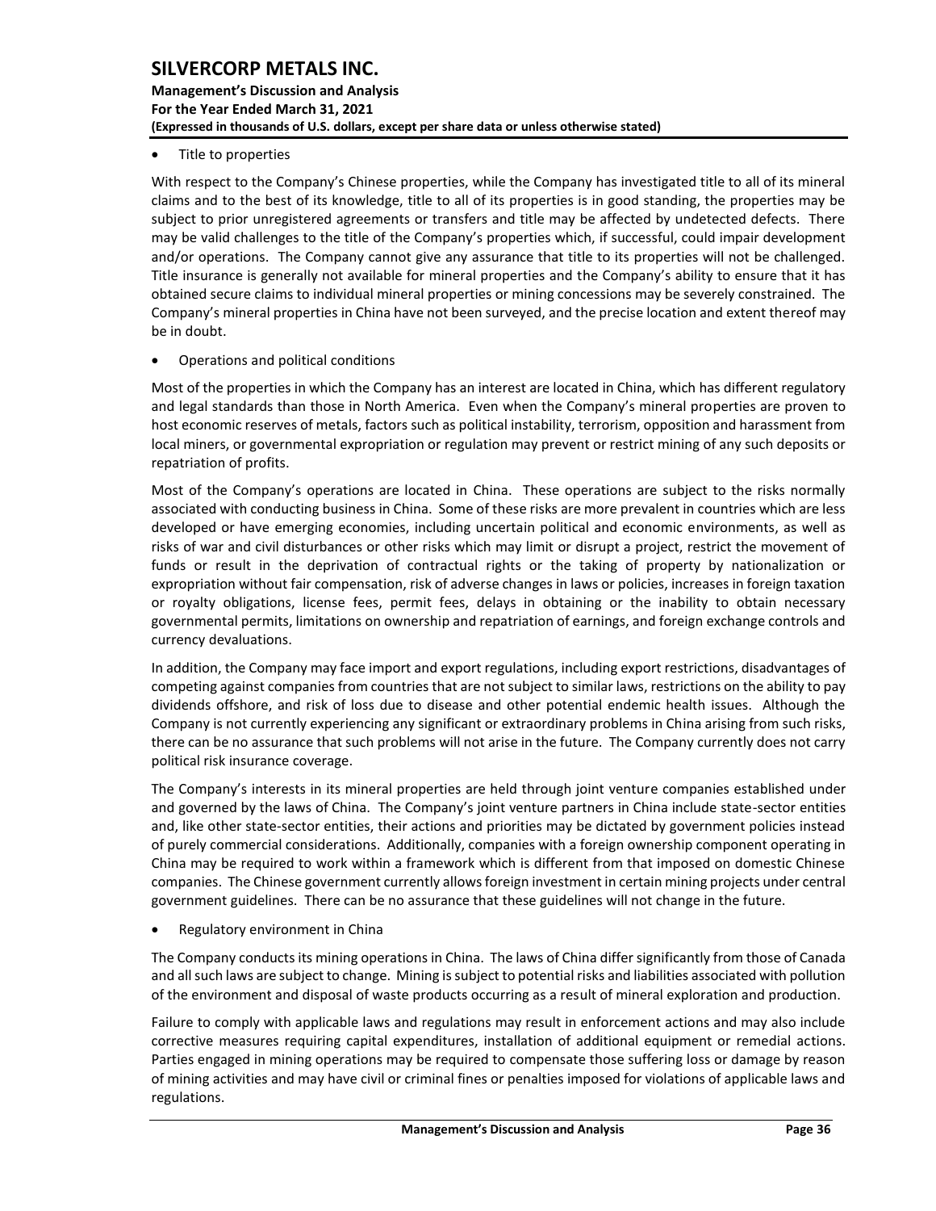- Title to properties

With respect to the Company's Chinese properties, while the Company has investigated title to all of its mineral claims and to the best of its knowledge, title to all of its properties is in good standing, the properties may be subject to prior unregistered agreements or transfers and title may be affected by undetected defects. There may be valid challenges to the title of the Company's properties which, if successful, could impair development and/or operations. The Company cannot give any assurance that title to its properties will not be challenged. Title insurance is generally not available for mineral properties and the Company's ability to ensure that it has obtained secure claims to individual mineral properties or mining concessions may be severely constrained. The Company's mineral properties in China have not been surveyed, and the precise location and extent thereof may be in doubt.

- Operations and political conditions

Most of the properties in which the Company has an interest are located in China, which has different regulatory and legal standards than those in North America. Even when the Company's mineral properties are proven to host economic reserves of metals, factors such as political instability, terrorism, opposition and harassment from local miners, or governmental expropriation or regulation may prevent or restrict mining of any such deposits or repatriation of profits.

Most of the Company's operations are located in China. These operations are subject to the risks normally associated with conducting business in China. Some of these risks are more prevalent in countries which are less developed or have emerging economies, including uncertain political and economic environments, as well as risks of war and civil disturbances or other risks which may limit or disrupt a project, restrict the movement of funds or result in the deprivation of contractual rights or the taking of property by nationalization or expropriation without fair compensation, risk of adverse changes in laws or policies, increases in foreign taxation or royalty obligations, license fees, permit fees, delays in obtaining or the inability to obtain necessary governmental permits, limitations on ownership and repatriation of earnings, and foreign exchange controls and currency devaluations.

In addition, the Company may face import and export regulations, including export restrictions, disadvantages of competing against companies from countries that are not subject to similar laws, restrictions on the ability to pay dividends offshore, and risk of loss due to disease and other potential endemic health issues. Although the Company is not currently experiencing any significant or extraordinary problems in China arising from such risks, there can be no assurance that such problems will not arise in the future. The Company currently does not carry political risk insurance coverage.

The Company's interests in its mineral properties are held through joint venture companies established under and governed by the laws of China. The Company's joint venture partners in China include state-sector entities and, like other state-sector entities, their actions and priorities may be dictated by government policies instead of purely commercial considerations. Additionally, companies with a foreign ownership component operating in China may be required to work within a framework which is different from that imposed on domestic Chinese companies. The Chinese government currently allows foreign investment in certain mining projects under central government guidelines. There can be no assurance that these guidelines will not change in the future.

- Regulatory environment in China

The Company conducts its mining operations in China. The laws of China differ significantly from those of Canada and all such laws are subject to change. Mining is subject to potential risks and liabilities associated with pollution of the environment and disposal of waste products occurring as a result of mineral exploration and production.

Failure to comply with applicable laws and regulations may result in enforcement actions and may also include corrective measures requiring capital expenditures, installation of additional equipment or remedial actions. Parties engaged in mining operations may be required to compensate those suffering loss or damage by reason of mining activities and may have civil or criminal fines or penalties imposed for violations of applicable laws and regulations.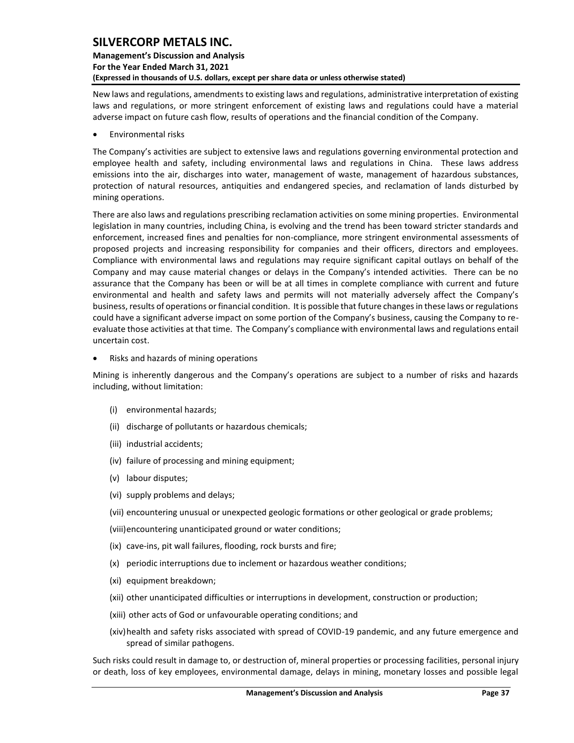New laws and regulations, amendments to existing laws and regulations, administrative interpretation of existing laws and regulations, or more stringent enforcement of existing laws and regulations could have a material adverse impact on future cash flow, results of operations and the financial condition of the Company.

- Environmental risks

The Company's activities are subject to extensive laws and regulations governing environmental protection and employee health and safety, including environmental laws and regulations in China. These laws address emissions into the air, discharges into water, management of waste, management of hazardous substances, protection of natural resources, antiquities and endangered species, and reclamation of lands disturbed by mining operations.

There are also laws and regulations prescribing reclamation activities on some mining properties. Environmental legislation in many countries, including China, is evolving and the trend has been toward stricter standards and enforcement, increased fines and penalties for non-compliance, more stringent environmental assessments of proposed projects and increasing responsibility for companies and their officers, directors and employees. Compliance with environmental laws and regulations may require significant capital outlays on behalf of the Company and may cause material changes or delays in the Company's intended activities. There can be no assurance that the Company has been or will be at all times in complete compliance with current and future environmental and health and safety laws and permits will not materially adversely affect the Company's business, results of operations or financial condition. It is possible that future changes in these laws or regulations could have a significant adverse impact on some portion of the Company's business, causing the Company to re-evaluate those activities at that time. The Company's compliance with environmental laws and regulations entail uncertain cost.

- Risks and hazards of mining operations

Mining is inherently dangerous and the Company's operations are subject to a number of risks and hazards including, without limitation:

(i) environmental hazards;

(ii) discharge of pollutants or hazardous chemicals;

(iii) industrial accidents;

(iv) failure of processing and mining equipment;

(v) labour disputes;

(vi) supply problems and delays;

(vii) encountering unusual or unexpected geologic formations or other geological or grade problems;

(viii) encountering unanticipated ground or water conditions;

(ix) cave-ins, pit wall failures, flooding, rock bursts and fire;

(x) periodic interruptions due to inclement or hazardous weather conditions;

(xi) equipment breakdown;

(xii) other unanticipated difficulties or interruptions in development, construction or production;

(xiii) other acts of God or unfavourable operating conditions; and

(xiv) health and safety risks associated with spread of COVID-19 pandemic, and any future emergence and spread of similar pathogens.

Such risks could result in damage to, or destruction of, mineral properties or processing facilities, personal injury or death, loss of key employees, environmental damage, delays in mining, monetary losses and possible legal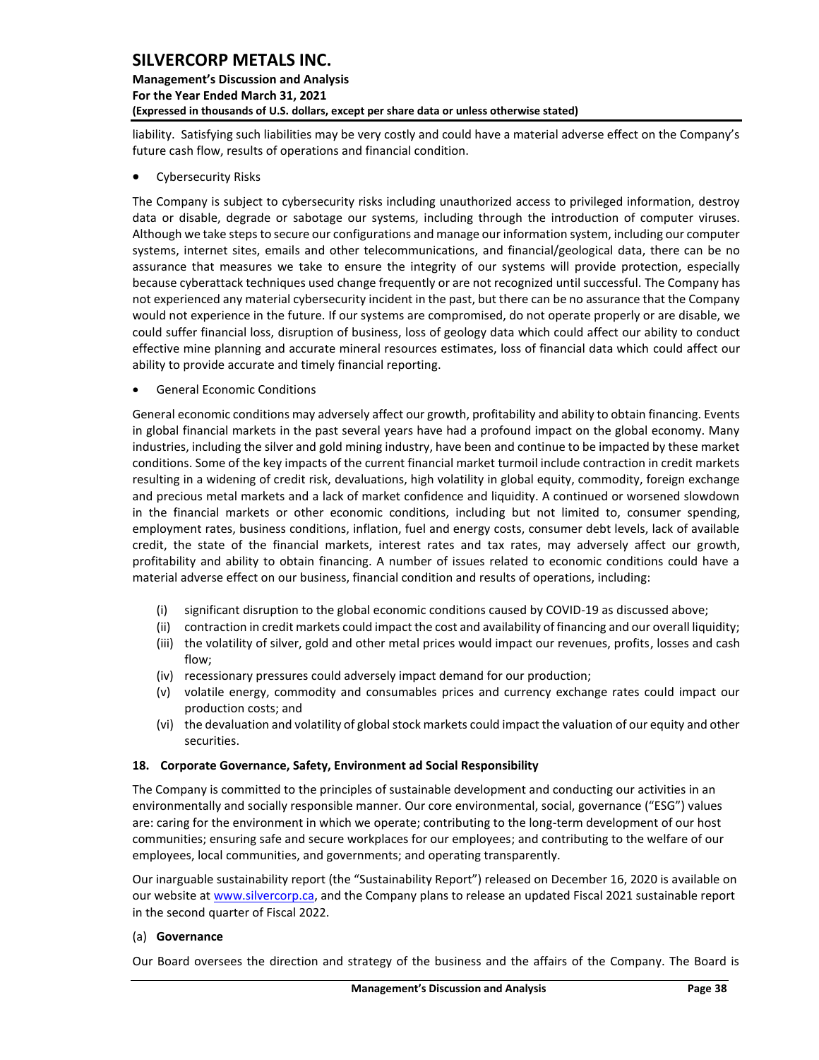liability. Satisfying such liabilities may be very costly and could have a material adverse effect on the Company's future cash flow, results of operations and financial condition.

- Cybersecurity Risks

The Company is subject to cybersecurity risks including unauthorized access to privileged information, destroy data or disable, degrade or sabotage our systems, including through the introduction of computer viruses. Although we take steps to secure our configurations and manage our information system, including our computer systems, internet sites, emails and other telecommunications, and financial/geological data, there can be no assurance that measures we take to ensure the integrity of our systems will provide protection, especially because cyberattack techniques used change frequently or are not recognized until successful. The Company has not experienced any material cybersecurity incident in the past, but there can be no assurance that the Company would not experience in the future. If our systems are compromised, do not operate properly or are disable, we could suffer financial loss, disruption of business, loss of geology data which could affect our ability to conduct effective mine planning and accurate mineral resources estimates, loss of financial data which could affect our ability to provide accurate and timely financial reporting.

- General Economic Conditions

General economic conditions may adversely affect our growth, profitability and ability to obtain financing. Events in global financial markets in the past several years have had a profound impact on the global economy. Many industries, including the silver and gold mining industry, have been and continue to be impacted by these market conditions. Some of the key impacts of the current financial market turmoil include contraction in credit markets resulting in a widening of credit risk, devaluations, high volatility in global equity, commodity, foreign exchange and precious metal markets and a lack of market confidence and liquidity. A continued or worsened slowdown in the financial markets or other economic conditions, including but not limited to, consumer spending, employment rates, business conditions, inflation, fuel and energy costs, consumer debt levels, lack of available credit, the state of the financial markets, interest rates and tax rates, may adversely affect our growth, profitability and ability to obtain financing. A number of issues related to economic conditions could have a material adverse effect on our business, financial condition and results of operations, including:

(i) significant disruption to the global economic conditions caused by COVID-19 as discussed above;
(ii) contraction in credit markets could impact the cost and availability of financing and our overall liquidity;
(iii) the volatility of silver, gold and other metal prices would impact our revenues, profits, losses and cash flow;
(iv) recessionary pressures could adversely impact demand for our production;
(v) volatile energy, commodity and consumables prices and currency exchange rates could impact our production costs; and
(vi) the devaluation and volatility of global stock markets could impact the valuation of our equity and other securities.

## 18. Corporate Governance, Safety, Environment ad Social Responsibility

The Company is committed to the principles of sustainable development and conducting our activities in an environmentally and socially responsible manner. Our core environmental, social, governance ("ESG") values are: caring for the environment in which we operate; contributing to the long-term development of our host communities; ensuring safe and secure workplaces for our employees; and contributing to the welfare of our employees, local communities, and governments; and operating transparently.

Our inarguable sustainability report (the "Sustainability Report") released on December 16, 2020 is available on our website at www.silvercorp.ca, and the Company plans to release an updated Fiscal 2021 sustainable report in the second quarter of Fiscal 2022.

### (a) Governance

Our Board oversees the direction and strategy of the business and the affairs of the Company. The Board is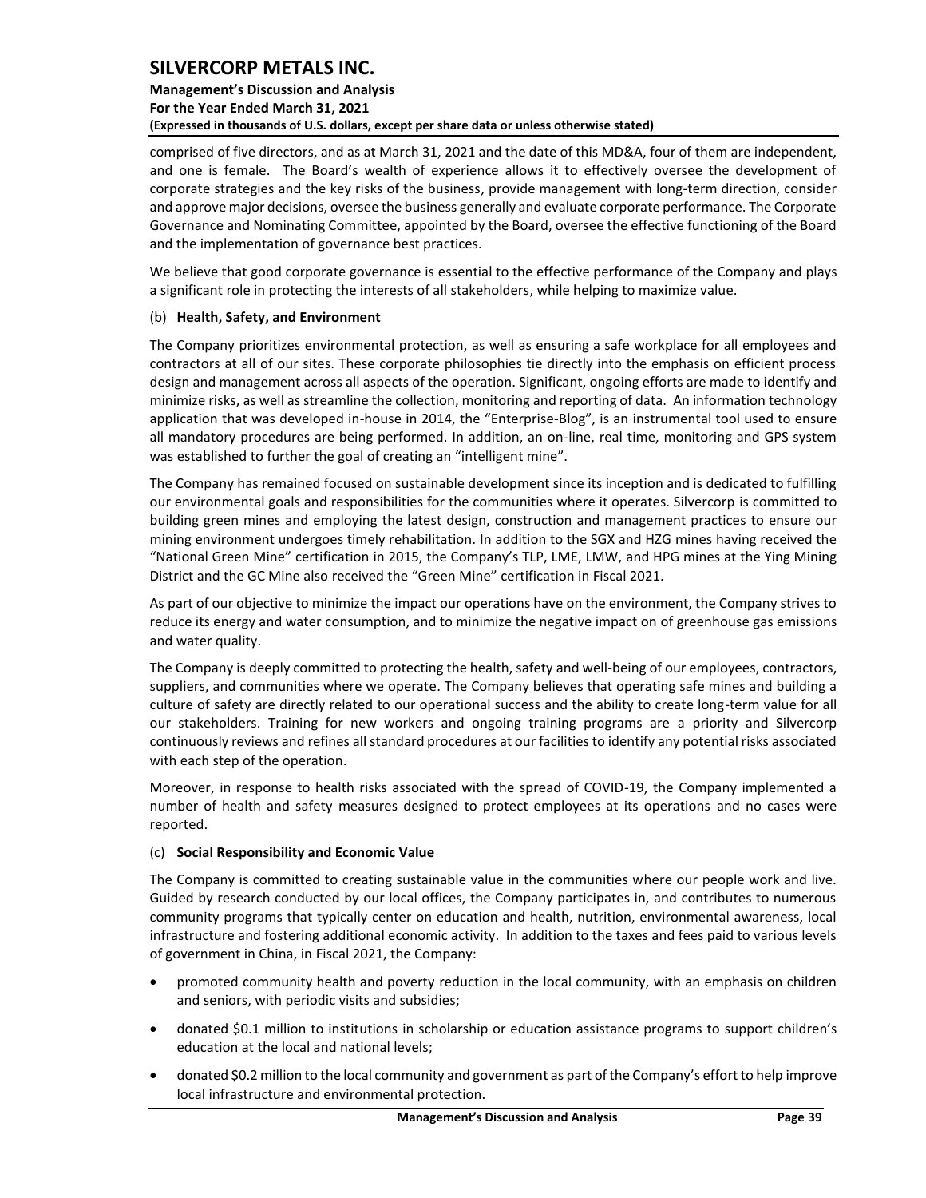comprised of five directors, and as at March 31, 2021 and the date of this MD&A, four of them are independent, and one is female. The Board's wealth of experience allows it to effectively oversee the development of corporate strategies and the key risks of the business, provide management with long-term direction, consider and approve major decisions, oversee the business generally and evaluate corporate performance. The Corporate Governance and Nominating Committee, appointed by the Board, oversee the effective functioning of the Board and the implementation of governance best practices.

We believe that good corporate governance is essential to the effective performance of the Company and plays a significant role in protecting the interests of all stakeholders, while helping to maximize value.

(b) **Health, Safety, and Environment**

The Company prioritizes environmental protection, as well as ensuring a safe workplace for all employees and contractors at all of our sites. These corporate philosophies tie directly into the emphasis on efficient process design and management across all aspects of the operation. Significant, ongoing efforts are made to identify and minimize risks, as well as streamline the collection, monitoring and reporting of data. An information technology application that was developed in-house in 2014, the "Enterprise-Blog", is an instrumental tool used to ensure all mandatory procedures are being performed. In addition, an on-line, real time, monitoring and GPS system was established to further the goal of creating an "intelligent mine".

The Company has remained focused on sustainable development since its inception and is dedicated to fulfilling our environmental goals and responsibilities for the communities where it operates. Silvercorp is committed to building green mines and employing the latest design, construction and management practices to ensure our mining environment undergoes timely rehabilitation. In addition to the SGX and HZG mines having received the "National Green Mine" certification in 2015, the Company's TLP, LME, LMW, and HPG mines at the Ying Mining District and the GC Mine also received the "Green Mine" certification in Fiscal 2021.

As part of our objective to minimize the impact our operations have on the environment, the Company strives to reduce its energy and water consumption, and to minimize the negative impact on of greenhouse gas emissions and water quality.

The Company is deeply committed to protecting the health, safety and well-being of our employees, contractors, suppliers, and communities where we operate. The Company believes that operating safe mines and building a culture of safety are directly related to our operational success and the ability to create long-term value for all our stakeholders. Training for new workers and ongoing training programs are a priority and Silvercorp continuously reviews and refines all standard procedures at our facilities to identify any potential risks associated with each step of the operation.

Moreover, in response to health risks associated with the spread of COVID-19, the Company implemented a number of health and safety measures designed to protect employees at its operations and no cases were reported.

(c) **Social Responsibility and Economic Value**

The Company is committed to creating sustainable value in the communities where our people work and live. Guided by research conducted by our local offices, the Company participates in, and contributes to numerous community programs that typically center on education and health, nutrition, environmental awareness, local infrastructure and fostering additional economic activity. In addition to the taxes and fees paid to various levels of government in China, in Fiscal 2021, the Company:

- promoted community health and poverty reduction in the local community, with an emphasis on children and seniors, with periodic visits and subsidies;
- donated \$0.1 million to institutions in scholarship or education assistance programs to support children's education at the local and national levels;
- donated \$0.2 million to the local community and government as part of the Company's effort to help improve local infrastructure and environmental protection.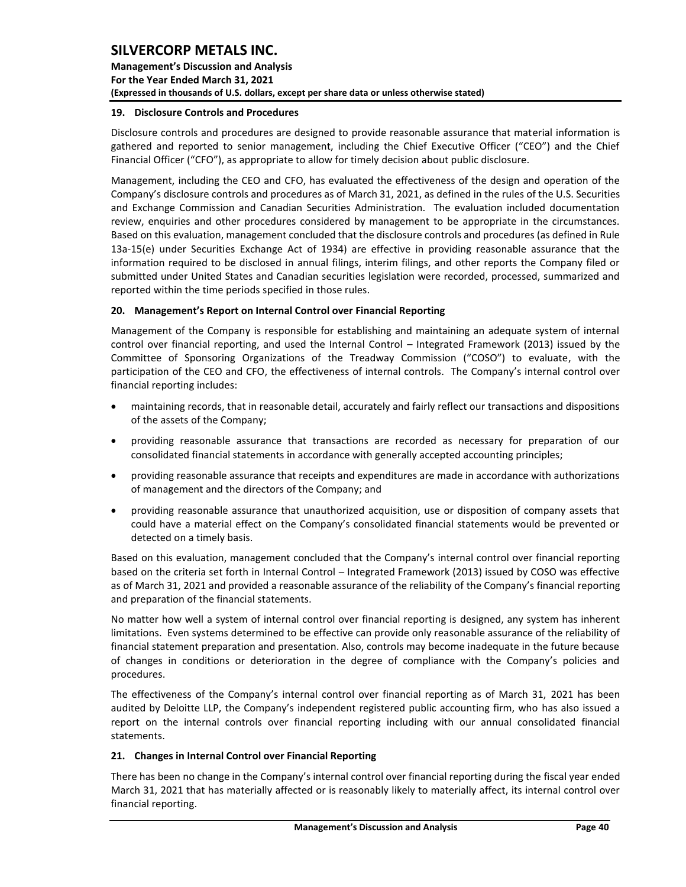## 19. Disclosure Controls and Procedures

Disclosure controls and procedures are designed to provide reasonable assurance that material information is gathered and reported to senior management, including the Chief Executive Officer ("CEO") and the Chief Financial Officer ("CFO"), as appropriate to allow for timely decision about public disclosure.

Management, including the CEO and CFO, has evaluated the effectiveness of the design and operation of the Company's disclosure controls and procedures as of March 31, 2021, as defined in the rules of the U.S. Securities and Exchange Commission and Canadian Securities Administration. The evaluation included documentation review, enquiries and other procedures considered by management to be appropriate in the circumstances. Based on this evaluation, management concluded that the disclosure controls and procedures (as defined in Rule 13a-15(e) under Securities Exchange Act of 1934) are effective in providing reasonable assurance that the information required to be disclosed in annual filings, interim filings, and other reports the Company filed or submitted under United States and Canadian securities legislation were recorded, processed, summarized and reported within the time periods specified in those rules.

## 20. Management's Report on Internal Control over Financial Reporting

Management of the Company is responsible for establishing and maintaining an adequate system of internal control over financial reporting, and used the Internal Control – Integrated Framework (2013) issued by the Committee of Sponsoring Organizations of the Treadway Commission ("COSO") to evaluate, with the participation of the CEO and CFO, the effectiveness of internal controls. The Company's internal control over financial reporting includes:

- maintaining records, that in reasonable detail, accurately and fairly reflect our transactions and dispositions of the assets of the Company;
- providing reasonable assurance that transactions are recorded as necessary for preparation of our consolidated financial statements in accordance with generally accepted accounting principles;
- providing reasonable assurance that receipts and expenditures are made in accordance with authorizations of management and the directors of the Company; and
- providing reasonable assurance that unauthorized acquisition, use or disposition of company assets that could have a material effect on the Company's consolidated financial statements would be prevented or detected on a timely basis.

Based on this evaluation, management concluded that the Company's internal control over financial reporting based on the criteria set forth in Internal Control – Integrated Framework (2013) issued by COSO was effective as of March 31, 2021 and provided a reasonable assurance of the reliability of the Company's financial reporting and preparation of the financial statements.

No matter how well a system of internal control over financial reporting is designed, any system has inherent limitations. Even systems determined to be effective can provide only reasonable assurance of the reliability of financial statement preparation and presentation. Also, controls may become inadequate in the future because of changes in conditions or deterioration in the degree of compliance with the Company's policies and procedures.

The effectiveness of the Company's internal control over financial reporting as of March 31, 2021 has been audited by Deloitte LLP, the Company's independent registered public accounting firm, who has also issued a report on the internal controls over financial reporting including with our annual consolidated financial statements.

## 21. Changes in Internal Control over Financial Reporting

There has been no change in the Company's internal control over financial reporting during the fiscal year ended March 31, 2021 that has materially affected or is reasonably likely to materially affect, its internal control over financial reporting.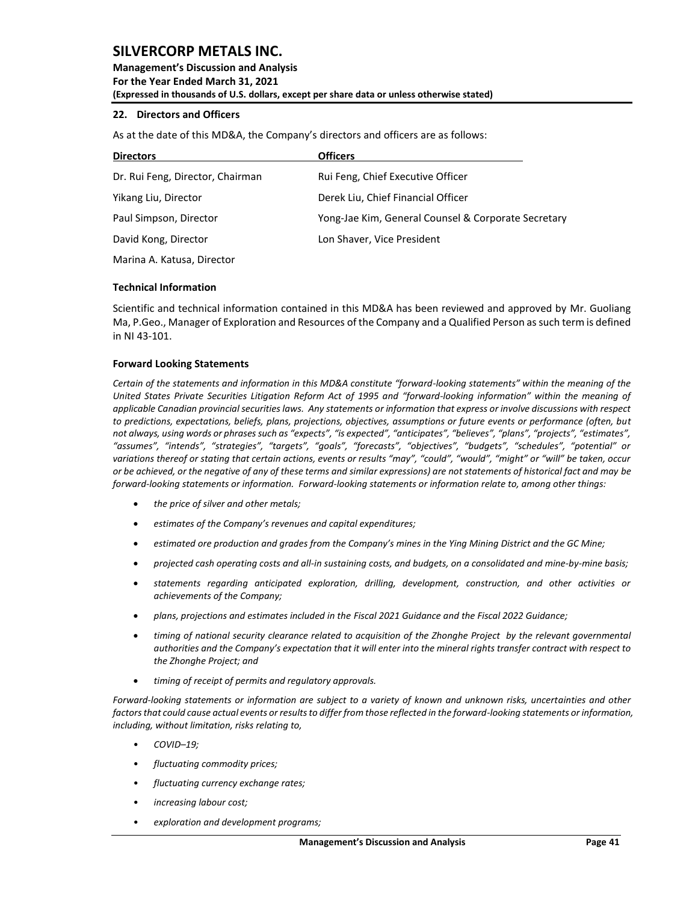## 22. Directors and Officers

As at the date of this MD&A, the Company's directors and officers are as follows:

| Directors | Officers |
|---|---|
| Dr. Rui Feng, Director, Chairman | Rui Feng, Chief Executive Officer |
| Yikang Liu, Director | Derek Liu, Chief Financial Officer |
| Paul Simpson, Director | Yong-Jae Kim, General Counsel & Corporate Secretary |
| David Kong, Director | Lon Shaver, Vice President |
| Marina A. Katusa, Director | |

### Technical Information

Scientific and technical information contained in this MD&A has been reviewed and approved by Mr. Guoliang Ma, P.Geo., Manager of Exploration and Resources of the Company and a Qualified Person as such term is defined in NI 43-101.

### Forward Looking Statements

*Certain of the statements and information in this MD&A constitute "forward-looking statements" within the meaning of the United States Private Securities Litigation Reform Act of 1995 and "forward-looking information" within the meaning of applicable Canadian provincial securities laws. Any statements or information that express or involve discussions with respect to predictions, expectations, beliefs, plans, projections, objectives, assumptions or future events or performance (often, but not always, using words or phrases such as "expects", "is expected", "anticipates", "believes", "plans", "projects", "estimates", "assumes", "intends", "strategies", "targets", "goals", "forecasts", "objectives", "budgets", "schedules", "potential" or variations thereof or stating that certain actions, events or results "may", "could", "would", "might" or "will" be taken, occur or be achieved, or the negative of any of these terms and similar expressions) are not statements of historical fact and may be forward-looking statements or information. Forward-looking statements or information relate to, among other things:*

- *the price of silver and other metals;*
- *estimates of the Company's revenues and capital expenditures;*
- *estimated ore production and grades from the Company's mines in the Ying Mining District and the GC Mine;*
- *projected cash operating costs and all-in sustaining costs, and budgets, on a consolidated and mine-by-mine basis;*
- *statements regarding anticipated exploration, drilling, development, construction, and other activities or achievements of the Company;*
- *plans, projections and estimates included in the Fiscal 2021 Guidance and the Fiscal 2022 Guidance;*
- *timing of national security clearance related to acquisition of the Zhonghe Project by the relevant governmental authorities and the Company's expectation that it will enter into the mineral rights transfer contract with respect to the Zhonghe Project; and*
- *timing of receipt of permits and regulatory approvals.*

*Forward-looking statements or information are subject to a variety of known and unknown risks, uncertainties and other factors that could cause actual events or results to differ from those reflected in the forward-looking statements or information, including, without limitation, risks relating to,*

- *COVID–19;*
- *fluctuating commodity prices;*
- *fluctuating currency exchange rates;*
- *increasing labour cost;*
- *exploration and development programs;*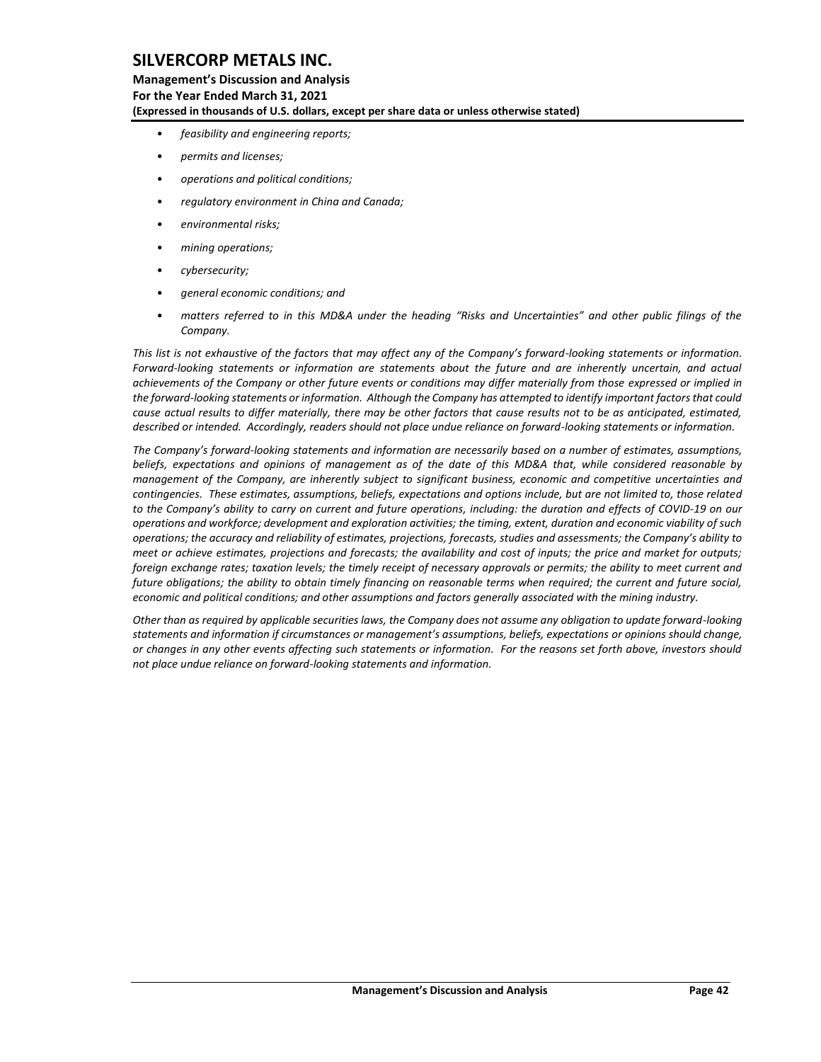- *feasibility and engineering reports;*
- *permits and licenses;*
- *operations and political conditions;*
- *regulatory environment in China and Canada;*
- *environmental risks;*
- *mining operations;*
- *cybersecurity;*
- *general economic conditions; and*
- *matters referred to in this MD&A under the heading "Risks and Uncertainties" and other public filings of the Company.*

*This list is not exhaustive of the factors that may affect any of the Company's forward-looking statements or information. Forward-looking statements or information are statements about the future and are inherently uncertain, and actual achievements of the Company or other future events or conditions may differ materially from those expressed or implied in the forward-looking statements or information. Although the Company has attempted to identify important factors that could cause actual results to differ materially, there may be other factors that cause results not to be as anticipated, estimated, described or intended. Accordingly, readers should not place undue reliance on forward-looking statements or information.*

*The Company's forward-looking statements and information are necessarily based on a number of estimates, assumptions, beliefs, expectations and opinions of management as of the date of this MD&A that, while considered reasonable by management of the Company, are inherently subject to significant business, economic and competitive uncertainties and contingencies. These estimates, assumptions, beliefs, expectations and options include, but are not limited to, those related to the Company's ability to carry on current and future operations, including: the duration and effects of COVID-19 on our operations and workforce; development and exploration activities; the timing, extent, duration and economic viability of such operations; the accuracy and reliability of estimates, projections, forecasts, studies and assessments; the Company's ability to meet or achieve estimates, projections and forecasts; the availability and cost of inputs; the price and market for outputs; foreign exchange rates; taxation levels; the timely receipt of necessary approvals or permits; the ability to meet current and future obligations; the ability to obtain timely financing on reasonable terms when required; the current and future social, economic and political conditions; and other assumptions and factors generally associated with the mining industry.*

*Other than as required by applicable securities laws, the Company does not assume any obligation to update forward-looking statements and information if circumstances or management's assumptions, beliefs, expectations or opinions should change, or changes in any other events affecting such statements or information. For the reasons set forth above, investors should not place undue reliance on forward-looking statements and information.*